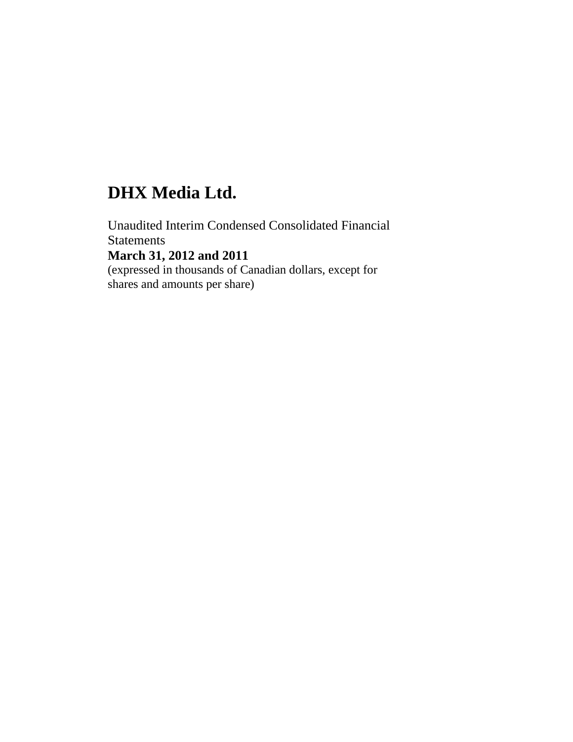# DHX Media Ltd.

Unaudited Interim Condensed Consolidated Financial Statements
**March 31, 2012 and 2011**
(expressed in thousands of Canadian dollars, except for shares and amounts per share)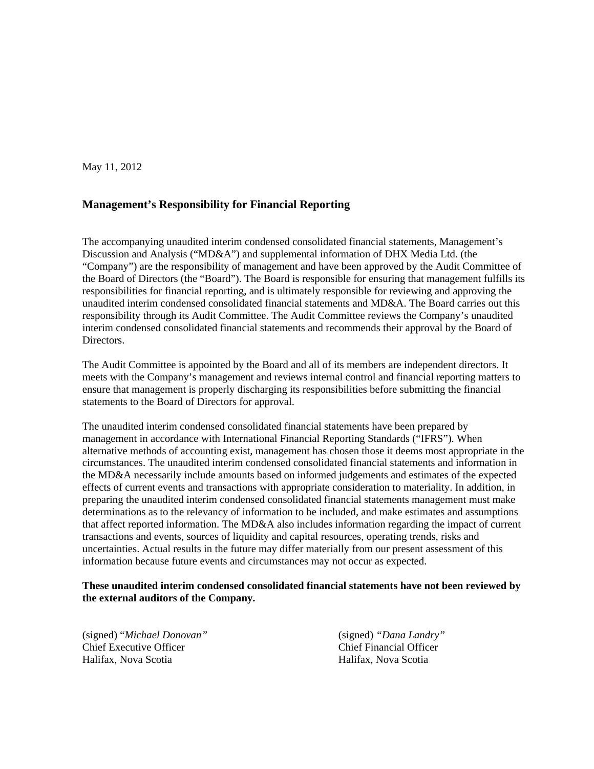May 11, 2012

## Management's Responsibility for Financial Reporting

The accompanying unaudited interim condensed consolidated financial statements, Management's Discussion and Analysis ("MD&A") and supplemental information of DHX Media Ltd. (the "Company") are the responsibility of management and have been approved by the Audit Committee of the Board of Directors (the "Board"). The Board is responsible for ensuring that management fulfills its responsibilities for financial reporting, and is ultimately responsible for reviewing and approving the unaudited interim condensed consolidated financial statements and MD&A. The Board carries out this responsibility through its Audit Committee. The Audit Committee reviews the Company's unaudited interim condensed consolidated financial statements and recommends their approval by the Board of Directors.

The Audit Committee is appointed by the Board and all of its members are independent directors. It meets with the Company's management and reviews internal control and financial reporting matters to ensure that management is properly discharging its responsibilities before submitting the financial statements to the Board of Directors for approval.

The unaudited interim condensed consolidated financial statements have been prepared by management in accordance with International Financial Reporting Standards ("IFRS"). When alternative methods of accounting exist, management has chosen those it deems most appropriate in the circumstances. The unaudited interim condensed consolidated financial statements and information in the MD&A necessarily include amounts based on informed judgements and estimates of the expected effects of current events and transactions with appropriate consideration to materiality. In addition, in preparing the unaudited interim condensed consolidated financial statements management must make determinations as to the relevancy of information to be included, and make estimates and assumptions that affect reported information. The MD&A also includes information regarding the impact of current transactions and events, sources of liquidity and capital resources, operating trends, risks and uncertainties. Actual results in the future may differ materially from our present assessment of this information because future events and circumstances may not occur as expected.

**These unaudited interim condensed consolidated financial statements have not been reviewed by the external auditors of the Company.**

(signed) "*Michael Donovan*"
Chief Executive Officer
Halifax, Nova Scotia

(signed) *"Dana Landry"*
Chief Financial Officer
Halifax, Nova Scotia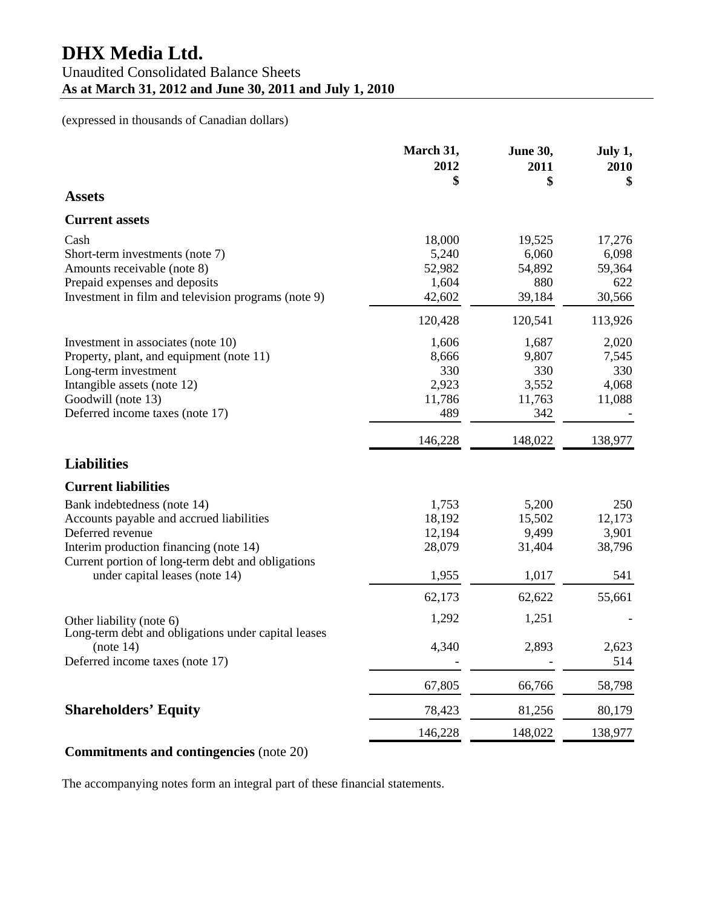# DHX Media Ltd.

Unaudited Consolidated Balance Sheets
**As at March 31, 2012 and June 30, 2011 and July 1, 2010**

(expressed in thousands of Canadian dollars)

| | March 31, 2012 $ | June 30, 2011 $ | July 1, 2010 $ |
|---|---|---|---|
| **Assets** | | | |
| **Current assets** | | | |
| Cash | 18,000 | 19,525 | 17,276 |
| Short-term investments (note 7) | 5,240 | 6,060 | 6,098 |
| Amounts receivable (note 8) | 52,982 | 54,892 | 59,364 |
| Prepaid expenses and deposits | 1,604 | 880 | 622 |
| Investment in film and television programs (note 9) | 42,602 | 39,184 | 30,566 |
| | 120,428 | 120,541 | 113,926 |
| Investment in associates (note 10) | 1,606 | 1,687 | 2,020 |
| Property, plant, and equipment (note 11) | 8,666 | 9,807 | 7,545 |
| Long-term investment | 330 | 330 | 330 |
| Intangible assets (note 12) | 2,923 | 3,552 | 4,068 |
| Goodwill (note 13) | 11,786 | 11,763 | 11,088 |
| Deferred income taxes (note 17) | 489 | 342 | - |
| | 146,228 | 148,022 | 138,977 |
| **Liabilities** | | | |
| **Current liabilities** | | | |
| Bank indebtedness (note 14) | 1,753 | 5,200 | 250 |
| Accounts payable and accrued liabilities | 18,192 | 15,502 | 12,173 |
| Deferred revenue | 12,194 | 9,499 | 3,901 |
| Interim production financing (note 14) | 28,079 | 31,404 | 38,796 |
| Current portion of long-term debt and obligations under capital leases (note 14) | 1,955 | 1,017 | 541 |
| | 62,173 | 62,622 | 55,661 |
| Other liability (note 6) | 1,292 | 1,251 | - |
| Long-term debt and obligations under capital leases (note 14) | 4,340 | 2,893 | 2,623 |
| Deferred income taxes (note 17) | - | - | 514 |
| | 67,805 | 66,766 | 58,798 |
| **Shareholders' Equity** | 78,423 | 81,256 | 80,179 |
| | 146,228 | 148,022 | 138,977 |

**Commitments and contingencies** (note 20)

The accompanying notes form an integral part of these financial statements.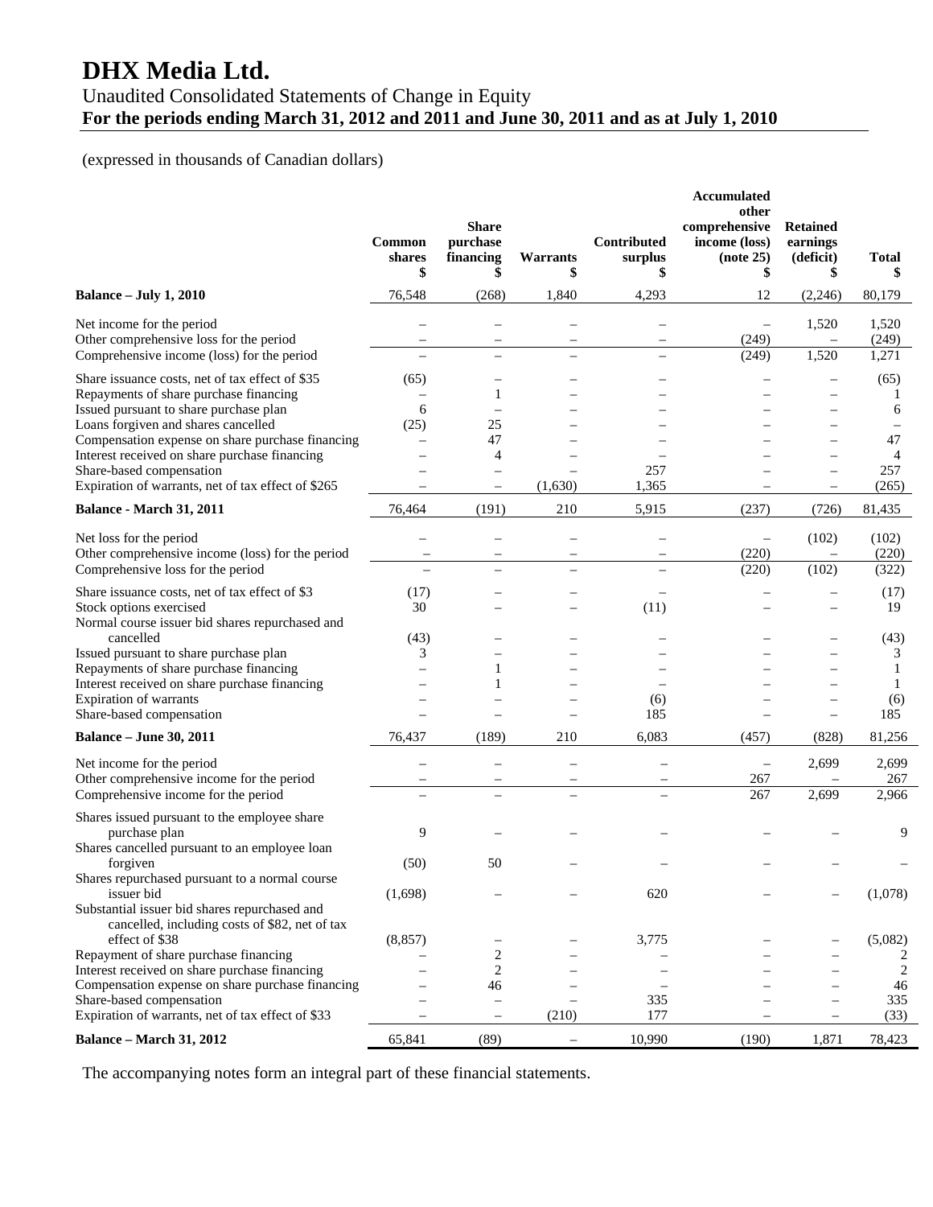# DHX Media Ltd.

## Unaudited Consolidated Statements of Change in Equity

**For the periods ending March 31, 2012 and 2011 and June 30, 2011 and as at July 1, 2010**

(expressed in thousands of Canadian dollars)

| | Common shares $ | Share purchase financing $ | Warrants $ | Contributed surplus $ | Accumulated other comprehensive income (loss) (note 25) $ | Retained earnings (deficit) $ | Total $ |
|---|---|---|---|---|---|---|---|
| **Balance – July 1, 2010** | 76,548 | (268) | 1,840 | 4,293 | 12 | (2,246) | 80,179 |
| Net income for the period | – | – | – | – | – | 1,520 | 1,520 |
| Other comprehensive loss for the period | – | – | – | – | (249) | – | (249) |
| Comprehensive income (loss) for the period | – | – | – | – | (249) | 1,520 | 1,271 |
| Share issuance costs, net of tax effect of $35 | (65) | – | – | – | – | – | (65) |
| Repayments of share purchase financing | – | 1 | – | – | – | – | 1 |
| Issued pursuant to share purchase plan | 6 | – | – | – | – | – | 6 |
| Loans forgiven and shares cancelled | (25) | 25 | – | – | – | – | – |
| Compensation expense on share purchase financing | – | 47 | – | – | – | – | 47 |
| Interest received on share purchase financing | – | 4 | – | – | – | – | 4 |
| Share-based compensation | – | – | – | 257 | – | – | 257 |
| Expiration of warrants, net of tax effect of $265 | – | – | (1,630) | 1,365 | – | – | (265) |
| **Balance - March 31, 2011** | 76,464 | (191) | 210 | 5,915 | (237) | (726) | 81,435 |
| Net loss for the period | – | – | – | – | – | (102) | (102) |
| Other comprehensive income (loss) for the period | – | – | – | – | (220) | – | (220) |
| Comprehensive loss for the period | – | – | – | – | (220) | (102) | (322) |
| Share issuance costs, net of tax effect of $3 | (17) | – | – | – | – | – | (17) |
| Stock options exercised | 30 | – | – | (11) | – | – | 19 |
| Normal course issuer bid shares repurchased and cancelled | (43) | – | – | – | – | – | (43) |
| Issued pursuant to share purchase plan | 3 | – | – | – | – | – | 3 |
| Repayments of share purchase financing | – | 1 | – | – | – | – | 1 |
| Interest received on share purchase financing | – | 1 | – | – | – | – | 1 |
| Expiration of warrants | – | – | – | (6) | – | – | (6) |
| Share-based compensation | – | – | – | 185 | – | – | 185 |
| **Balance – June 30, 2011** | 76,437 | (189) | 210 | 6,083 | (457) | (828) | 81,256 |
| Net income for the period | – | – | – | – | – | 2,699 | 2,699 |
| Other comprehensive income for the period | – | – | – | – | 267 | – | 267 |
| Comprehensive income for the period | – | – | – | – | 267 | 2,699 | 2,966 |
| Shares issued pursuant to the employee share purchase plan | 9 | – | – | – | – | – | 9 |
| Shares cancelled pursuant to an employee loan forgiven | (50) | 50 | – | – | – | – | – |
| Shares repurchased pursuant to a normal course issuer bid | (1,698) | – | – | 620 | – | – | (1,078) |
| Substantial issuer bid shares repurchased and cancelled, including costs of $82, net of tax effect of $38 | (8,857) | – | – | 3,775 | – | – | (5,082) |
| Repayment of share purchase financing | – | 2 | – | – | – | – | 2 |
| Interest received on share purchase financing | – | 2 | – | – | – | – | 2 |
| Compensation expense on share purchase financing | – | 46 | – | – | – | – | 46 |
| Share-based compensation | – | – | – | 335 | – | – | 335 |
| Expiration of warrants, net of tax effect of $33 | – | – | (210) | 177 | – | – | (33) |
| **Balance – March 31, 2012** | 65,841 | (89) | – | 10,990 | (190) | 1,871 | 78,423 |

The accompanying notes form an integral part of these financial statements.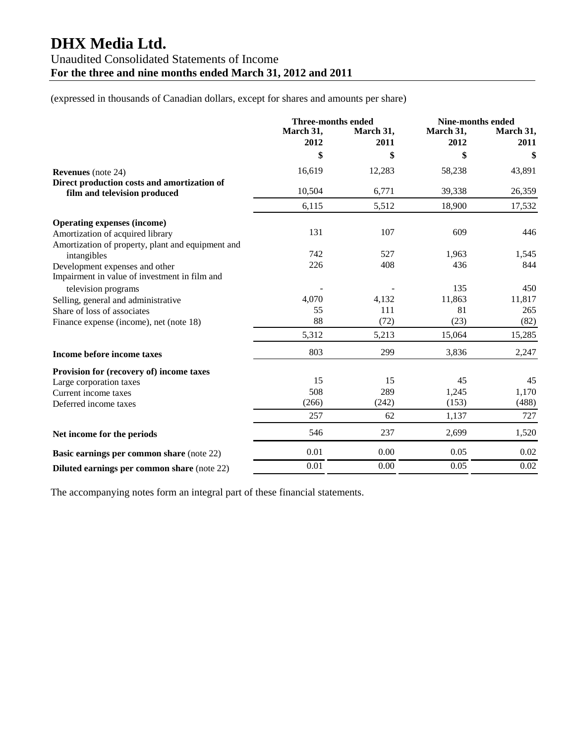# DHX Media Ltd.

## Unaudited Consolidated Statements of Income

**For the three and nine months ended March 31, 2012 and 2011**

(expressed in thousands of Canadian dollars, except for shares and amounts per share)

| | Three-months ended | | Nine-months ended | |
|---|---|---|---|---|
| | March 31, 2012 | March 31, 2011 | March 31, 2012 | March 31, 2011 |
| | $ | $ | $ | $ |
| **Revenues** (note 24) | 16,619 | 12,283 | 58,238 | 43,891 |
| **Direct production costs and amortization of film and television produced** | 10,504 | 6,771 | 39,338 | 26,359 |
| | 6,115 | 5,512 | 18,900 | 17,532 |
| **Operating expenses (income)** | | | | |
| Amortization of acquired library | 131 | 107 | 609 | 446 |
| Amortization of property, plant and equipment and intangibles | 742 | 527 | 1,963 | 1,545 |
| Development expenses and other | 226 | 408 | 436 | 844 |
| Impairment in value of investment in film and television programs | - | - | 135 | 450 |
| Selling, general and administrative | 4,070 | 4,132 | 11,863 | 11,817 |
| Share of loss of associates | 55 | 111 | 81 | 265 |
| Finance expense (income), net (note 18) | 88 | (72) | (23) | (82) |
| | 5,312 | 5,213 | 15,064 | 15,285 |
| **Income before income taxes** | 803 | 299 | 3,836 | 2,247 |
| **Provision for (recovery of) income taxes** | | | | |
| Large corporation taxes | 15 | 15 | 45 | 45 |
| Current income taxes | 508 | 289 | 1,245 | 1,170 |
| Deferred income taxes | (266) | (242) | (153) | (488) |
| | 257 | 62 | 1,137 | 727 |
| **Net income for the periods** | 546 | 237 | 2,699 | 1,520 |
| **Basic earnings per common share** (note 22) | 0.01 | 0.00 | 0.05 | 0.02 |
| **Diluted earnings per common share** (note 22) | 0.01 | 0.00 | 0.05 | 0.02 |

The accompanying notes form an integral part of these financial statements.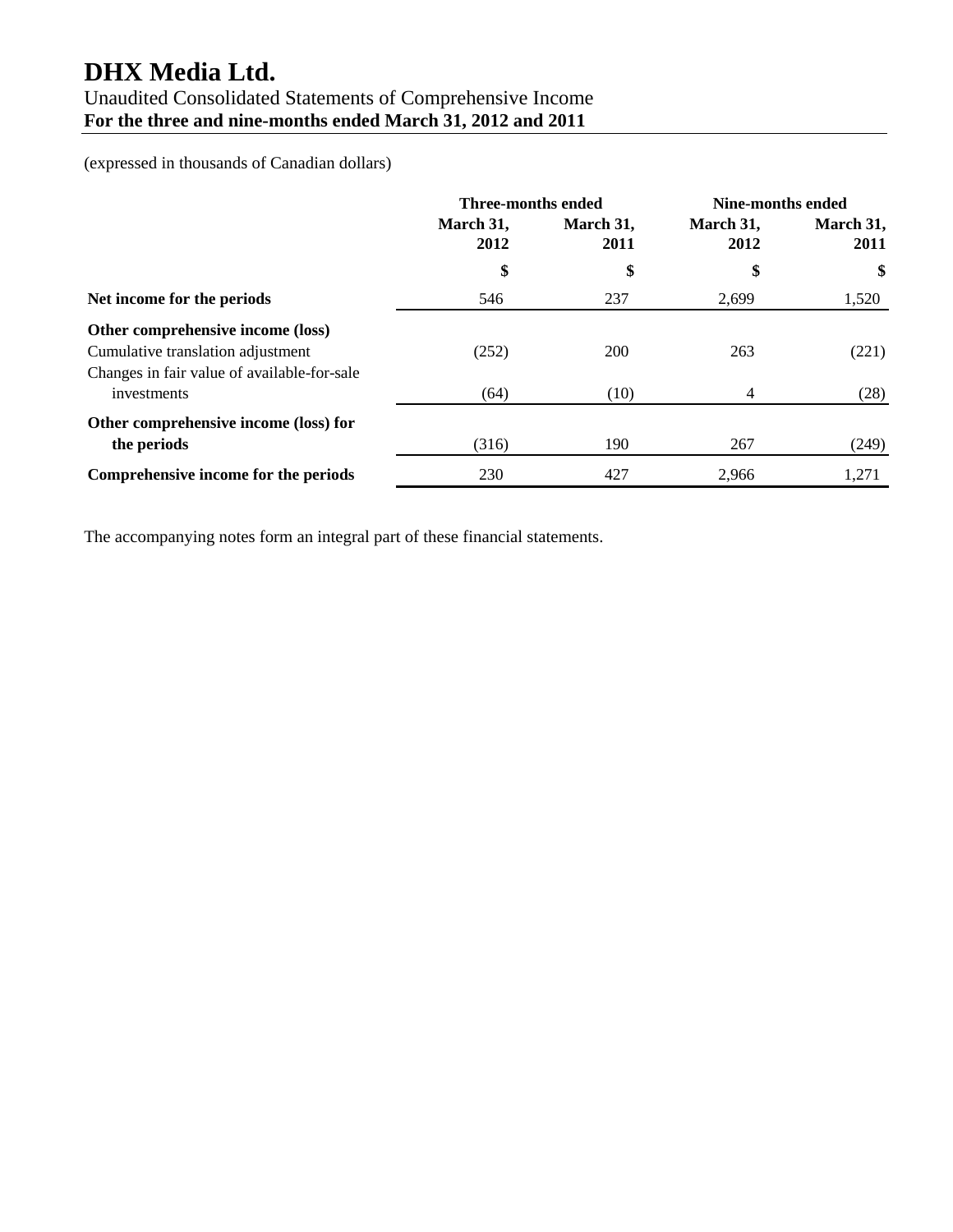# DHX Media Ltd.

Unaudited Consolidated Statements of Comprehensive Income

**For the three and nine-months ended March 31, 2012 and 2011**

(expressed in thousands of Canadian dollars)

| | Three-months ended | | Nine-months ended | |
|---|---|---|---|---|
| | **March 31, 2012** | **March 31, 2011** | **March 31, 2012** | **March 31, 2011** |
| | **$** | **$** | **$** | **$** |
| **Net income for the periods** | 546 | 237 | 2,699 | 1,520 |
| **Other comprehensive income (loss)** | | | | |
| Cumulative translation adjustment | (252) | 200 | 263 | (221) |
| Changes in fair value of available-for-sale investments | (64) | (10) | 4 | (28) |
| **Other comprehensive income (loss) for the periods** | (316) | 190 | 267 | (249) |
| **Comprehensive income for the periods** | 230 | 427 | 2,966 | 1,271 |

The accompanying notes form an integral part of these financial statements.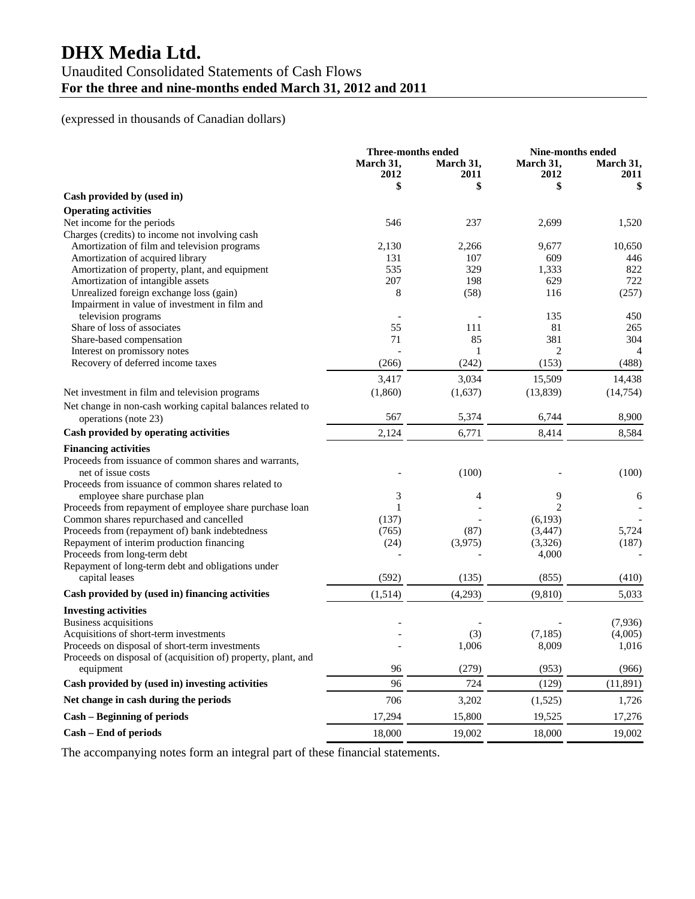# DHX Media Ltd.

## Unaudited Consolidated Statements of Cash Flows

**For the three and nine-months ended March 31, 2012 and 2011**

(expressed in thousands of Canadian dollars)

| | Three-months ended | | Nine-months ended | |
|---|---|---|---|---|
| | March 31, 2012 | March 31, 2011 | March 31, 2012 | March 31, 2011 |
| | $ | $ | $ | $ |
| **Cash provided by (used in)** | | | | |
| **Operating activities** | | | | |
| Net income for the periods | 546 | 237 | 2,699 | 1,520 |
| Charges (credits) to income not involving cash | | | | |
| Amortization of film and television programs | 2,130 | 2,266 | 9,677 | 10,650 |
| Amortization of acquired library | 131 | 107 | 609 | 446 |
| Amortization of property, plant, and equipment | 535 | 329 | 1,333 | 822 |
| Amortization of intangible assets | 207 | 198 | 629 | 722 |
| Unrealized foreign exchange loss (gain) | 8 | (58) | 116 | (257) |
| Impairment in value of investment in film and television programs | - | - | 135 | 450 |
| Share of loss of associates | 55 | 111 | 81 | 265 |
| Share-based compensation | 71 | 85 | 381 | 304 |
| Interest on promissory notes | - | 1 | 2 | 4 |
| Recovery of deferred income taxes | (266) | (242) | (153) | (488) |
| | 3,417 | 3,034 | 15,509 | 14,438 |
| Net investment in film and television programs | (1,860) | (1,637) | (13,839) | (14,754) |
| Net change in non-cash working capital balances related to operations (note 23) | 567 | 5,374 | 6,744 | 8,900 |
| **Cash provided by operating activities** | 2,124 | 6,771 | 8,414 | 8,584 |
| **Financing activities** | | | | |
| Proceeds from issuance of common shares and warrants, net of issue costs | - | (100) | - | (100) |
| Proceeds from issuance of common shares related to employee share purchase plan | 3 | 4 | 9 | 6 |
| Proceeds from repayment of employee share purchase loan | 1 | - | 2 | - |
| Common shares repurchased and cancelled | (137) | - | (6,193) | - |
| Proceeds from (repayment of) bank indebtedness | (765) | (87) | (3,447) | 5,724 |
| Repayment of interim production financing | (24) | (3,975) | (3,326) | (187) |
| Proceeds from long-term debt | - | - | 4,000 | - |
| Repayment of long-term debt and obligations under capital leases | (592) | (135) | (855) | (410) |
| **Cash provided by (used in) financing activities** | (1,514) | (4,293) | (9,810) | 5,033 |
| **Investing activities** | | | | |
| Business acquisitions | - | - | - | (7,936) |
| Acquisitions of short-term investments | - | (3) | (7,185) | (4,005) |
| Proceeds on disposal of short-term investments | - | 1,006 | 8,009 | 1,016 |
| Proceeds on disposal of (acquisition of) property, plant, and equipment | 96 | (279) | (953) | (966) |
| **Cash provided by (used in) investing activities** | 96 | 724 | (129) | (11,891) |
| **Net change in cash during the periods** | 706 | 3,202 | (1,525) | 1,726 |
| **Cash – Beginning of periods** | 17,294 | 15,800 | 19,525 | 17,276 |
| **Cash – End of periods** | 18,000 | 19,002 | 18,000 | 19,002 |

The accompanying notes form an integral part of these financial statements.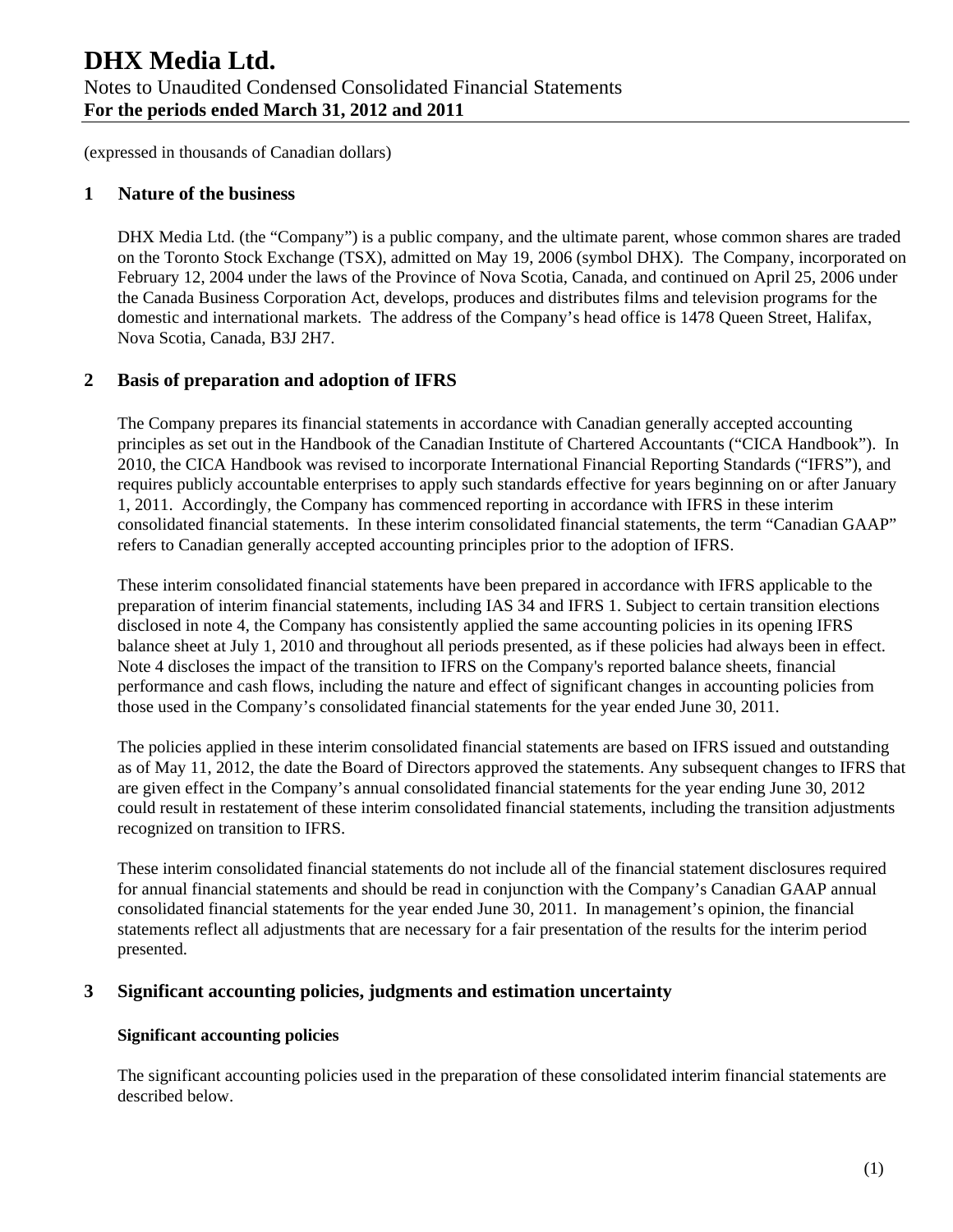(expressed in thousands of Canadian dollars)

## 1 Nature of the business

DHX Media Ltd. (the "Company") is a public company, and the ultimate parent, whose common shares are traded on the Toronto Stock Exchange (TSX), admitted on May 19, 2006 (symbol DHX). The Company, incorporated on February 12, 2004 under the laws of the Province of Nova Scotia, Canada, and continued on April 25, 2006 under the Canada Business Corporation Act, develops, produces and distributes films and television programs for the domestic and international markets. The address of the Company's head office is 1478 Queen Street, Halifax, Nova Scotia, Canada, B3J 2H7.

## 2 Basis of preparation and adoption of IFRS

The Company prepares its financial statements in accordance with Canadian generally accepted accounting principles as set out in the Handbook of the Canadian Institute of Chartered Accountants ("CICA Handbook"). In 2010, the CICA Handbook was revised to incorporate International Financial Reporting Standards ("IFRS"), and requires publicly accountable enterprises to apply such standards effective for years beginning on or after January 1, 2011. Accordingly, the Company has commenced reporting in accordance with IFRS in these interim consolidated financial statements. In these interim consolidated financial statements, the term "Canadian GAAP" refers to Canadian generally accepted accounting principles prior to the adoption of IFRS.

These interim consolidated financial statements have been prepared in accordance with IFRS applicable to the preparation of interim financial statements, including IAS 34 and IFRS 1. Subject to certain transition elections disclosed in note 4, the Company has consistently applied the same accounting policies in its opening IFRS balance sheet at July 1, 2010 and throughout all periods presented, as if these policies had always been in effect. Note 4 discloses the impact of the transition to IFRS on the Company's reported balance sheets, financial performance and cash flows, including the nature and effect of significant changes in accounting policies from those used in the Company's consolidated financial statements for the year ended June 30, 2011.

The policies applied in these interim consolidated financial statements are based on IFRS issued and outstanding as of May 11, 2012, the date the Board of Directors approved the statements. Any subsequent changes to IFRS that are given effect in the Company's annual consolidated financial statements for the year ending June 30, 2012 could result in restatement of these interim consolidated financial statements, including the transition adjustments recognized on transition to IFRS.

These interim consolidated financial statements do not include all of the financial statement disclosures required for annual financial statements and should be read in conjunction with the Company's Canadian GAAP annual consolidated financial statements for the year ended June 30, 2011. In management's opinion, the financial statements reflect all adjustments that are necessary for a fair presentation of the results for the interim period presented.

## 3 Significant accounting policies, judgments and estimation uncertainty

### Significant accounting policies

The significant accounting policies used in the preparation of these consolidated interim financial statements are described below.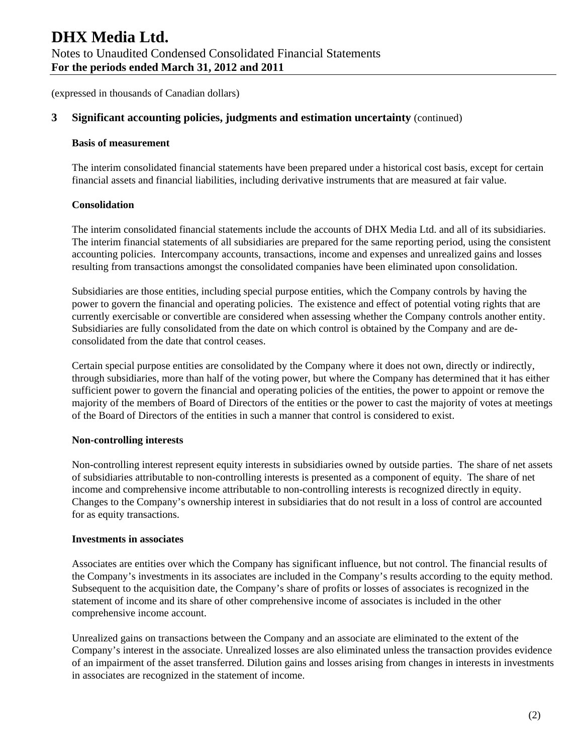(expressed in thousands of Canadian dollars)

## 3 Significant accounting policies, judgments and estimation uncertainty (continued)

### Basis of measurement

The interim consolidated financial statements have been prepared under a historical cost basis, except for certain financial assets and financial liabilities, including derivative instruments that are measured at fair value.

### Consolidation

The interim consolidated financial statements include the accounts of DHX Media Ltd. and all of its subsidiaries. The interim financial statements of all subsidiaries are prepared for the same reporting period, using the consistent accounting policies. Intercompany accounts, transactions, income and expenses and unrealized gains and losses resulting from transactions amongst the consolidated companies have been eliminated upon consolidation.

Subsidiaries are those entities, including special purpose entities, which the Company controls by having the power to govern the financial and operating policies. The existence and effect of potential voting rights that are currently exercisable or convertible are considered when assessing whether the Company controls another entity. Subsidiaries are fully consolidated from the date on which control is obtained by the Company and are de-consolidated from the date that control ceases.

Certain special purpose entities are consolidated by the Company where it does not own, directly or indirectly, through subsidiaries, more than half of the voting power, but where the Company has determined that it has either sufficient power to govern the financial and operating policies of the entities, the power to appoint or remove the majority of the members of Board of Directors of the entities or the power to cast the majority of votes at meetings of the Board of Directors of the entities in such a manner that control is considered to exist.

### Non-controlling interests

Non-controlling interest represent equity interests in subsidiaries owned by outside parties. The share of net assets of subsidiaries attributable to non-controlling interests is presented as a component of equity. The share of net income and comprehensive income attributable to non-controlling interests is recognized directly in equity. Changes to the Company's ownership interest in subsidiaries that do not result in a loss of control are accounted for as equity transactions.

### Investments in associates

Associates are entities over which the Company has significant influence, but not control. The financial results of the Company's investments in its associates are included in the Company's results according to the equity method. Subsequent to the acquisition date, the Company's share of profits or losses of associates is recognized in the statement of income and its share of other comprehensive income of associates is included in the other comprehensive income account.

Unrealized gains on transactions between the Company and an associate are eliminated to the extent of the Company's interest in the associate. Unrealized losses are also eliminated unless the transaction provides evidence of an impairment of the asset transferred. Dilution gains and losses arising from changes in interests in investments in associates are recognized in the statement of income.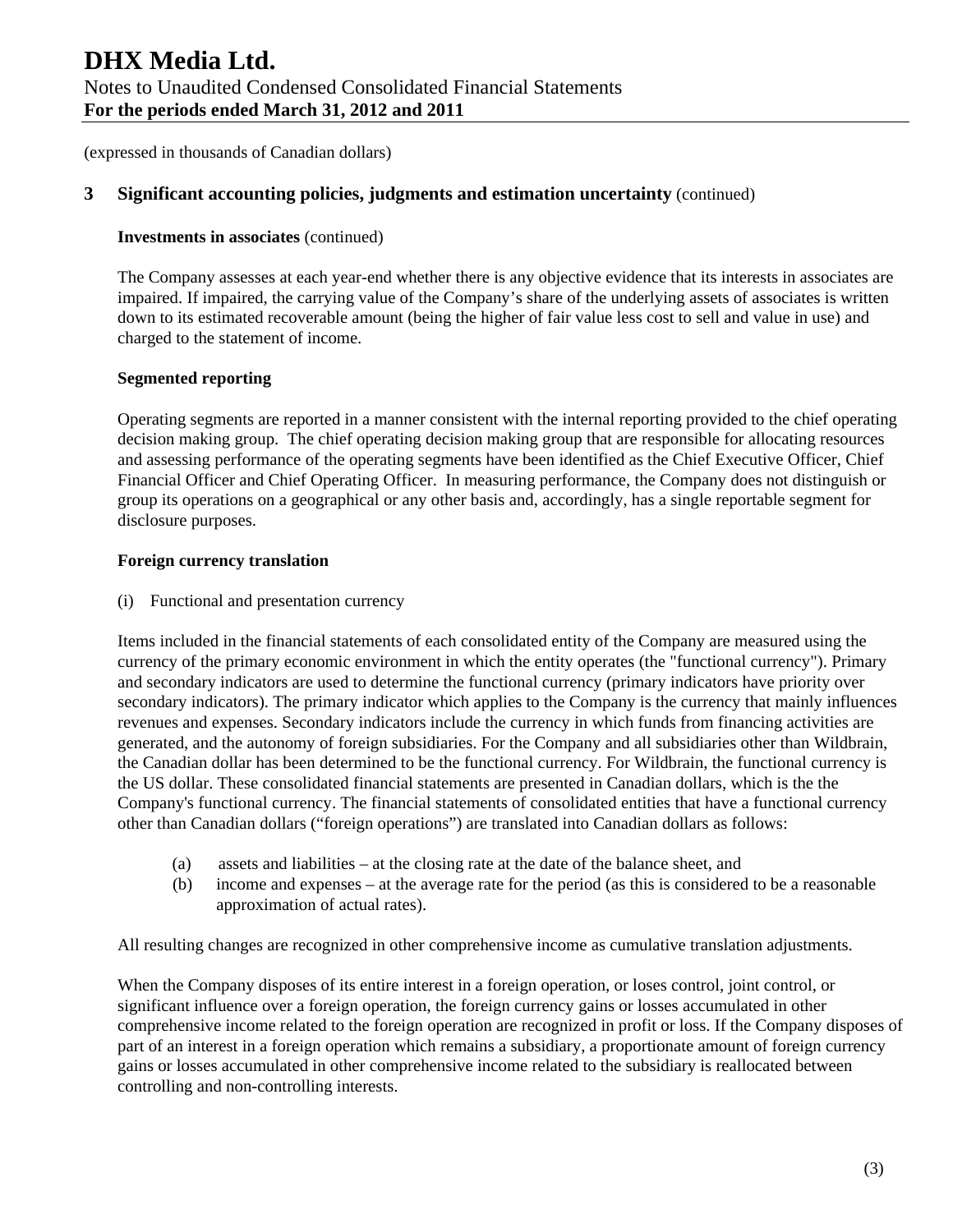(expressed in thousands of Canadian dollars)

## 3 Significant accounting policies, judgments and estimation uncertainty (continued)

**Investments in associates** (continued)

The Company assesses at each year-end whether there is any objective evidence that its interests in associates are impaired. If impaired, the carrying value of the Company's share of the underlying assets of associates is written down to its estimated recoverable amount (being the higher of fair value less cost to sell and value in use) and charged to the statement of income.

**Segmented reporting**

Operating segments are reported in a manner consistent with the internal reporting provided to the chief operating decision making group. The chief operating decision making group that are responsible for allocating resources and assessing performance of the operating segments have been identified as the Chief Executive Officer, Chief Financial Officer and Chief Operating Officer. In measuring performance, the Company does not distinguish or group its operations on a geographical or any other basis and, accordingly, has a single reportable segment for disclosure purposes.

**Foreign currency translation**

(i) Functional and presentation currency

Items included in the financial statements of each consolidated entity of the Company are measured using the currency of the primary economic environment in which the entity operates (the "functional currency"). Primary and secondary indicators are used to determine the functional currency (primary indicators have priority over secondary indicators). The primary indicator which applies to the Company is the currency that mainly influences revenues and expenses. Secondary indicators include the currency in which funds from financing activities are generated, and the autonomy of foreign subsidiaries. For the Company and all subsidiaries other than Wildbrain, the Canadian dollar has been determined to be the functional currency. For Wildbrain, the functional currency is the US dollar. These consolidated financial statements are presented in Canadian dollars, which is the the Company's functional currency. The financial statements of consolidated entities that have a functional currency other than Canadian dollars ("foreign operations") are translated into Canadian dollars as follows:

(a) assets and liabilities – at the closing rate at the date of the balance sheet, and
(b) income and expenses – at the average rate for the period (as this is considered to be a reasonable approximation of actual rates).

All resulting changes are recognized in other comprehensive income as cumulative translation adjustments.

When the Company disposes of its entire interest in a foreign operation, or loses control, joint control, or significant influence over a foreign operation, the foreign currency gains or losses accumulated in other comprehensive income related to the foreign operation are recognized in profit or loss. If the Company disposes of part of an interest in a foreign operation which remains a subsidiary, a proportionate amount of foreign currency gains or losses accumulated in other comprehensive income related to the subsidiary is reallocated between controlling and non-controlling interests.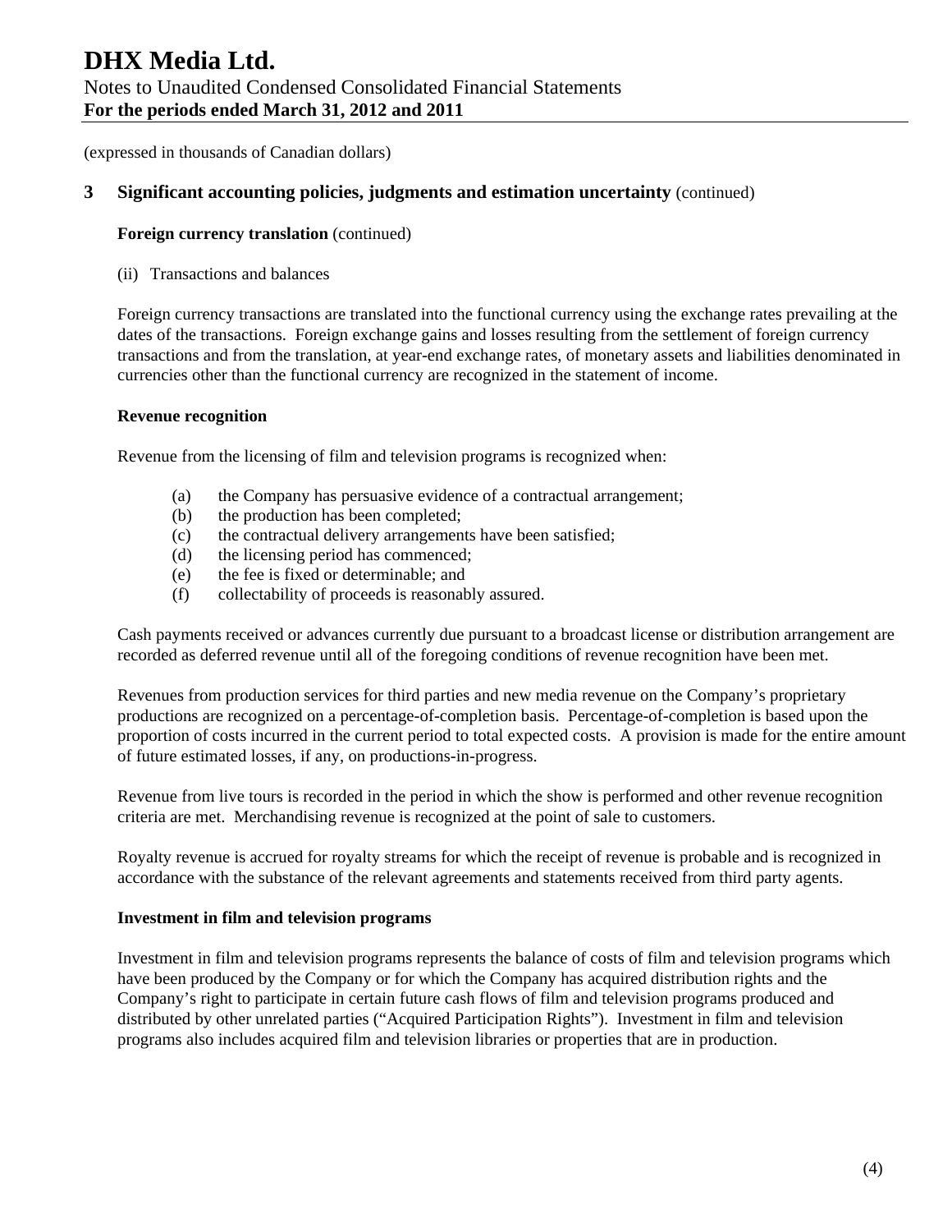(expressed in thousands of Canadian dollars)

## 3 Significant accounting policies, judgments and estimation uncertainty (continued)

**Foreign currency translation** (continued)

(ii) Transactions and balances

Foreign currency transactions are translated into the functional currency using the exchange rates prevailing at the dates of the transactions. Foreign exchange gains and losses resulting from the settlement of foreign currency transactions and from the translation, at year-end exchange rates, of monetary assets and liabilities denominated in currencies other than the functional currency are recognized in the statement of income.

**Revenue recognition**

Revenue from the licensing of film and television programs is recognized when:

(a) the Company has persuasive evidence of a contractual arrangement;
(b) the production has been completed;
(c) the contractual delivery arrangements have been satisfied;
(d) the licensing period has commenced;
(e) the fee is fixed or determinable; and
(f) collectability of proceeds is reasonably assured.

Cash payments received or advances currently due pursuant to a broadcast license or distribution arrangement are recorded as deferred revenue until all of the foregoing conditions of revenue recognition have been met.

Revenues from production services for third parties and new media revenue on the Company's proprietary productions are recognized on a percentage-of-completion basis. Percentage-of-completion is based upon the proportion of costs incurred in the current period to total expected costs. A provision is made for the entire amount of future estimated losses, if any, on productions-in-progress.

Revenue from live tours is recorded in the period in which the show is performed and other revenue recognition criteria are met. Merchandising revenue is recognized at the point of sale to customers.

Royalty revenue is accrued for royalty streams for which the receipt of revenue is probable and is recognized in accordance with the substance of the relevant agreements and statements received from third party agents.

**Investment in film and television programs**

Investment in film and television programs represents the balance of costs of film and television programs which have been produced by the Company or for which the Company has acquired distribution rights and the Company's right to participate in certain future cash flows of film and television programs produced and distributed by other unrelated parties ("Acquired Participation Rights"). Investment in film and television programs also includes acquired film and television libraries or properties that are in production.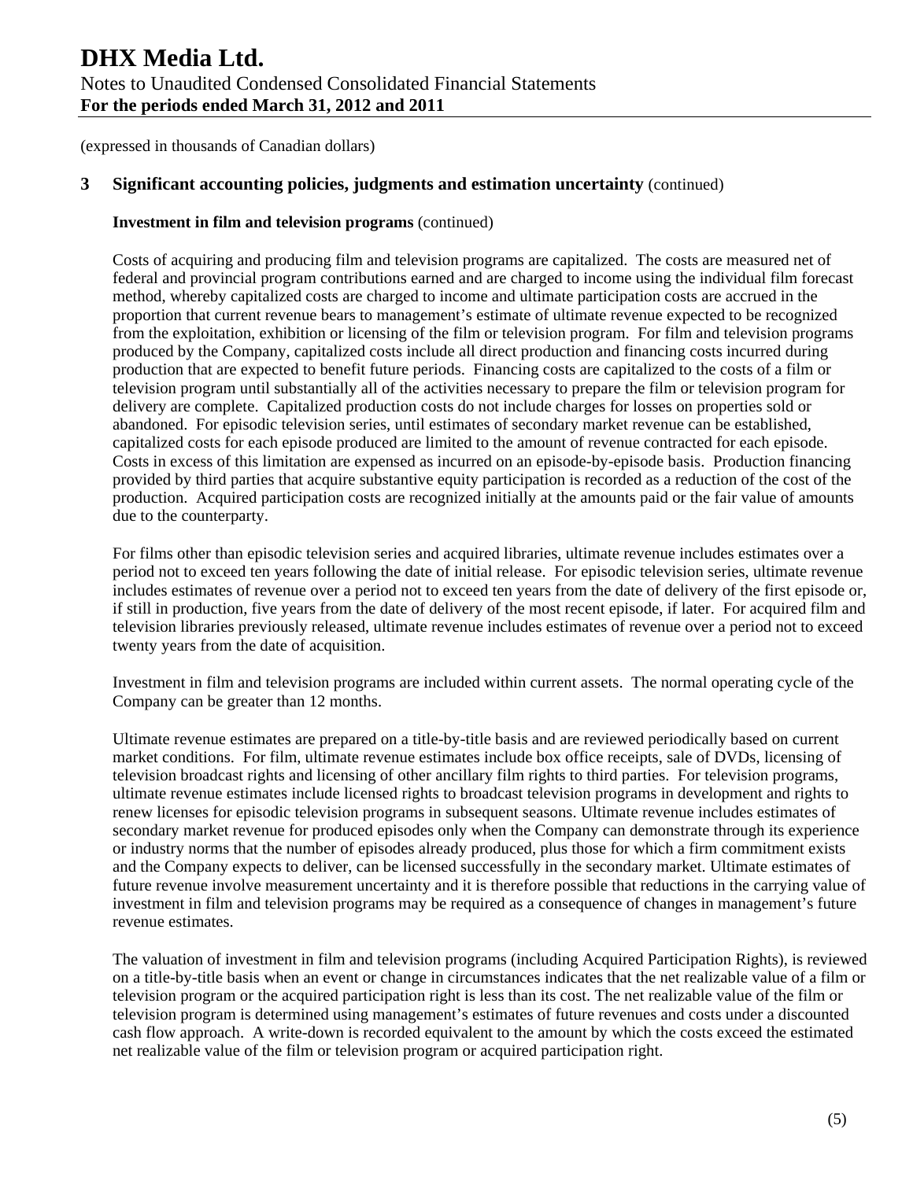(expressed in thousands of Canadian dollars)

## 3 Significant accounting policies, judgments and estimation uncertainty (continued)

### Investment in film and television programs (continued)

Costs of acquiring and producing film and television programs are capitalized. The costs are measured net of federal and provincial program contributions earned and are charged to income using the individual film forecast method, whereby capitalized costs are charged to income and ultimate participation costs are accrued in the proportion that current revenue bears to management's estimate of ultimate revenue expected to be recognized from the exploitation, exhibition or licensing of the film or television program. For film and television programs produced by the Company, capitalized costs include all direct production and financing costs incurred during production that are expected to benefit future periods. Financing costs are capitalized to the costs of a film or television program until substantially all of the activities necessary to prepare the film or television program for delivery are complete. Capitalized production costs do not include charges for losses on properties sold or abandoned. For episodic television series, until estimates of secondary market revenue can be established, capitalized costs for each episode produced are limited to the amount of revenue contracted for each episode. Costs in excess of this limitation are expensed as incurred on an episode-by-episode basis. Production financing provided by third parties that acquire substantive equity participation is recorded as a reduction of the cost of the production. Acquired participation costs are recognized initially at the amounts paid or the fair value of amounts due to the counterparty.

For films other than episodic television series and acquired libraries, ultimate revenue includes estimates over a period not to exceed ten years following the date of initial release. For episodic television series, ultimate revenue includes estimates of revenue over a period not to exceed ten years from the date of delivery of the first episode or, if still in production, five years from the date of delivery of the most recent episode, if later. For acquired film and television libraries previously released, ultimate revenue includes estimates of revenue over a period not to exceed twenty years from the date of acquisition.

Investment in film and television programs are included within current assets. The normal operating cycle of the Company can be greater than 12 months.

Ultimate revenue estimates are prepared on a title-by-title basis and are reviewed periodically based on current market conditions. For film, ultimate revenue estimates include box office receipts, sale of DVDs, licensing of television broadcast rights and licensing of other ancillary film rights to third parties. For television programs, ultimate revenue estimates include licensed rights to broadcast television programs in development and rights to renew licenses for episodic television programs in subsequent seasons. Ultimate revenue includes estimates of secondary market revenue for produced episodes only when the Company can demonstrate through its experience or industry norms that the number of episodes already produced, plus those for which a firm commitment exists and the Company expects to deliver, can be licensed successfully in the secondary market. Ultimate estimates of future revenue involve measurement uncertainty and it is therefore possible that reductions in the carrying value of investment in film and television programs may be required as a consequence of changes in management's future revenue estimates.

The valuation of investment in film and television programs (including Acquired Participation Rights), is reviewed on a title-by-title basis when an event or change in circumstances indicates that the net realizable value of a film or television program or the acquired participation right is less than its cost. The net realizable value of the film or television program is determined using management's estimates of future revenues and costs under a discounted cash flow approach. A write-down is recorded equivalent to the amount by which the costs exceed the estimated net realizable value of the film or television program or acquired participation right.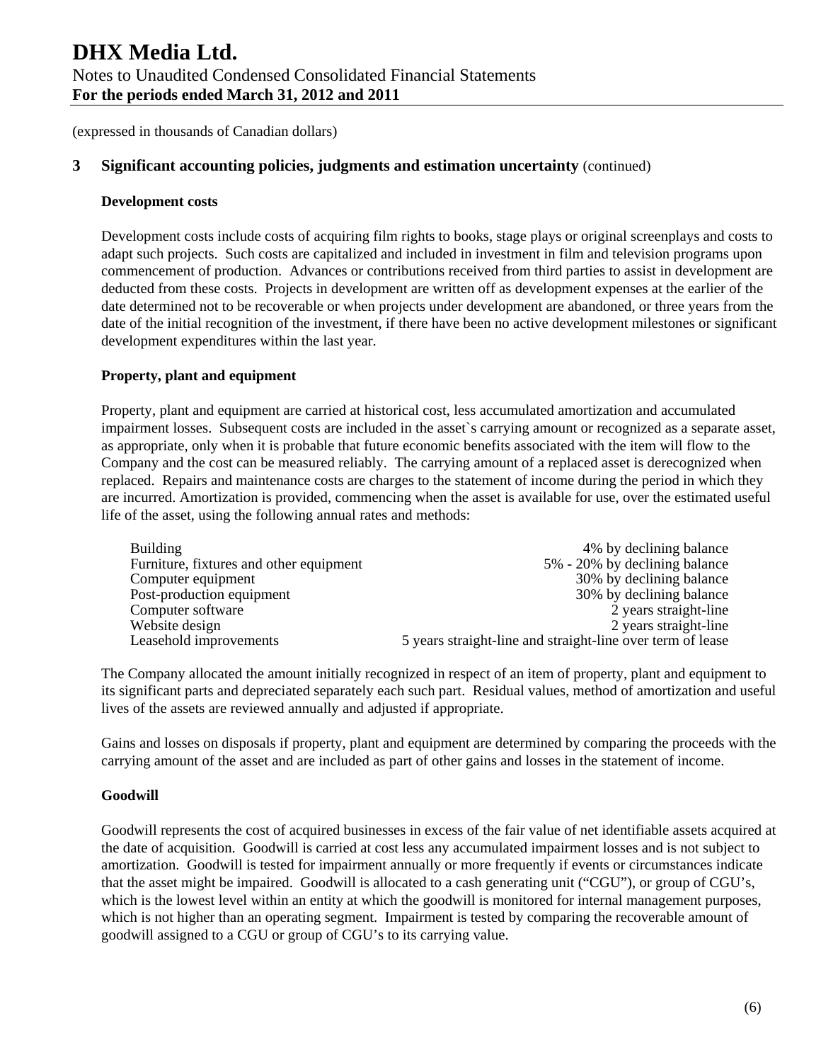(expressed in thousands of Canadian dollars)

## 3 Significant accounting policies, judgments and estimation uncertainty (continued)

### Development costs

Development costs include costs of acquiring film rights to books, stage plays or original screenplays and costs to adapt such projects. Such costs are capitalized and included in investment in film and television programs upon commencement of production. Advances or contributions received from third parties to assist in development are deducted from these costs. Projects in development are written off as development expenses at the earlier of the date determined not to be recoverable or when projects under development are abandoned, or three years from the date of the initial recognition of the investment, if there have been no active development milestones or significant development expenditures within the last year.

### Property, plant and equipment

Property, plant and equipment are carried at historical cost, less accumulated amortization and accumulated impairment losses. Subsequent costs are included in the asset`s carrying amount or recognized as a separate asset, as appropriate, only when it is probable that future economic benefits associated with the item will flow to the Company and the cost can be measured reliably. The carrying amount of a replaced asset is derecognized when replaced. Repairs and maintenance costs are charges to the statement of income during the period in which they are incurred. Amortization is provided, commencing when the asset is available for use, over the estimated useful life of the asset, using the following annual rates and methods:

| | |
|---|---|
| Building | 4% by declining balance |
| Furniture, fixtures and other equipment | 5% - 20% by declining balance |
| Computer equipment | 30% by declining balance |
| Post-production equipment | 30% by declining balance |
| Computer software | 2 years straight-line |
| Website design | 2 years straight-line |
| Leasehold improvements | 5 years straight-line and straight-line over term of lease |

The Company allocated the amount initially recognized in respect of an item of property, plant and equipment to its significant parts and depreciated separately each such part. Residual values, method of amortization and useful lives of the assets are reviewed annually and adjusted if appropriate.

Gains and losses on disposals if property, plant and equipment are determined by comparing the proceeds with the carrying amount of the asset and are included as part of other gains and losses in the statement of income.

### Goodwill

Goodwill represents the cost of acquired businesses in excess of the fair value of net identifiable assets acquired at the date of acquisition. Goodwill is carried at cost less any accumulated impairment losses and is not subject to amortization. Goodwill is tested for impairment annually or more frequently if events or circumstances indicate that the asset might be impaired. Goodwill is allocated to a cash generating unit ("CGU"), or group of CGU's, which is the lowest level within an entity at which the goodwill is monitored for internal management purposes, which is not higher than an operating segment. Impairment is tested by comparing the recoverable amount of goodwill assigned to a CGU or group of CGU's to its carrying value.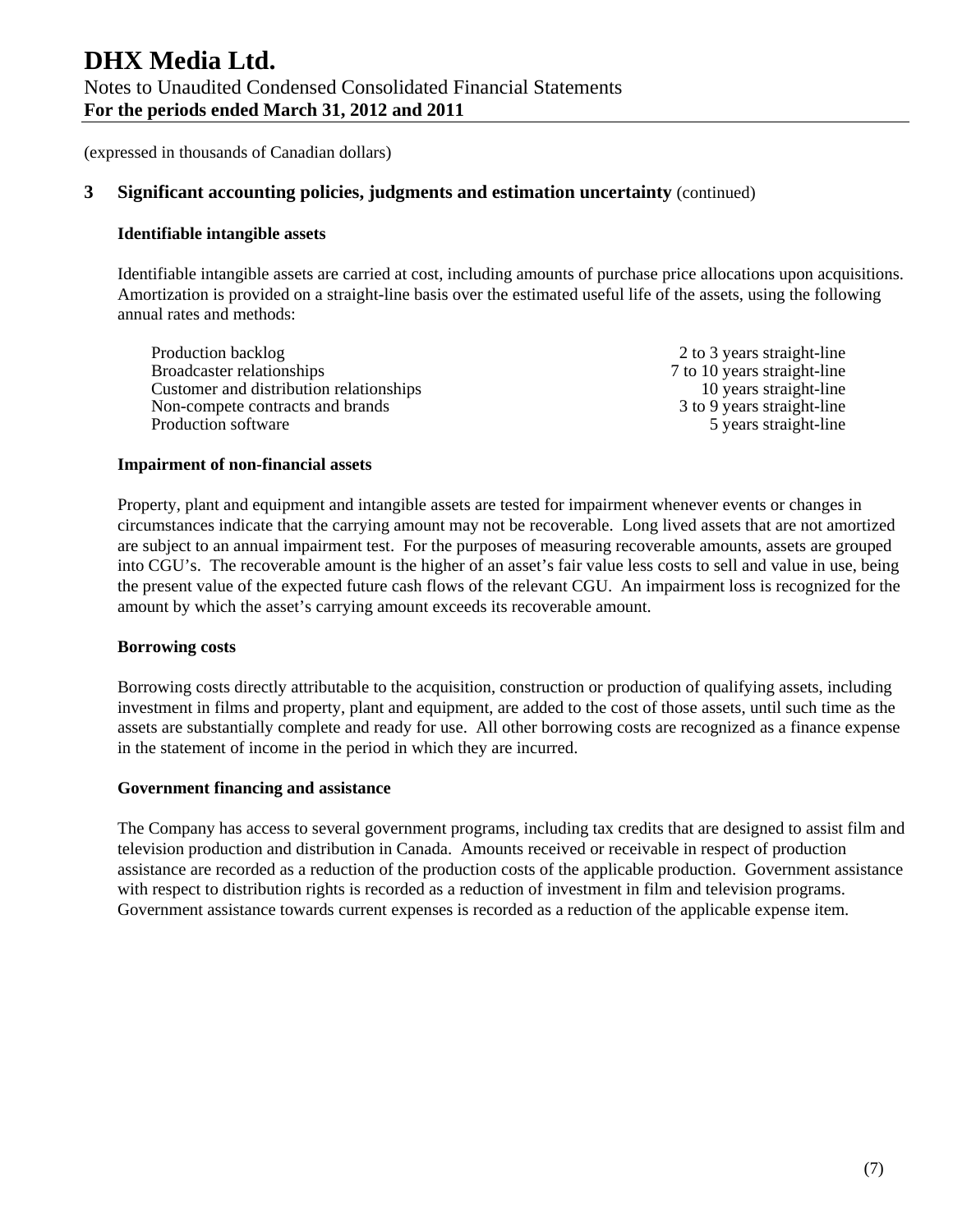(expressed in thousands of Canadian dollars)

## 3 Significant accounting policies, judgments and estimation uncertainty (continued)

### Identifiable intangible assets

Identifiable intangible assets are carried at cost, including amounts of purchase price allocations upon acquisitions. Amortization is provided on a straight-line basis over the estimated useful life of the assets, using the following annual rates and methods:

| | |
|---|---|
| Production backlog | 2 to 3 years straight-line |
| Broadcaster relationships | 7 to 10 years straight-line |
| Customer and distribution relationships | 10 years straight-line |
| Non-compete contracts and brands | 3 to 9 years straight-line |
| Production software | 5 years straight-line |

### Impairment of non-financial assets

Property, plant and equipment and intangible assets are tested for impairment whenever events or changes in circumstances indicate that the carrying amount may not be recoverable. Long lived assets that are not amortized are subject to an annual impairment test. For the purposes of measuring recoverable amounts, assets are grouped into CGU's. The recoverable amount is the higher of an asset's fair value less costs to sell and value in use, being the present value of the expected future cash flows of the relevant CGU. An impairment loss is recognized for the amount by which the asset's carrying amount exceeds its recoverable amount.

### Borrowing costs

Borrowing costs directly attributable to the acquisition, construction or production of qualifying assets, including investment in films and property, plant and equipment, are added to the cost of those assets, until such time as the assets are substantially complete and ready for use. All other borrowing costs are recognized as a finance expense in the statement of income in the period in which they are incurred.

### Government financing and assistance

The Company has access to several government programs, including tax credits that are designed to assist film and television production and distribution in Canada. Amounts received or receivable in respect of production assistance are recorded as a reduction of the production costs of the applicable production. Government assistance with respect to distribution rights is recorded as a reduction of investment in film and television programs. Government assistance towards current expenses is recorded as a reduction of the applicable expense item.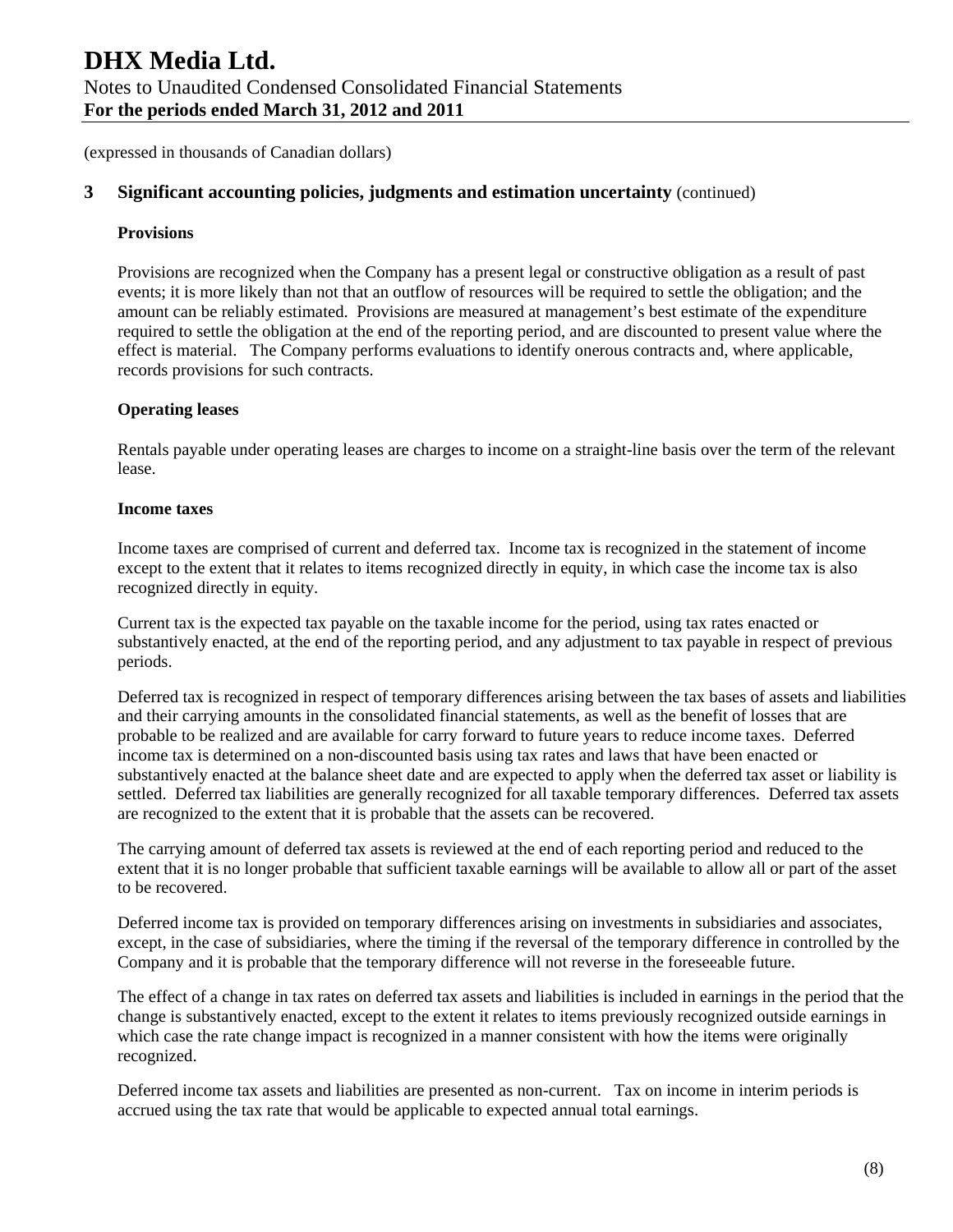(expressed in thousands of Canadian dollars)

## 3 Significant accounting policies, judgments and estimation uncertainty (continued)

### Provisions

Provisions are recognized when the Company has a present legal or constructive obligation as a result of past events; it is more likely than not that an outflow of resources will be required to settle the obligation; and the amount can be reliably estimated. Provisions are measured at management's best estimate of the expenditure required to settle the obligation at the end of the reporting period, and are discounted to present value where the effect is material. The Company performs evaluations to identify onerous contracts and, where applicable, records provisions for such contracts.

### Operating leases

Rentals payable under operating leases are charges to income on a straight-line basis over the term of the relevant lease.

### Income taxes

Income taxes are comprised of current and deferred tax. Income tax is recognized in the statement of income except to the extent that it relates to items recognized directly in equity, in which case the income tax is also recognized directly in equity.

Current tax is the expected tax payable on the taxable income for the period, using tax rates enacted or substantively enacted, at the end of the reporting period, and any adjustment to tax payable in respect of previous periods.

Deferred tax is recognized in respect of temporary differences arising between the tax bases of assets and liabilities and their carrying amounts in the consolidated financial statements, as well as the benefit of losses that are probable to be realized and are available for carry forward to future years to reduce income taxes. Deferred income tax is determined on a non-discounted basis using tax rates and laws that have been enacted or substantively enacted at the balance sheet date and are expected to apply when the deferred tax asset or liability is settled. Deferred tax liabilities are generally recognized for all taxable temporary differences. Deferred tax assets are recognized to the extent that it is probable that the assets can be recovered.

The carrying amount of deferred tax assets is reviewed at the end of each reporting period and reduced to the extent that it is no longer probable that sufficient taxable earnings will be available to allow all or part of the asset to be recovered.

Deferred income tax is provided on temporary differences arising on investments in subsidiaries and associates, except, in the case of subsidiaries, where the timing if the reversal of the temporary difference in controlled by the Company and it is probable that the temporary difference will not reverse in the foreseeable future.

The effect of a change in tax rates on deferred tax assets and liabilities is included in earnings in the period that the change is substantively enacted, except to the extent it relates to items previously recognized outside earnings in which case the rate change impact is recognized in a manner consistent with how the items were originally recognized.

Deferred income tax assets and liabilities are presented as non-current. Tax on income in interim periods is accrued using the tax rate that would be applicable to expected annual total earnings.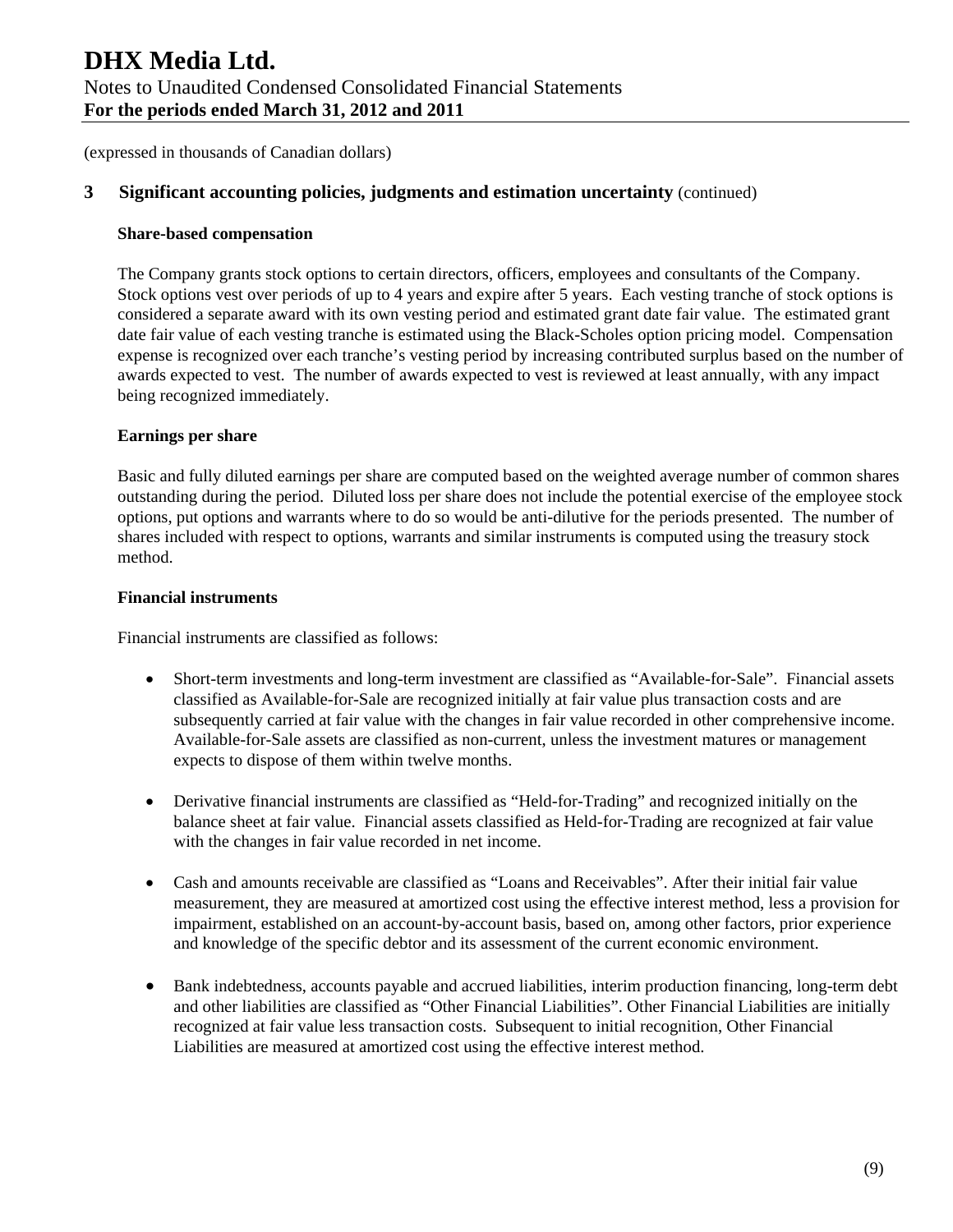(expressed in thousands of Canadian dollars)

## 3 Significant accounting policies, judgments and estimation uncertainty (continued)

### Share-based compensation

The Company grants stock options to certain directors, officers, employees and consultants of the Company. Stock options vest over periods of up to 4 years and expire after 5 years. Each vesting tranche of stock options is considered a separate award with its own vesting period and estimated grant date fair value. The estimated grant date fair value of each vesting tranche is estimated using the Black-Scholes option pricing model. Compensation expense is recognized over each tranche's vesting period by increasing contributed surplus based on the number of awards expected to vest. The number of awards expected to vest is reviewed at least annually, with any impact being recognized immediately.

### Earnings per share

Basic and fully diluted earnings per share are computed based on the weighted average number of common shares outstanding during the period. Diluted loss per share does not include the potential exercise of the employee stock options, put options and warrants where to do so would be anti-dilutive for the periods presented. The number of shares included with respect to options, warrants and similar instruments is computed using the treasury stock method.

### Financial instruments

Financial instruments are classified as follows:

- Short-term investments and long-term investment are classified as "Available-for-Sale". Financial assets classified as Available-for-Sale are recognized initially at fair value plus transaction costs and are subsequently carried at fair value with the changes in fair value recorded in other comprehensive income. Available-for-Sale assets are classified as non-current, unless the investment matures or management expects to dispose of them within twelve months.

- Derivative financial instruments are classified as "Held-for-Trading" and recognized initially on the balance sheet at fair value. Financial assets classified as Held-for-Trading are recognized at fair value with the changes in fair value recorded in net income.

- Cash and amounts receivable are classified as "Loans and Receivables". After their initial fair value measurement, they are measured at amortized cost using the effective interest method, less a provision for impairment, established on an account-by-account basis, based on, among other factors, prior experience and knowledge of the specific debtor and its assessment of the current economic environment.

- Bank indebtedness, accounts payable and accrued liabilities, interim production financing, long-term debt and other liabilities are classified as "Other Financial Liabilities". Other Financial Liabilities are initially recognized at fair value less transaction costs. Subsequent to initial recognition, Other Financial Liabilities are measured at amortized cost using the effective interest method.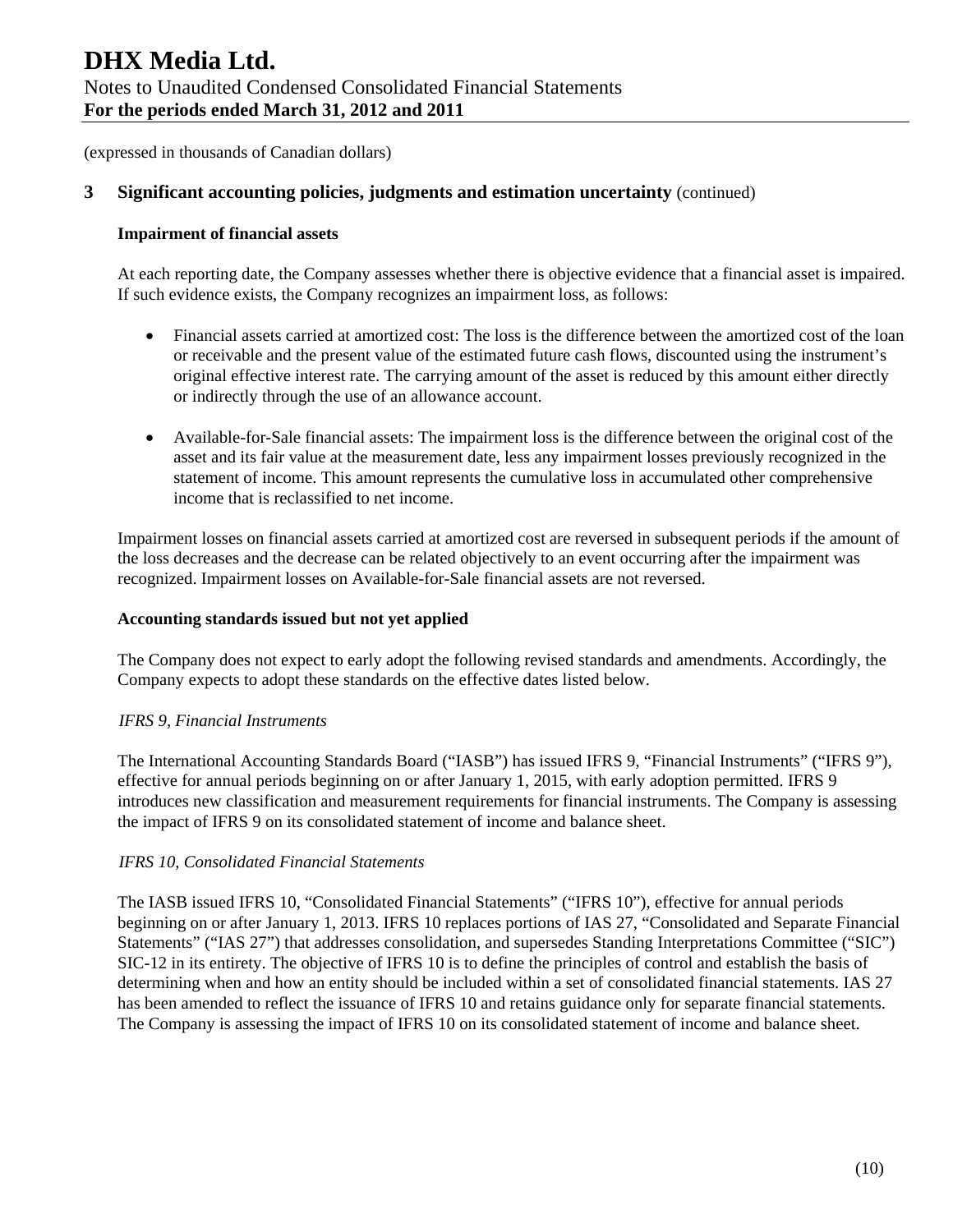(expressed in thousands of Canadian dollars)

## 3 Significant accounting policies, judgments and estimation uncertainty (continued)

### Impairment of financial assets

At each reporting date, the Company assesses whether there is objective evidence that a financial asset is impaired. If such evidence exists, the Company recognizes an impairment loss, as follows:

- Financial assets carried at amortized cost: The loss is the difference between the amortized cost of the loan or receivable and the present value of the estimated future cash flows, discounted using the instrument's original effective interest rate. The carrying amount of the asset is reduced by this amount either directly or indirectly through the use of an allowance account.

- Available-for-Sale financial assets: The impairment loss is the difference between the original cost of the asset and its fair value at the measurement date, less any impairment losses previously recognized in the statement of income. This amount represents the cumulative loss in accumulated other comprehensive income that is reclassified to net income.

Impairment losses on financial assets carried at amortized cost are reversed in subsequent periods if the amount of the loss decreases and the decrease can be related objectively to an event occurring after the impairment was recognized. Impairment losses on Available-for-Sale financial assets are not reversed.

### Accounting standards issued but not yet applied

The Company does not expect to early adopt the following revised standards and amendments. Accordingly, the Company expects to adopt these standards on the effective dates listed below.

*IFRS 9, Financial Instruments*

The International Accounting Standards Board ("IASB") has issued IFRS 9, "Financial Instruments" ("IFRS 9"), effective for annual periods beginning on or after January 1, 2015, with early adoption permitted. IFRS 9 introduces new classification and measurement requirements for financial instruments. The Company is assessing the impact of IFRS 9 on its consolidated statement of income and balance sheet.

*IFRS 10, Consolidated Financial Statements*

The IASB issued IFRS 10, "Consolidated Financial Statements" ("IFRS 10"), effective for annual periods beginning on or after January 1, 2013. IFRS 10 replaces portions of IAS 27, "Consolidated and Separate Financial Statements" ("IAS 27") that addresses consolidation, and supersedes Standing Interpretations Committee ("SIC") SIC-12 in its entirety. The objective of IFRS 10 is to define the principles of control and establish the basis of determining when and how an entity should be included within a set of consolidated financial statements. IAS 27 has been amended to reflect the issuance of IFRS 10 and retains guidance only for separate financial statements. The Company is assessing the impact of IFRS 10 on its consolidated statement of income and balance sheet.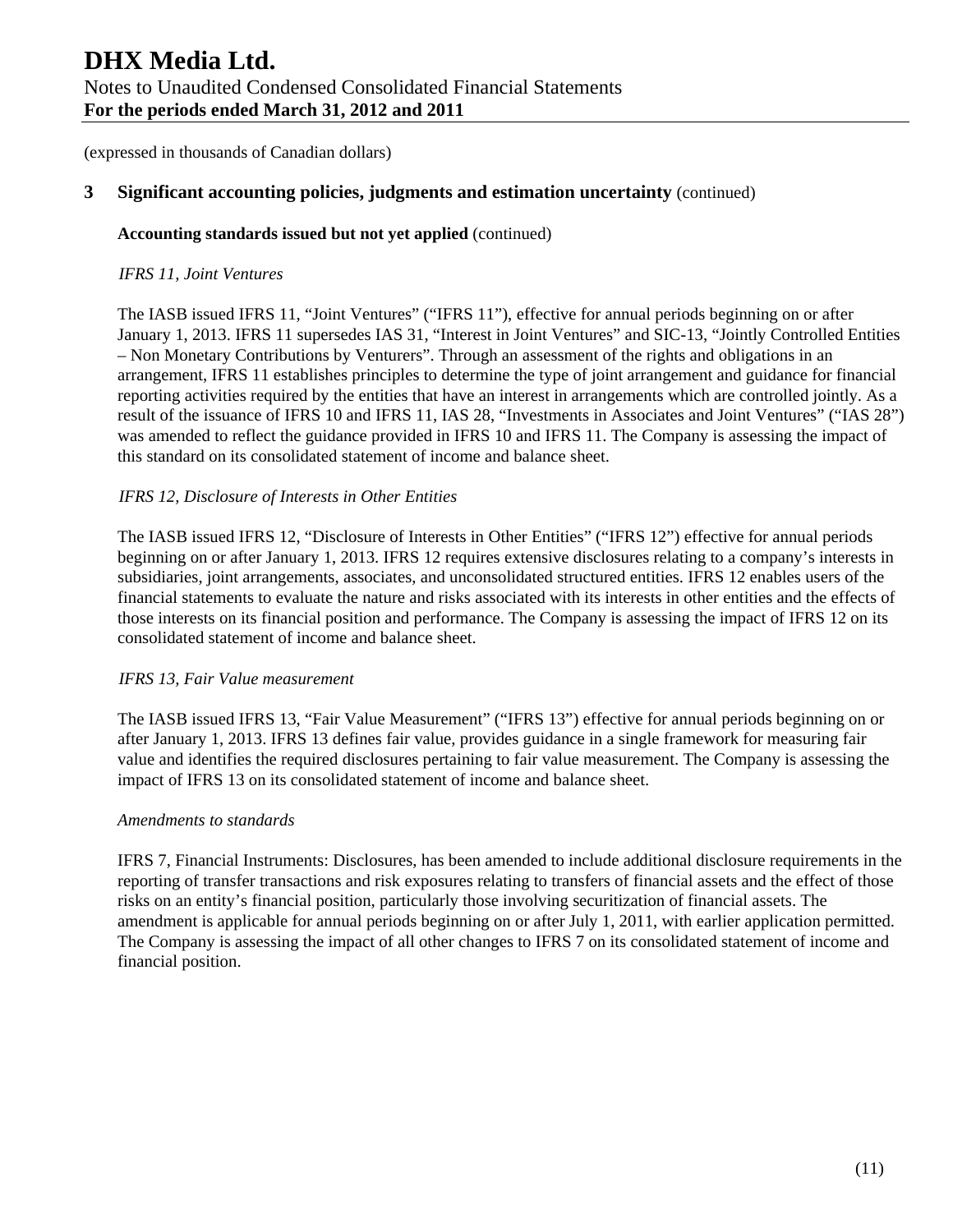(expressed in thousands of Canadian dollars)

## 3 Significant accounting policies, judgments and estimation uncertainty (continued)

**Accounting standards issued but not yet applied** (continued)

*IFRS 11, Joint Ventures*

The IASB issued IFRS 11, "Joint Ventures" ("IFRS 11"), effective for annual periods beginning on or after January 1, 2013. IFRS 11 supersedes IAS 31, "Interest in Joint Ventures" and SIC-13, "Jointly Controlled Entities – Non Monetary Contributions by Venturers". Through an assessment of the rights and obligations in an arrangement, IFRS 11 establishes principles to determine the type of joint arrangement and guidance for financial reporting activities required by the entities that have an interest in arrangements which are controlled jointly. As a result of the issuance of IFRS 10 and IFRS 11, IAS 28, "Investments in Associates and Joint Ventures" ("IAS 28") was amended to reflect the guidance provided in IFRS 10 and IFRS 11. The Company is assessing the impact of this standard on its consolidated statement of income and balance sheet.

*IFRS 12, Disclosure of Interests in Other Entities*

The IASB issued IFRS 12, "Disclosure of Interests in Other Entities" ("IFRS 12") effective for annual periods beginning on or after January 1, 2013. IFRS 12 requires extensive disclosures relating to a company's interests in subsidiaries, joint arrangements, associates, and unconsolidated structured entities. IFRS 12 enables users of the financial statements to evaluate the nature and risks associated with its interests in other entities and the effects of those interests on its financial position and performance. The Company is assessing the impact of IFRS 12 on its consolidated statement of income and balance sheet.

*IFRS 13, Fair Value measurement*

The IASB issued IFRS 13, "Fair Value Measurement" ("IFRS 13") effective for annual periods beginning on or after January 1, 2013. IFRS 13 defines fair value, provides guidance in a single framework for measuring fair value and identifies the required disclosures pertaining to fair value measurement. The Company is assessing the impact of IFRS 13 on its consolidated statement of income and balance sheet.

*Amendments to standards*

IFRS 7, Financial Instruments: Disclosures, has been amended to include additional disclosure requirements in the reporting of transfer transactions and risk exposures relating to transfers of financial assets and the effect of those risks on an entity's financial position, particularly those involving securitization of financial assets. The amendment is applicable for annual periods beginning on or after July 1, 2011, with earlier application permitted. The Company is assessing the impact of all other changes to IFRS 7 on its consolidated statement of income and financial position.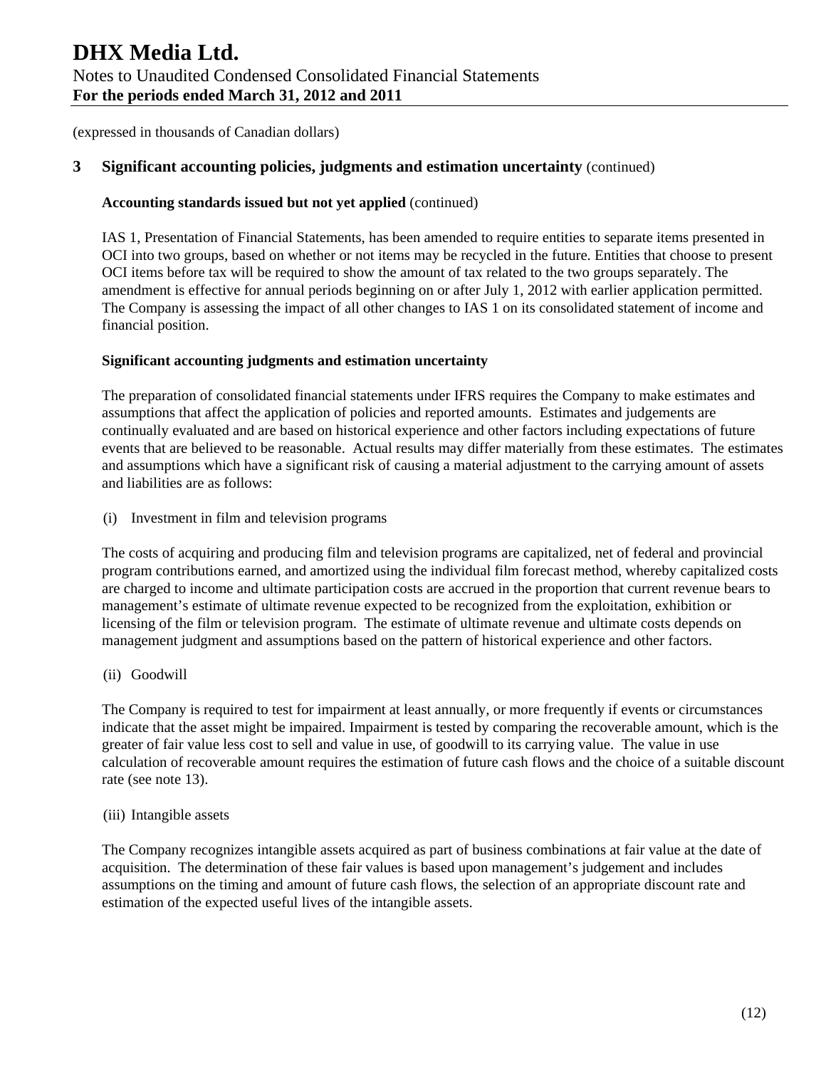(expressed in thousands of Canadian dollars)

## 3 Significant accounting policies, judgments and estimation uncertainty (continued)

### Accounting standards issued but not yet applied (continued)

IAS 1, Presentation of Financial Statements, has been amended to require entities to separate items presented in OCI into two groups, based on whether or not items may be recycled in the future. Entities that choose to present OCI items before tax will be required to show the amount of tax related to the two groups separately. The amendment is effective for annual periods beginning on or after July 1, 2012 with earlier application permitted. The Company is assessing the impact of all other changes to IAS 1 on its consolidated statement of income and financial position.

### Significant accounting judgments and estimation uncertainty

The preparation of consolidated financial statements under IFRS requires the Company to make estimates and assumptions that affect the application of policies and reported amounts. Estimates and judgements are continually evaluated and are based on historical experience and other factors including expectations of future events that are believed to be reasonable. Actual results may differ materially from these estimates. The estimates and assumptions which have a significant risk of causing a material adjustment to the carrying amount of assets and liabilities are as follows:

(i) Investment in film and television programs

The costs of acquiring and producing film and television programs are capitalized, net of federal and provincial program contributions earned, and amortized using the individual film forecast method, whereby capitalized costs are charged to income and ultimate participation costs are accrued in the proportion that current revenue bears to management's estimate of ultimate revenue expected to be recognized from the exploitation, exhibition or licensing of the film or television program. The estimate of ultimate revenue and ultimate costs depends on management judgment and assumptions based on the pattern of historical experience and other factors.

(ii) Goodwill

The Company is required to test for impairment at least annually, or more frequently if events or circumstances indicate that the asset might be impaired. Impairment is tested by comparing the recoverable amount, which is the greater of fair value less cost to sell and value in use, of goodwill to its carrying value. The value in use calculation of recoverable amount requires the estimation of future cash flows and the choice of a suitable discount rate (see note 13).

(iii) Intangible assets

The Company recognizes intangible assets acquired as part of business combinations at fair value at the date of acquisition. The determination of these fair values is based upon management's judgement and includes assumptions on the timing and amount of future cash flows, the selection of an appropriate discount rate and estimation of the expected useful lives of the intangible assets.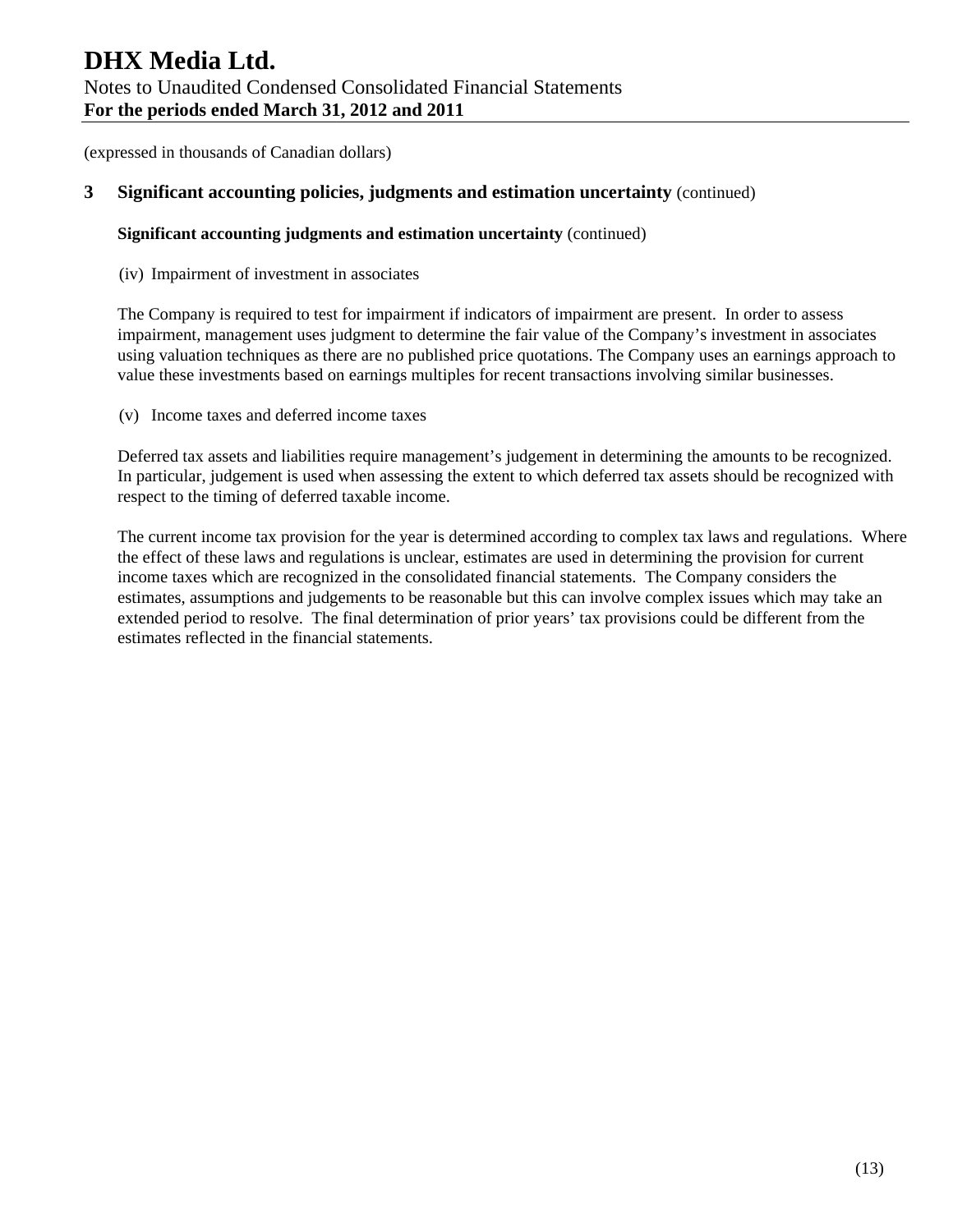(expressed in thousands of Canadian dollars)

## 3 Significant accounting policies, judgments and estimation uncertainty (continued)

### Significant accounting judgments and estimation uncertainty (continued)

(iv) Impairment of investment in associates

The Company is required to test for impairment if indicators of impairment are present. In order to assess impairment, management uses judgment to determine the fair value of the Company's investment in associates using valuation techniques as there are no published price quotations. The Company uses an earnings approach to value these investments based on earnings multiples for recent transactions involving similar businesses.

(v) Income taxes and deferred income taxes

Deferred tax assets and liabilities require management's judgement in determining the amounts to be recognized. In particular, judgement is used when assessing the extent to which deferred tax assets should be recognized with respect to the timing of deferred taxable income.

The current income tax provision for the year is determined according to complex tax laws and regulations. Where the effect of these laws and regulations is unclear, estimates are used in determining the provision for current income taxes which are recognized in the consolidated financial statements. The Company considers the estimates, assumptions and judgements to be reasonable but this can involve complex issues which may take an extended period to resolve. The final determination of prior years' tax provisions could be different from the estimates reflected in the financial statements.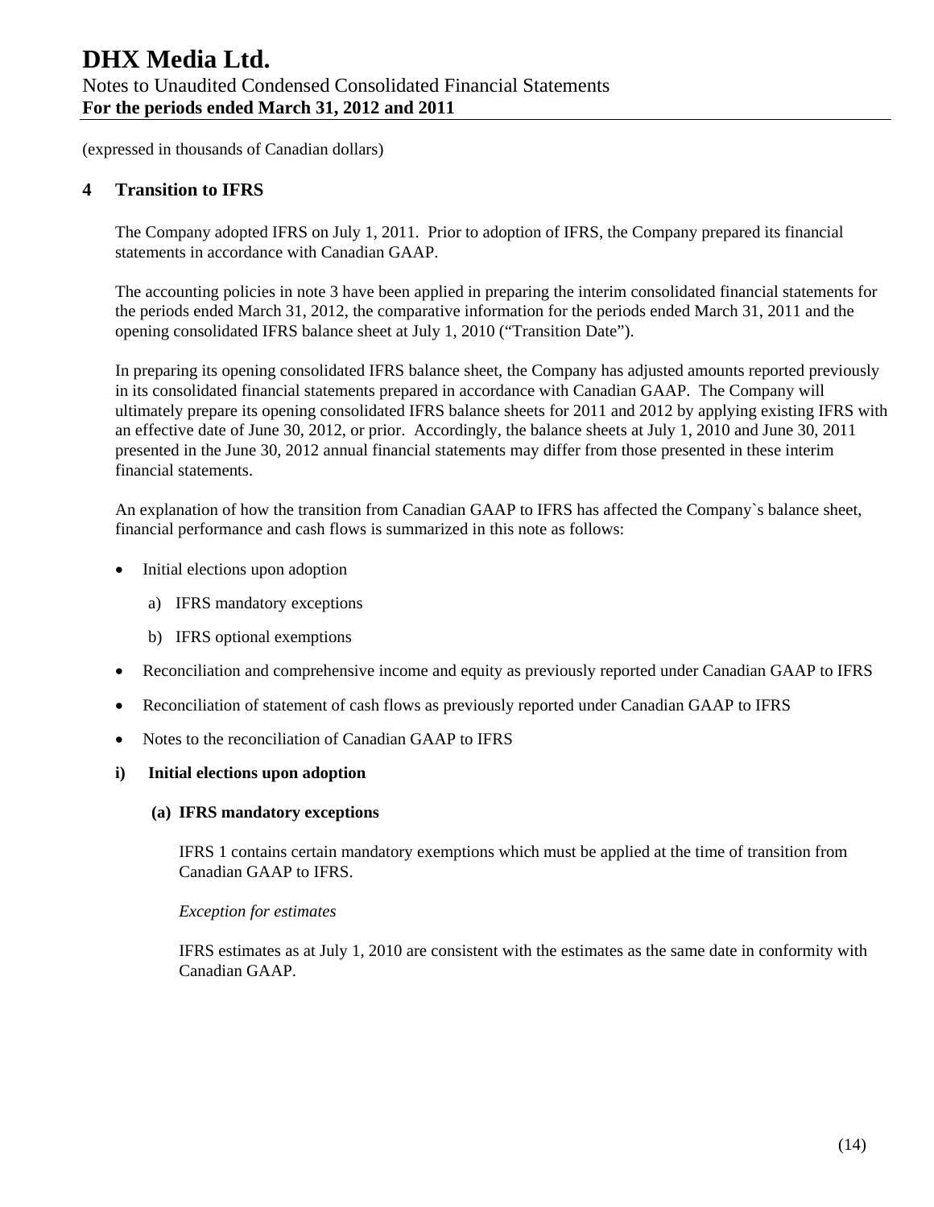(expressed in thousands of Canadian dollars)

## 4 Transition to IFRS

The Company adopted IFRS on July 1, 2011. Prior to adoption of IFRS, the Company prepared its financial statements in accordance with Canadian GAAP.

The accounting policies in note 3 have been applied in preparing the interim consolidated financial statements for the periods ended March 31, 2012, the comparative information for the periods ended March 31, 2011 and the opening consolidated IFRS balance sheet at July 1, 2010 ("Transition Date").

In preparing its opening consolidated IFRS balance sheet, the Company has adjusted amounts reported previously in its consolidated financial statements prepared in accordance with Canadian GAAP. The Company will ultimately prepare its opening consolidated IFRS balance sheets for 2011 and 2012 by applying existing IFRS with an effective date of June 30, 2012, or prior. Accordingly, the balance sheets at July 1, 2010 and June 30, 2011 presented in the June 30, 2012 annual financial statements may differ from those presented in these interim financial statements.

An explanation of how the transition from Canadian GAAP to IFRS has affected the Company`s balance sheet, financial performance and cash flows is summarized in this note as follows:

- Initial elections upon adoption
  - a) IFRS mandatory exceptions
  - b) IFRS optional exemptions
- Reconciliation and comprehensive income and equity as previously reported under Canadian GAAP to IFRS
- Reconciliation of statement of cash flows as previously reported under Canadian GAAP to IFRS
- Notes to the reconciliation of Canadian GAAP to IFRS

### i) Initial elections upon adoption

#### (a) IFRS mandatory exceptions

IFRS 1 contains certain mandatory exemptions which must be applied at the time of transition from Canadian GAAP to IFRS.

*Exception for estimates*

IFRS estimates as at July 1, 2010 are consistent with the estimates as the same date in conformity with Canadian GAAP.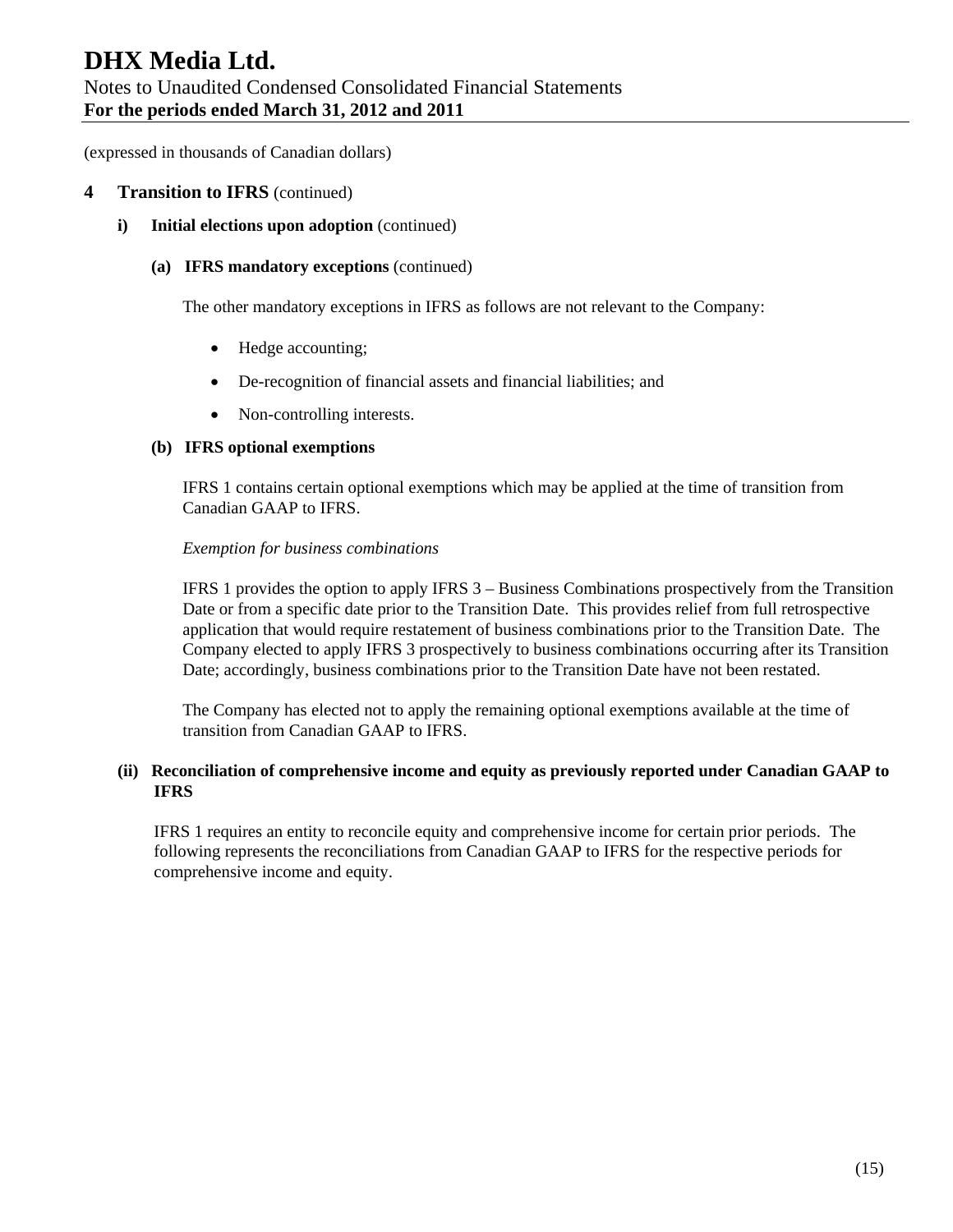(expressed in thousands of Canadian dollars)

## 4 Transition to IFRS (continued)

### i) Initial elections upon adoption (continued)

#### (a) IFRS mandatory exceptions (continued)

The other mandatory exceptions in IFRS as follows are not relevant to the Company:

- Hedge accounting;
- De-recognition of financial assets and financial liabilities; and
- Non-controlling interests.

#### (b) IFRS optional exemptions

IFRS 1 contains certain optional exemptions which may be applied at the time of transition from Canadian GAAP to IFRS.

*Exemption for business combinations*

IFRS 1 provides the option to apply IFRS 3 – Business Combinations prospectively from the Transition Date or from a specific date prior to the Transition Date. This provides relief from full retrospective application that would require restatement of business combinations prior to the Transition Date. The Company elected to apply IFRS 3 prospectively to business combinations occurring after its Transition Date; accordingly, business combinations prior to the Transition Date have not been restated.

The Company has elected not to apply the remaining optional exemptions available at the time of transition from Canadian GAAP to IFRS.

### (ii) Reconciliation of comprehensive income and equity as previously reported under Canadian GAAP to IFRS

IFRS 1 requires an entity to reconcile equity and comprehensive income for certain prior periods. The following represents the reconciliations from Canadian GAAP to IFRS for the respective periods for comprehensive income and equity.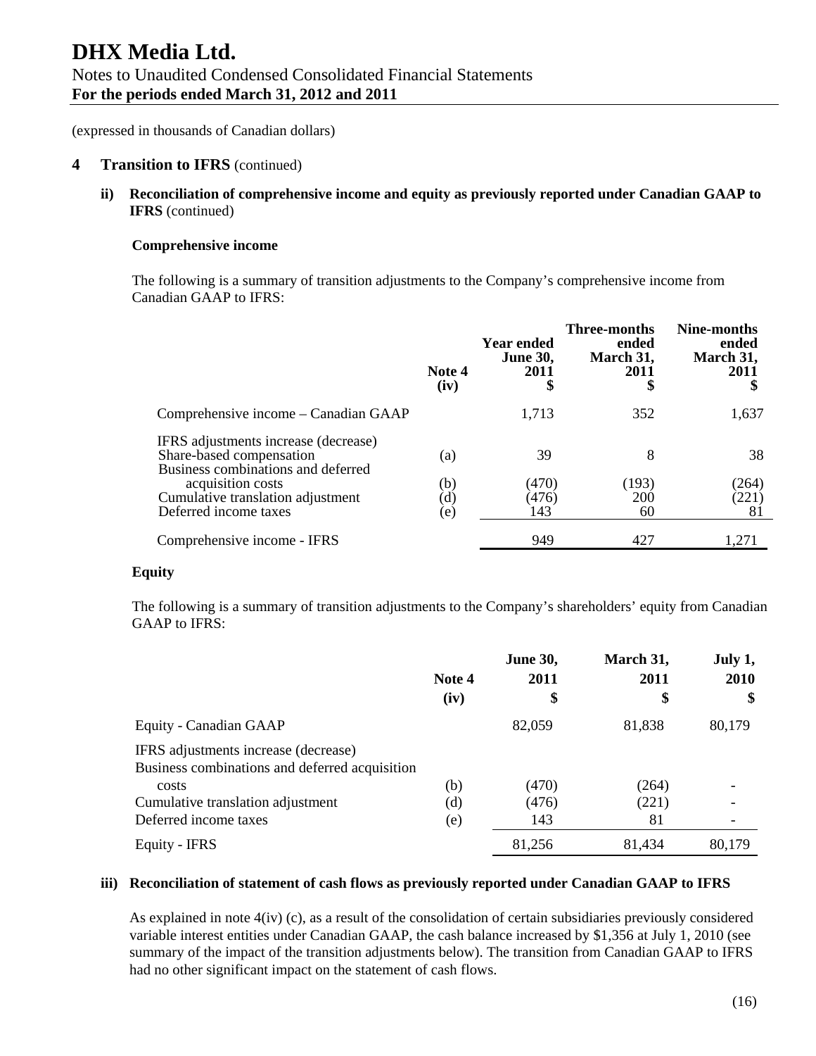(expressed in thousands of Canadian dollars)

## 4 Transition to IFRS (continued)

### ii) Reconciliation of comprehensive income and equity as previously reported under Canadian GAAP to IFRS (continued)

**Comprehensive income**

The following is a summary of transition adjustments to the Company's comprehensive income from Canadian GAAP to IFRS:

| | Note 4 (iv) | Year ended June 30, 2011 $ | Three-months ended March 31, 2011 $ | Nine-months ended March 31, 2011 $ |
|---|---|---|---|---|
| Comprehensive income – Canadian GAAP | | 1,713 | 352 | 1,637 |
| IFRS adjustments increase (decrease) | | | | |
| Share-based compensation | (a) | 39 | 8 | 38 |
| Business combinations and deferred acquisition costs | (b) | (470) | (193) | (264) |
| Cumulative translation adjustment | (d) | (476) | 200 | (221) |
| Deferred income taxes | (e) | 143 | 60 | 81 |
| Comprehensive income - IFRS | | 949 | 427 | 1,271 |

**Equity**

The following is a summary of transition adjustments to the Company's shareholders' equity from Canadian GAAP to IFRS:

| | Note 4 (iv) | June 30, 2011 $ | March 31, 2011 $ | July 1, 2010 $ |
|---|---|---|---|---|
| Equity - Canadian GAAP | | 82,059 | 81,838 | 80,179 |
| IFRS adjustments increase (decrease) | | | | |
| Business combinations and deferred acquisition costs | (b) | (470) | (264) | - |
| Cumulative translation adjustment | (d) | (476) | (221) | - |
| Deferred income taxes | (e) | 143 | 81 | - |
| Equity - IFRS | | 81,256 | 81,434 | 80,179 |

### iii) Reconciliation of statement of cash flows as previously reported under Canadian GAAP to IFRS

As explained in note 4(iv) (c), as a result of the consolidation of certain subsidiaries previously considered variable interest entities under Canadian GAAP, the cash balance increased by $1,356 at July 1, 2010 (see summary of the impact of the transition adjustments below). The transition from Canadian GAAP to IFRS had no other significant impact on the statement of cash flows.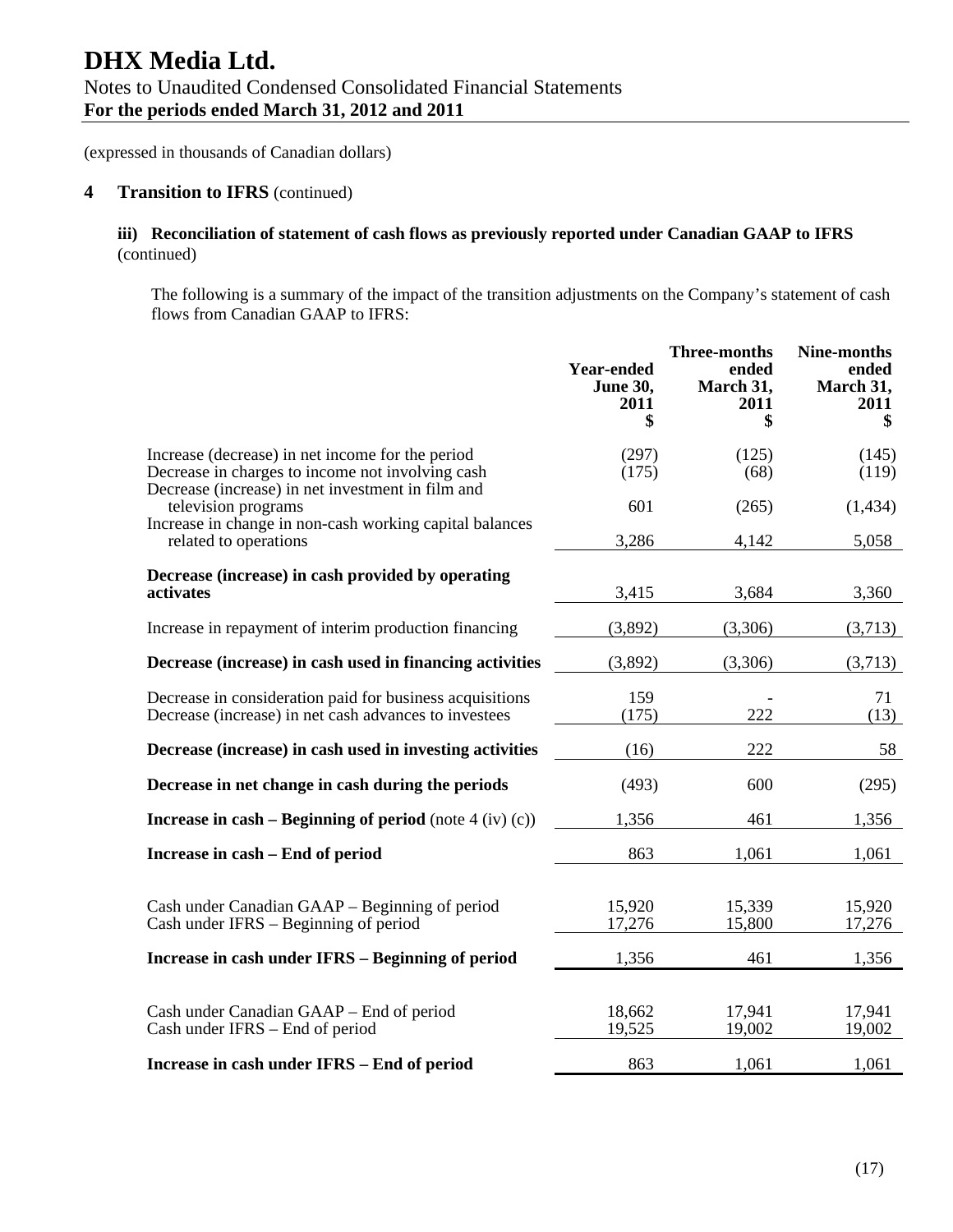(expressed in thousands of Canadian dollars)

## 4 Transition to IFRS (continued)

### iii) Reconciliation of statement of cash flows as previously reported under Canadian GAAP to IFRS (continued)

The following is a summary of the impact of the transition adjustments on the Company's statement of cash flows from Canadian GAAP to IFRS:

| | Year-ended June 30, 2011 $ | Three-months ended March 31, 2011 $ | Nine-months ended March 31, 2011 $ |
|---|---|---|---|
| Increase (decrease) in net income for the period | (297) | (125) | (145) |
| Decrease in charges to income not involving cash | (175) | (68) | (119) |
| Decrease (increase) in net investment in film and television programs | 601 | (265) | (1,434) |
| Increase in change in non-cash working capital balances related to operations | 3,286 | 4,142 | 5,058 |
| **Decrease (increase) in cash provided by operating activates** | 3,415 | 3,684 | 3,360 |
| Increase in repayment of interim production financing | (3,892) | (3,306) | (3,713) |
| **Decrease (increase) in cash used in financing activities** | (3,892) | (3,306) | (3,713) |
| Decrease in consideration paid for business acquisitions | 159 | - | 71 |
| Decrease (increase) in net cash advances to investees | (175) | 222 | (13) |
| **Decrease (increase) in cash used in investing activities** | (16) | 222 | 58 |
| **Decrease in net change in cash during the periods** | (493) | 600 | (295) |
| **Increase in cash – Beginning of period** (note 4 (iv) (c)) | 1,356 | 461 | 1,356 |
| **Increase in cash – End of period** | 863 | 1,061 | 1,061 |
| Cash under Canadian GAAP – Beginning of period | 15,920 | 15,339 | 15,920 |
| Cash under IFRS – Beginning of period | 17,276 | 15,800 | 17,276 |
| **Increase in cash under IFRS – Beginning of period** | 1,356 | 461 | 1,356 |
| Cash under Canadian GAAP – End of period | 18,662 | 17,941 | 17,941 |
| Cash under IFRS – End of period | 19,525 | 19,002 | 19,002 |
| **Increase in cash under IFRS – End of period** | 863 | 1,061 | 1,061 |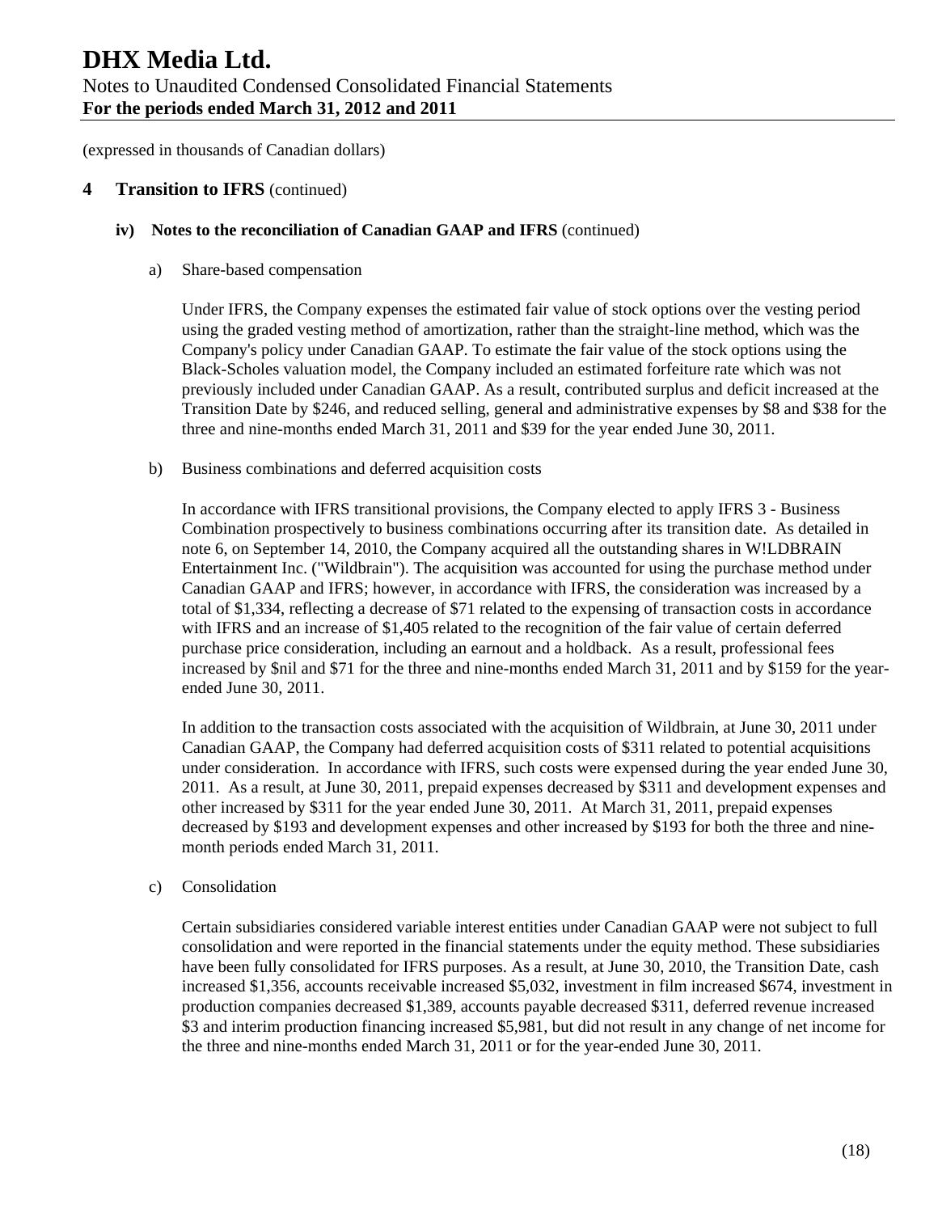(expressed in thousands of Canadian dollars)

## 4 Transition to IFRS (continued)

### iv) Notes to the reconciliation of Canadian GAAP and IFRS (continued)

a) Share-based compensation

Under IFRS, the Company expenses the estimated fair value of stock options over the vesting period using the graded vesting method of amortization, rather than the straight-line method, which was the Company's policy under Canadian GAAP. To estimate the fair value of the stock options using the Black-Scholes valuation model, the Company included an estimated forfeiture rate which was not previously included under Canadian GAAP. As a result, contributed surplus and deficit increased at the Transition Date by $246, and reduced selling, general and administrative expenses by $8 and $38 for the three and nine-months ended March 31, 2011 and $39 for the year ended June 30, 2011.

b) Business combinations and deferred acquisition costs

In accordance with IFRS transitional provisions, the Company elected to apply IFRS 3 - Business Combination prospectively to business combinations occurring after its transition date. As detailed in note 6, on September 14, 2010, the Company acquired all the outstanding shares in W!LDBRAIN Entertainment Inc. ("Wildbrain"). The acquisition was accounted for using the purchase method under Canadian GAAP and IFRS; however, in accordance with IFRS, the consideration was increased by a total of $1,334, reflecting a decrease of $71 related to the expensing of transaction costs in accordance with IFRS and an increase of $1,405 related to the recognition of the fair value of certain deferred purchase price consideration, including an earnout and a holdback. As a result, professional fees increased by $nil and $71 for the three and nine-months ended March 31, 2011 and by $159 for the year-ended June 30, 2011.

In addition to the transaction costs associated with the acquisition of Wildbrain, at June 30, 2011 under Canadian GAAP, the Company had deferred acquisition costs of $311 related to potential acquisitions under consideration. In accordance with IFRS, such costs were expensed during the year ended June 30, 2011. As a result, at June 30, 2011, prepaid expenses decreased by $311 and development expenses and other increased by $311 for the year ended June 30, 2011. At March 31, 2011, prepaid expenses decreased by $193 and development expenses and other increased by $193 for both the three and nine-month periods ended March 31, 2011.

c) Consolidation

Certain subsidiaries considered variable interest entities under Canadian GAAP were not subject to full consolidation and were reported in the financial statements under the equity method. These subsidiaries have been fully consolidated for IFRS purposes. As a result, at June 30, 2010, the Transition Date, cash increased $1,356, accounts receivable increased $5,032, investment in film increased $674, investment in production companies decreased $1,389, accounts payable decreased $311, deferred revenue increased $3 and interim production financing increased $5,981, but did not result in any change of net income for the three and nine-months ended March 31, 2011 or for the year-ended June 30, 2011.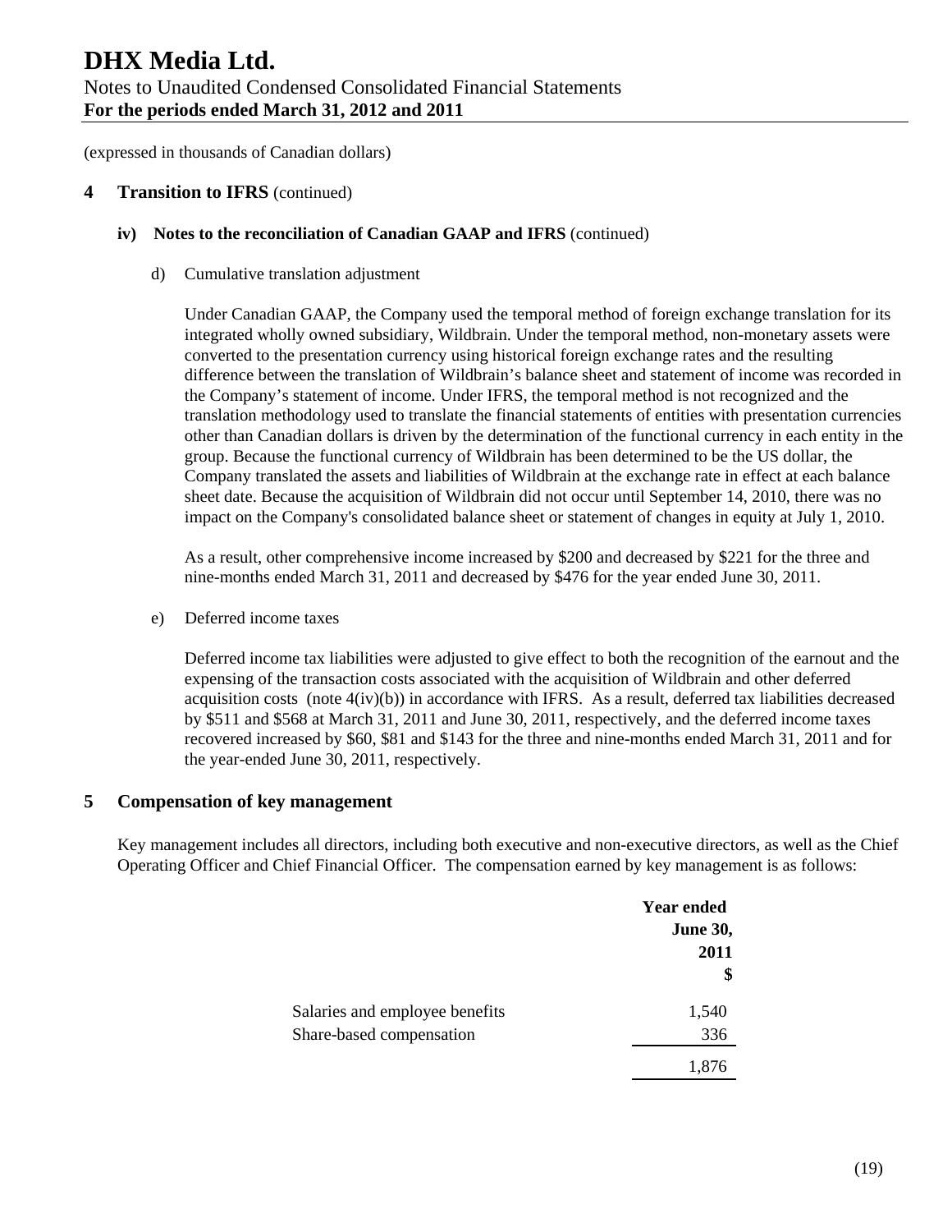(expressed in thousands of Canadian dollars)

## 4 Transition to IFRS (continued)

### iv) Notes to the reconciliation of Canadian GAAP and IFRS (continued)

d) Cumulative translation adjustment

Under Canadian GAAP, the Company used the temporal method of foreign exchange translation for its integrated wholly owned subsidiary, Wildbrain. Under the temporal method, non-monetary assets were converted to the presentation currency using historical foreign exchange rates and the resulting difference between the translation of Wildbrain's balance sheet and statement of income was recorded in the Company's statement of income. Under IFRS, the temporal method is not recognized and the translation methodology used to translate the financial statements of entities with presentation currencies other than Canadian dollars is driven by the determination of the functional currency in each entity in the group. Because the functional currency of Wildbrain has been determined to be the US dollar, the Company translated the assets and liabilities of Wildbrain at the exchange rate in effect at each balance sheet date. Because the acquisition of Wildbrain did not occur until September 14, 2010, there was no impact on the Company's consolidated balance sheet or statement of changes in equity at July 1, 2010.

As a result, other comprehensive income increased by $200 and decreased by $221 for the three and nine-months ended March 31, 2011 and decreased by $476 for the year ended June 30, 2011.

e) Deferred income taxes

Deferred income tax liabilities were adjusted to give effect to both the recognition of the earnout and the expensing of the transaction costs associated with the acquisition of Wildbrain and other deferred acquisition costs (note 4(iv)(b)) in accordance with IFRS. As a result, deferred tax liabilities decreased by $511 and $568 at March 31, 2011 and June 30, 2011, respectively, and the deferred income taxes recovered increased by $60, $81 and $143 for the three and nine-months ended March 31, 2011 and for the year-ended June 30, 2011, respectively.

## 5 Compensation of key management

Key management includes all directors, including both executive and non-executive directors, as well as the Chief Operating Officer and Chief Financial Officer. The compensation earned by key management is as follows:

| | Year ended June 30, 2011 $ |
|---|---|
| Salaries and employee benefits | 1,540 |
| Share-based compensation | 336 |
| | 1,876 |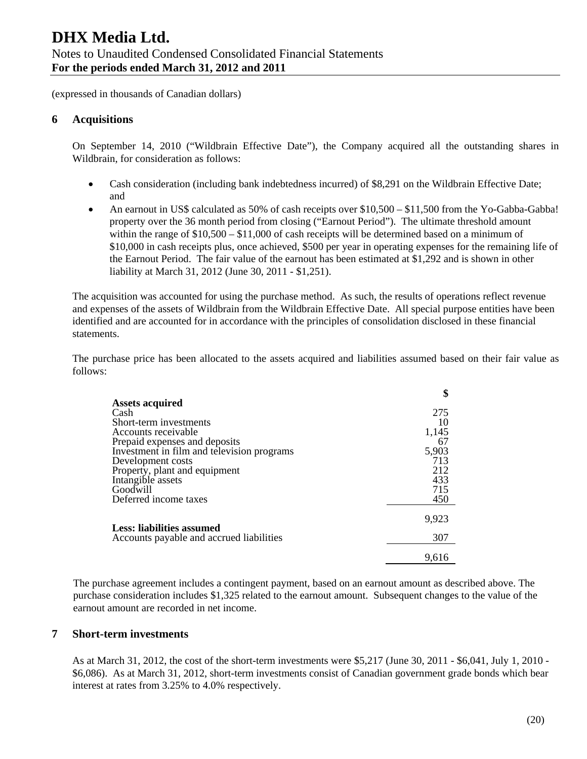(expressed in thousands of Canadian dollars)

## 6 Acquisitions

On September 14, 2010 ("Wildbrain Effective Date"), the Company acquired all the outstanding shares in Wildbrain, for consideration as follows:

- Cash consideration (including bank indebtedness incurred) of $8,291 on the Wildbrain Effective Date; and
- An earnout in US$ calculated as 50% of cash receipts over $10,500 – $11,500 from the Yo-Gabba-Gabba! property over the 36 month period from closing ("Earnout Period"). The ultimate threshold amount within the range of $10,500 – $11,000 of cash receipts will be determined based on a minimum of $10,000 in cash receipts plus, once achieved, $500 per year in operating expenses for the remaining life of the Earnout Period. The fair value of the earnout has been estimated at $1,292 and is shown in other liability at March 31, 2012 (June 30, 2011 - $1,251).

The acquisition was accounted for using the purchase method. As such, the results of operations reflect revenue and expenses of the assets of Wildbrain from the Wildbrain Effective Date. All special purpose entities have been identified and are accounted for in accordance with the principles of consolidation disclosed in these financial statements.

The purchase price has been allocated to the assets acquired and liabilities assumed based on their fair value as follows:

| | $ |
|---|---|
| **Assets acquired** | |
| Cash | 275 |
| Short-term investments | 10 |
| Accounts receivable | 1,145 |
| Prepaid expenses and deposits | 67 |
| Investment in film and television programs | 5,903 |
| Development costs | 713 |
| Property, plant and equipment | 212 |
| Intangible assets | 433 |
| Goodwill | 715 |
| Deferred income taxes | 450 |
| | 9,923 |
| **Less: liabilities assumed** | |
| Accounts payable and accrued liabilities | 307 |
| | 9,616 |

The purchase agreement includes a contingent payment, based on an earnout amount as described above. The purchase consideration includes $1,325 related to the earnout amount. Subsequent changes to the value of the earnout amount are recorded in net income.

## 7 Short-term investments

As at March 31, 2012, the cost of the short-term investments were $5,217 (June 30, 2011 - $6,041, July 1, 2010 - $6,086). As at March 31, 2012, short-term investments consist of Canadian government grade bonds which bear interest at rates from 3.25% to 4.0% respectively.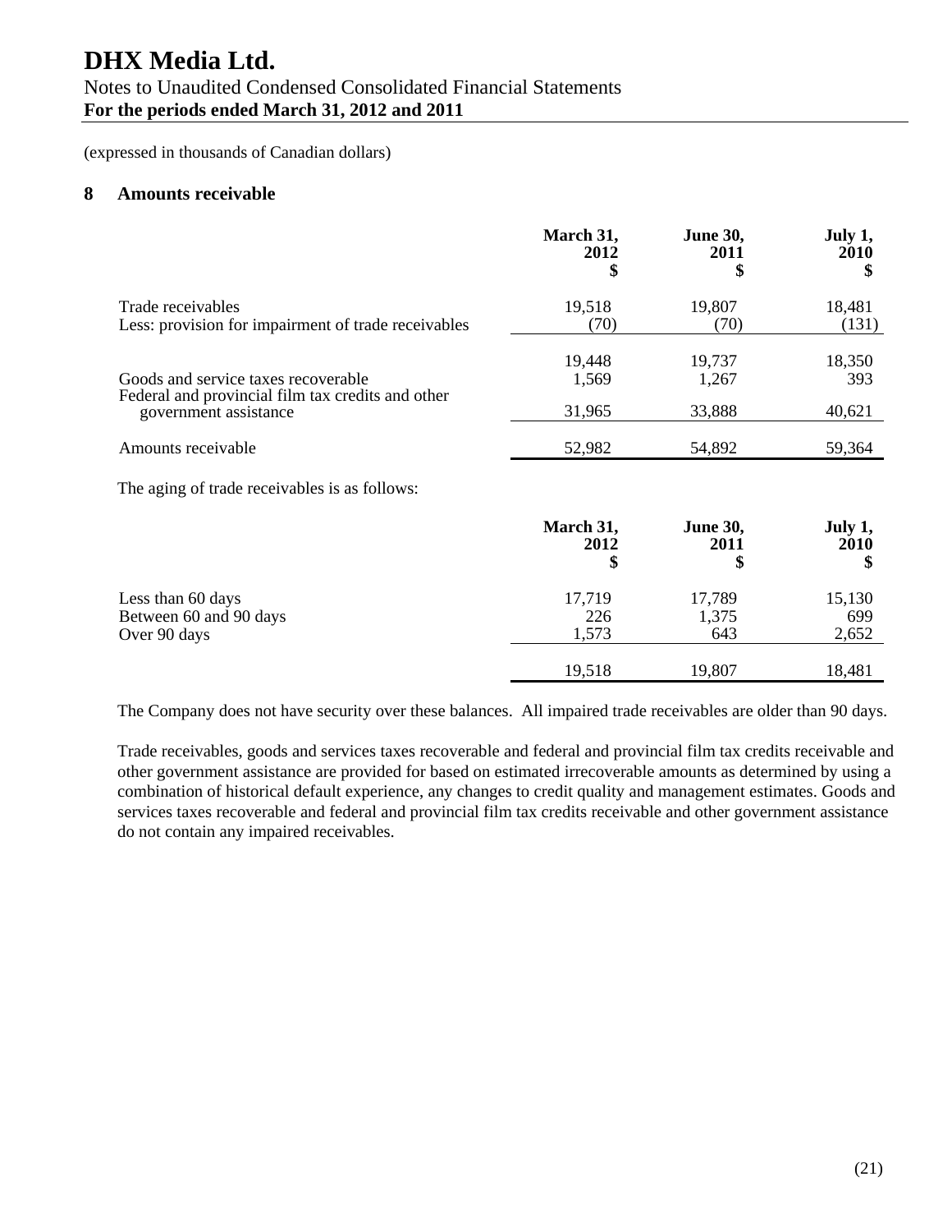(expressed in thousands of Canadian dollars)

## 8 Amounts receivable

| | March 31, 2012 $ | June 30, 2011 $ | July 1, 2010 $ |
|---|---|---|---|
| Trade receivables | 19,518 | 19,807 | 18,481 |
| Less: provision for impairment of trade receivables | (70) | (70) | (131) |
| | 19,448 | 19,737 | 18,350 |
| Goods and service taxes recoverable | 1,569 | 1,267 | 393 |
| Federal and provincial film tax credits and other government assistance | 31,965 | 33,888 | 40,621 |
| Amounts receivable | 52,982 | 54,892 | 59,364 |

The aging of trade receivables is as follows:

| | March 31, 2012 $ | June 30, 2011 $ | July 1, 2010 $ |
|---|---|---|---|
| Less than 60 days | 17,719 | 17,789 | 15,130 |
| Between 60 and 90 days | 226 | 1,375 | 699 |
| Over 90 days | 1,573 | 643 | 2,652 |
| | 19,518 | 19,807 | 18,481 |

The Company does not have security over these balances. All impaired trade receivables are older than 90 days.

Trade receivables, goods and services taxes recoverable and federal and provincial film tax credits receivable and other government assistance are provided for based on estimated irrecoverable amounts as determined by using a combination of historical default experience, any changes to credit quality and management estimates. Goods and services taxes recoverable and federal and provincial film tax credits receivable and other government assistance do not contain any impaired receivables.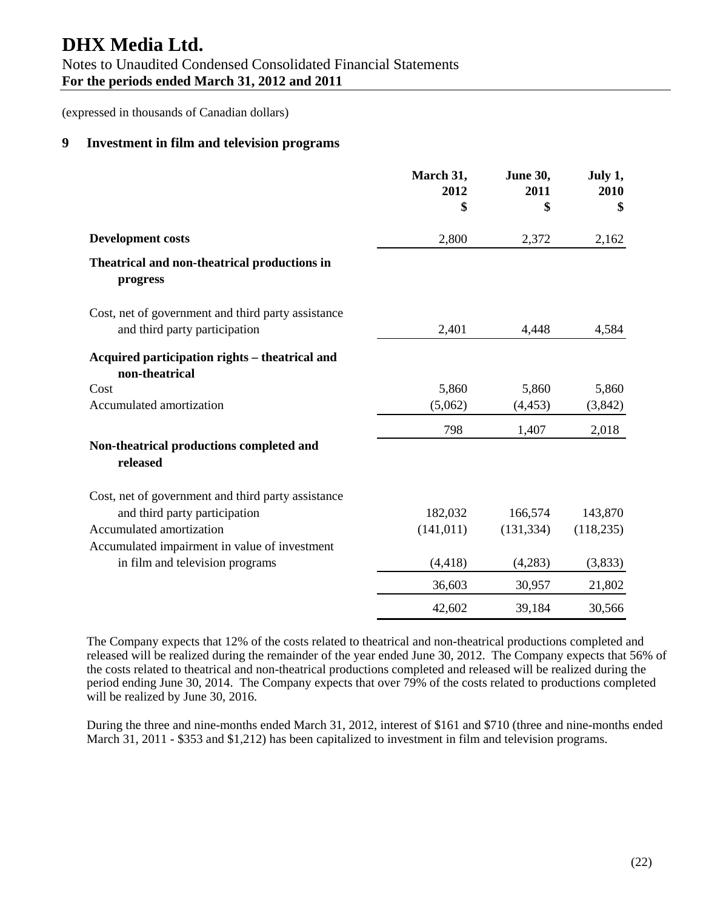# DHX Media Ltd.

Notes to Unaudited Condensed Consolidated Financial Statements
**For the periods ended March 31, 2012 and 2011**

(expressed in thousands of Canadian dollars)

## 9 Investment in film and television programs

| | March 31, 2012 $ | June 30, 2011 $ | July 1, 2010 $ |
|---|---|---|---|
| **Development costs** | 2,800 | 2,372 | 2,162 |
| **Theatrical and non-theatrical productions in progress** | | | |
| Cost, net of government and third party assistance and third party participation | 2,401 | 4,448 | 4,584 |
| **Acquired participation rights – theatrical and non-theatrical** | | | |
| Cost | 5,860 | 5,860 | 5,860 |
| Accumulated amortization | (5,062) | (4,453) | (3,842) |
| | 798 | 1,407 | 2,018 |
| **Non-theatrical productions completed and released** | | | |
| Cost, net of government and third party assistance and third party participation | 182,032 | 166,574 | 143,870 |
| Accumulated amortization | (141,011) | (131,334) | (118,235) |
| Accumulated impairment in value of investment in film and television programs | (4,418) | (4,283) | (3,833) |
| | 36,603 | 30,957 | 21,802 |
| | 42,602 | 39,184 | 30,566 |

The Company expects that 12% of the costs related to theatrical and non-theatrical productions completed and released will be realized during the remainder of the year ended June 30, 2012. The Company expects that 56% of the costs related to theatrical and non-theatrical productions completed and released will be realized during the period ending June 30, 2014. The Company expects that over 79% of the costs related to productions completed will be realized by June 30, 2016.

During the three and nine-months ended March 31, 2012, interest of $161 and $710 (three and nine-months ended March 31, 2011 - $353 and $1,212) has been capitalized to investment in film and television programs.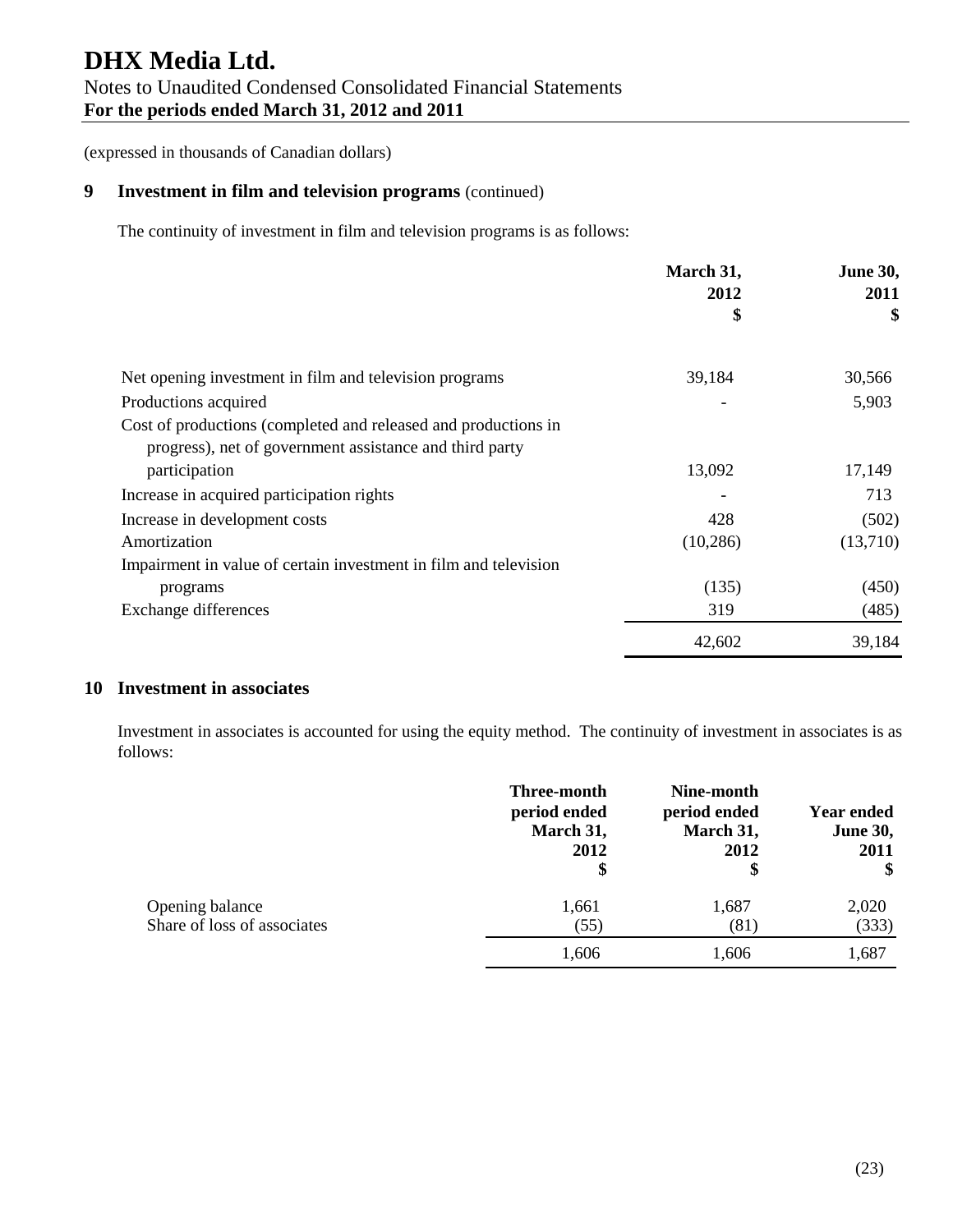# DHX Media Ltd.

Notes to Unaudited Condensed Consolidated Financial Statements
**For the periods ended March 31, 2012 and 2011**

(expressed in thousands of Canadian dollars)

## 9 Investment in film and television programs (continued)

The continuity of investment in film and television programs is as follows:

| | March 31, 2012 $ | June 30, 2011 $ |
|---|---|---|
| Net opening investment in film and television programs | 39,184 | 30,566 |
| Productions acquired | - | 5,903 |
| Cost of productions (completed and released and productions in progress), net of government assistance and third party participation | 13,092 | 17,149 |
| Increase in acquired participation rights | - | 713 |
| Increase in development costs | 428 | (502) |
| Amortization | (10,286) | (13,710) |
| Impairment in value of certain investment in film and television programs | (135) | (450) |
| Exchange differences | 319 | (485) |
| | 42,602 | 39,184 |

## 10 Investment in associates

Investment in associates is accounted for using the equity method. The continuity of investment in associates is as follows:

| | Three-month period ended March 31, 2012 $ | Nine-month period ended March 31, 2012 $ | Year ended June 30, 2011 $ |
|---|---|---|---|
| Opening balance | 1,661 | 1,687 | 2,020 |
| Share of loss of associates | (55) | (81) | (333) |
| | 1,606 | 1,606 | 1,687 |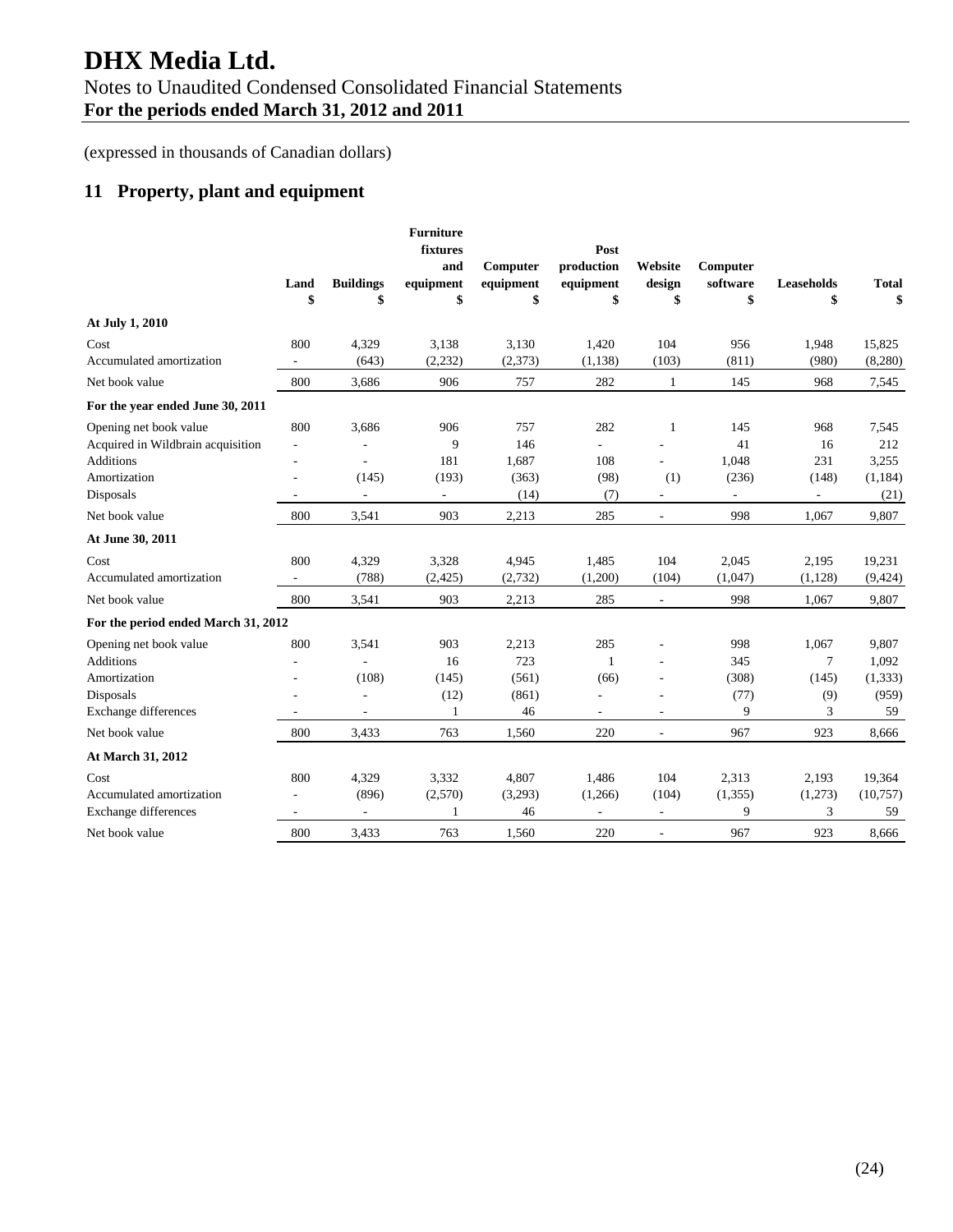# DHX Media Ltd.

Notes to Unaudited Condensed Consolidated Financial Statements
**For the periods ended March 31, 2012 and 2011**

(expressed in thousands of Canadian dollars)

## 11 Property, plant and equipment

| | Land<br>$ | Buildings<br>$ | Furniture fixtures and equipment<br>$ | Computer equipment<br>$ | Post production equipment<br>$ | Website design<br>$ | Computer software<br>$ | Leaseholds<br>$ | Total<br>$ |
|---|---|---|---|---|---|---|---|---|---|
| **At July 1, 2010** | | | | | | | | | |
| Cost | 800 | 4,329 | 3,138 | 3,130 | 1,420 | 104 | 956 | 1,948 | 15,825 |
| Accumulated amortization | - | (643) | (2,232) | (2,373) | (1,138) | (103) | (811) | (980) | (8,280) |
| Net book value | 800 | 3,686 | 906 | 757 | 282 | 1 | 145 | 968 | 7,545 |
| **For the year ended June 30, 2011** | | | | | | | | | |
| Opening net book value | 800 | 3,686 | 906 | 757 | 282 | 1 | 145 | 968 | 7,545 |
| Acquired in Wildbrain acquisition | - | - | 9 | 146 | - | - | 41 | 16 | 212 |
| Additions | - | - | 181 | 1,687 | 108 | - | 1,048 | 231 | 3,255 |
| Amortization | - | (145) | (193) | (363) | (98) | (1) | (236) | (148) | (1,184) |
| Disposals | - | - | - | (14) | (7) | - | - | - | (21) |
| Net book value | 800 | 3,541 | 903 | 2,213 | 285 | - | 998 | 1,067 | 9,807 |
| **At June 30, 2011** | | | | | | | | | |
| Cost | 800 | 4,329 | 3,328 | 4,945 | 1,485 | 104 | 2,045 | 2,195 | 19,231 |
| Accumulated amortization | - | (788) | (2,425) | (2,732) | (1,200) | (104) | (1,047) | (1,128) | (9,424) |
| Net book value | 800 | 3,541 | 903 | 2,213 | 285 | - | 998 | 1,067 | 9,807 |
| **For the period ended March 31, 2012** | | | | | | | | | |
| Opening net book value | 800 | 3,541 | 903 | 2,213 | 285 | - | 998 | 1,067 | 9,807 |
| Additions | - | - | 16 | 723 | 1 | - | 345 | 7 | 1,092 |
| Amortization | - | (108) | (145) | (561) | (66) | - | (308) | (145) | (1,333) |
| Disposals | - | - | (12) | (861) | - | - | (77) | (9) | (959) |
| Exchange differences | - | - | 1 | 46 | - | - | 9 | 3 | 59 |
| Net book value | 800 | 3,433 | 763 | 1,560 | 220 | - | 967 | 923 | 8,666 |
| **At March 31, 2012** | | | | | | | | | |
| Cost | 800 | 4,329 | 3,332 | 4,807 | 1,486 | 104 | 2,313 | 2,193 | 19,364 |
| Accumulated amortization | - | (896) | (2,570) | (3,293) | (1,266) | (104) | (1,355) | (1,273) | (10,757) |
| Exchange differences | - | - | 1 | 46 | - | - | 9 | 3 | 59 |
| Net book value | 800 | 3,433 | 763 | 1,560 | 220 | - | 967 | 923 | 8,666 |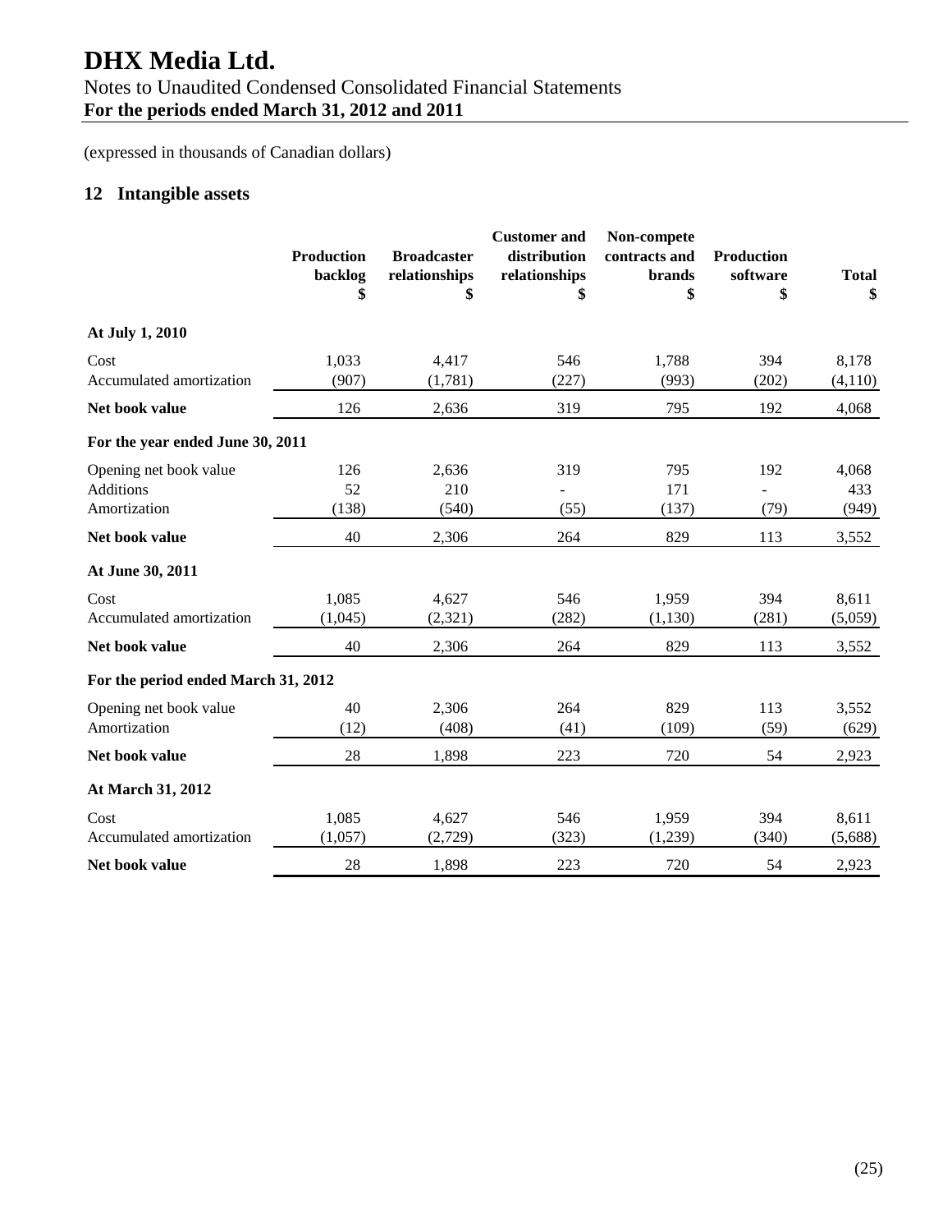(expressed in thousands of Canadian dollars)

## 12 Intangible assets

| | Production backlog $ | Broadcaster relationships $ | Customer and distribution relationships $ | Non-compete contracts and brands $ | Production software $ | Total $ |
|---|---|---|---|---|---|---|
| **At July 1, 2010** | | | | | | |
| Cost | 1,033 | 4,417 | 546 | 1,788 | 394 | 8,178 |
| Accumulated amortization | (907) | (1,781) | (227) | (993) | (202) | (4,110) |
| **Net book value** | 126 | 2,636 | 319 | 795 | 192 | 4,068 |
| **For the year ended June 30, 2011** | | | | | | |
| Opening net book value | 126 | 2,636 | 319 | 795 | 192 | 4,068 |
| Additions | 52 | 210 | - | 171 | - | 433 |
| Amortization | (138) | (540) | (55) | (137) | (79) | (949) |
| **Net book value** | 40 | 2,306 | 264 | 829 | 113 | 3,552 |
| **At June 30, 2011** | | | | | | |
| Cost | 1,085 | 4,627 | 546 | 1,959 | 394 | 8,611 |
| Accumulated amortization | (1,045) | (2,321) | (282) | (1,130) | (281) | (5,059) |
| **Net book value** | 40 | 2,306 | 264 | 829 | 113 | 3,552 |
| **For the period ended March 31, 2012** | | | | | | |
| Opening net book value | 40 | 2,306 | 264 | 829 | 113 | 3,552 |
| Amortization | (12) | (408) | (41) | (109) | (59) | (629) |
| **Net book value** | 28 | 1,898 | 223 | 720 | 54 | 2,923 |
| **At March 31, 2012** | | | | | | |
| Cost | 1,085 | 4,627 | 546 | 1,959 | 394 | 8,611 |
| Accumulated amortization | (1,057) | (2,729) | (323) | (1,239) | (340) | (5,688) |
| **Net book value** | 28 | 1,898 | 223 | 720 | 54 | 2,923 |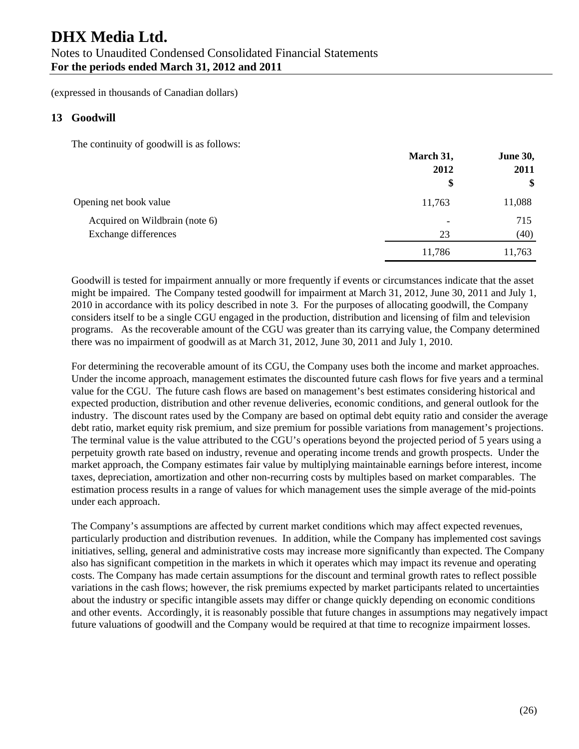(expressed in thousands of Canadian dollars)

## 13 Goodwill

The continuity of goodwill is as follows:

| | March 31, 2012 $ | June 30, 2011 $ |
|---|---|---|
| Opening net book value | 11,763 | 11,088 |
| Acquired on Wildbrain (note 6) | - | 715 |
| Exchange differences | 23 | (40) |
| | 11,786 | 11,763 |

Goodwill is tested for impairment annually or more frequently if events or circumstances indicate that the asset might be impaired. The Company tested goodwill for impairment at March 31, 2012, June 30, 2011 and July 1, 2010 in accordance with its policy described in note 3. For the purposes of allocating goodwill, the Company considers itself to be a single CGU engaged in the production, distribution and licensing of film and television programs. As the recoverable amount of the CGU was greater than its carrying value, the Company determined there was no impairment of goodwill as at March 31, 2012, June 30, 2011 and July 1, 2010.

For determining the recoverable amount of its CGU, the Company uses both the income and market approaches. Under the income approach, management estimates the discounted future cash flows for five years and a terminal value for the CGU. The future cash flows are based on management's best estimates considering historical and expected production, distribution and other revenue deliveries, economic conditions, and general outlook for the industry. The discount rates used by the Company are based on optimal debt equity ratio and consider the average debt ratio, market equity risk premium, and size premium for possible variations from management's projections. The terminal value is the value attributed to the CGU's operations beyond the projected period of 5 years using a perpetuity growth rate based on industry, revenue and operating income trends and growth prospects. Under the market approach, the Company estimates fair value by multiplying maintainable earnings before interest, income taxes, depreciation, amortization and other non-recurring costs by multiples based on market comparables. The estimation process results in a range of values for which management uses the simple average of the mid-points under each approach.

The Company's assumptions are affected by current market conditions which may affect expected revenues, particularly production and distribution revenues. In addition, while the Company has implemented cost savings initiatives, selling, general and administrative costs may increase more significantly than expected. The Company also has significant competition in the markets in which it operates which may impact its revenue and operating costs. The Company has made certain assumptions for the discount and terminal growth rates to reflect possible variations in the cash flows; however, the risk premiums expected by market participants related to uncertainties about the industry or specific intangible assets may differ or change quickly depending on economic conditions and other events. Accordingly, it is reasonably possible that future changes in assumptions may negatively impact future valuations of goodwill and the Company would be required at that time to recognize impairment losses.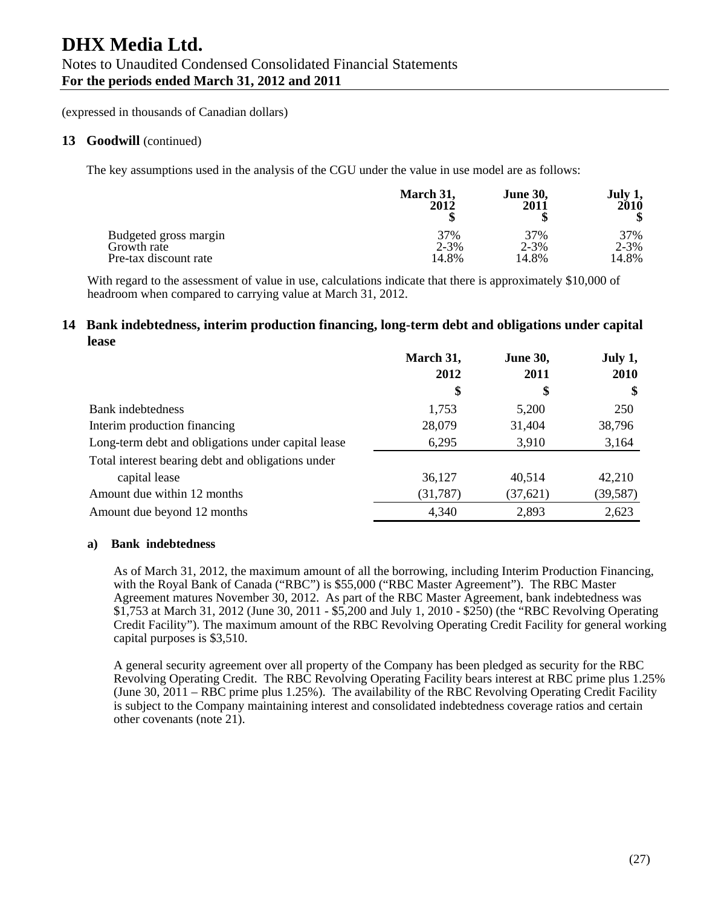(expressed in thousands of Canadian dollars)

## 13 Goodwill (continued)

The key assumptions used in the analysis of the CGU under the value in use model are as follows:

| | March 31, 2012 $ | June 30, 2011 $ | July 1, 2010 $ |
|---|---|---|---|
| Budgeted gross margin | 37% | 37% | 37% |
| Growth rate | 2-3% | 2-3% | 2-3% |
| Pre-tax discount rate | 14.8% | 14.8% | 14.8% |

With regard to the assessment of value in use, calculations indicate that there is approximately $10,000 of headroom when compared to carrying value at March 31, 2012.

## 14 Bank indebtedness, interim production financing, long-term debt and obligations under capital lease

| | March 31, 2012 $ | June 30, 2011 $ | July 1, 2010 $ |
|---|---|---|---|
| Bank indebtedness | 1,753 | 5,200 | 250 |
| Interim production financing | 28,079 | 31,404 | 38,796 |
| Long-term debt and obligations under capital lease | 6,295 | 3,910 | 3,164 |
| Total interest bearing debt and obligations under capital lease | 36,127 | 40,514 | 42,210 |
| Amount due within 12 months | (31,787) | (37,621) | (39,587) |
| Amount due beyond 12 months | 4,340 | 2,893 | 2,623 |

### a) Bank indebtedness

As of March 31, 2012, the maximum amount of all the borrowing, including Interim Production Financing, with the Royal Bank of Canada ("RBC") is $55,000 ("RBC Master Agreement"). The RBC Master Agreement matures November 30, 2012. As part of the RBC Master Agreement, bank indebtedness was $1,753 at March 31, 2012 (June 30, 2011 - $5,200 and July 1, 2010 - $250) (the "RBC Revolving Operating Credit Facility"). The maximum amount of the RBC Revolving Operating Credit Facility for general working capital purposes is $3,510.

A general security agreement over all property of the Company has been pledged as security for the RBC Revolving Operating Credit. The RBC Revolving Operating Facility bears interest at RBC prime plus 1.25% (June 30, 2011 – RBC prime plus 1.25%). The availability of the RBC Revolving Operating Credit Facility is subject to the Company maintaining interest and consolidated indebtedness coverage ratios and certain other covenants (note 21).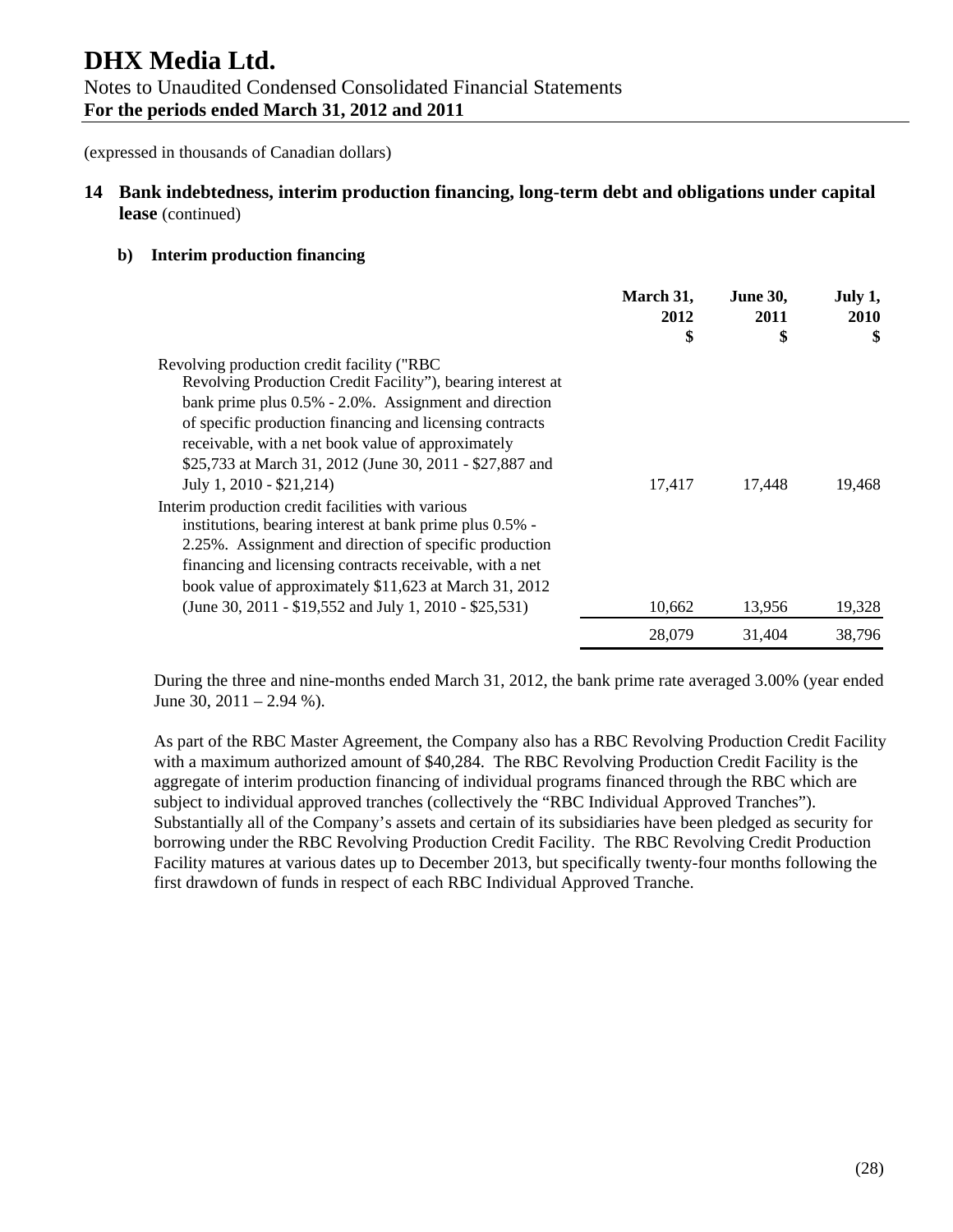(expressed in thousands of Canadian dollars)

## 14 Bank indebtedness, interim production financing, long-term debt and obligations under capital lease (continued)

### b) Interim production financing

| | March 31, 2012 $ | June 30, 2011 $ | July 1, 2010 $ |
|---|---|---|---|
| Revolving production credit facility ("RBC Revolving Production Credit Facility"), bearing interest at bank prime plus 0.5% - 2.0%. Assignment and direction of specific production financing and licensing contracts receivable, with a net book value of approximately \$25,733 at March 31, 2012 (June 30, 2011 - \$27,887 and July 1, 2010 - \$21,214) | 17,417 | 17,448 | 19,468 |
| Interim production credit facilities with various institutions, bearing interest at bank prime plus 0.5% - 2.25%. Assignment and direction of specific production financing and licensing contracts receivable, with a net book value of approximately \$11,623 at March 31, 2012 (June 30, 2011 - \$19,552 and July 1, 2010 - \$25,531) | 10,662 | 13,956 | 19,328 |
| | 28,079 | 31,404 | 38,796 |

During the three and nine-months ended March 31, 2012, the bank prime rate averaged 3.00% (year ended June 30, 2011 – 2.94 %).

As part of the RBC Master Agreement, the Company also has a RBC Revolving Production Credit Facility with a maximum authorized amount of $40,284. The RBC Revolving Production Credit Facility is the aggregate of interim production financing of individual programs financed through the RBC which are subject to individual approved tranches (collectively the "RBC Individual Approved Tranches"). Substantially all of the Company's assets and certain of its subsidiaries have been pledged as security for borrowing under the RBC Revolving Production Credit Facility. The RBC Revolving Credit Production Facility matures at various dates up to December 2013, but specifically twenty-four months following the first drawdown of funds in respect of each RBC Individual Approved Tranche.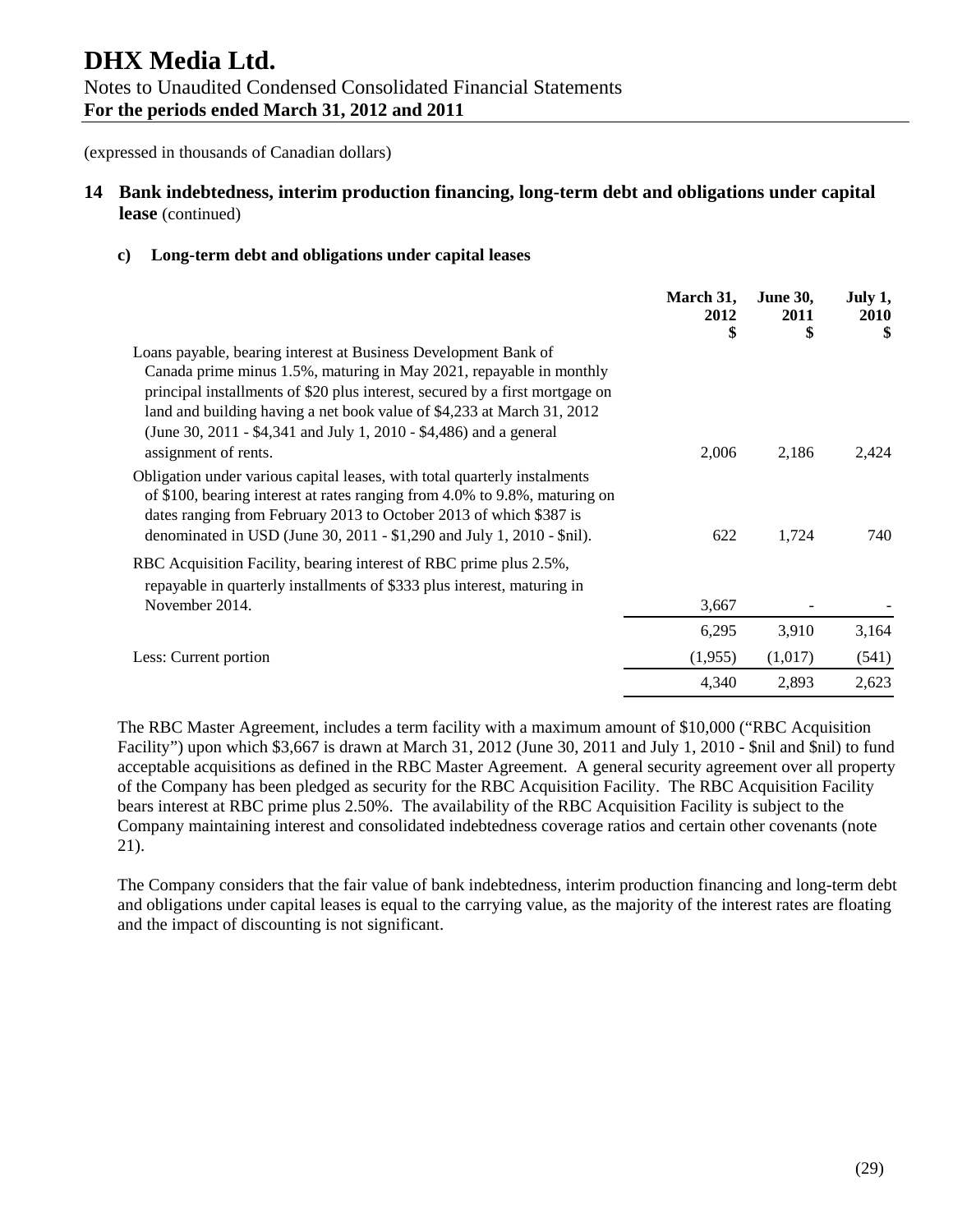(expressed in thousands of Canadian dollars)

## 14 Bank indebtedness, interim production financing, long-term debt and obligations under capital lease (continued)

### c) Long-term debt and obligations under capital leases

| | March 31, 2012 $ | June 30, 2011 $ | July 1, 2010 $ |
|---|---|---|---|
| Loans payable, bearing interest at Business Development Bank of Canada prime minus 1.5%, maturing in May 2021, repayable in monthly principal installments of $20 plus interest, secured by a first mortgage on land and building having a net book value of $4,233 at March 31, 2012 (June 30, 2011 - $4,341 and July 1, 2010 - $4,486) and a general assignment of rents. | 2,006 | 2,186 | 2,424 |
| Obligation under various capital leases, with total quarterly instalments of $100, bearing interest at rates ranging from 4.0% to 9.8%, maturing on dates ranging from February 2013 to October 2013 of which $387 is denominated in USD (June 30, 2011 - $1,290 and July 1, 2010 - $nil). | 622 | 1,724 | 740 |
| RBC Acquisition Facility, bearing interest of RBC prime plus 2.5%, repayable in quarterly installments of $333 plus interest, maturing in November 2014. | 3,667 | - | - |
| | 6,295 | 3,910 | 3,164 |
| Less: Current portion | (1,955) | (1,017) | (541) |
| | 4,340 | 2,893 | 2,623 |

The RBC Master Agreement, includes a term facility with a maximum amount of $10,000 ("RBC Acquisition Facility") upon which $3,667 is drawn at March 31, 2012 (June 30, 2011 and July 1, 2010 - $nil and $nil) to fund acceptable acquisitions as defined in the RBC Master Agreement. A general security agreement over all property of the Company has been pledged as security for the RBC Acquisition Facility. The RBC Acquisition Facility bears interest at RBC prime plus 2.50%. The availability of the RBC Acquisition Facility is subject to the Company maintaining interest and consolidated indebtedness coverage ratios and certain other covenants (note 21).

The Company considers that the fair value of bank indebtedness, interim production financing and long-term debt and obligations under capital leases is equal to the carrying value, as the majority of the interest rates are floating and the impact of discounting is not significant.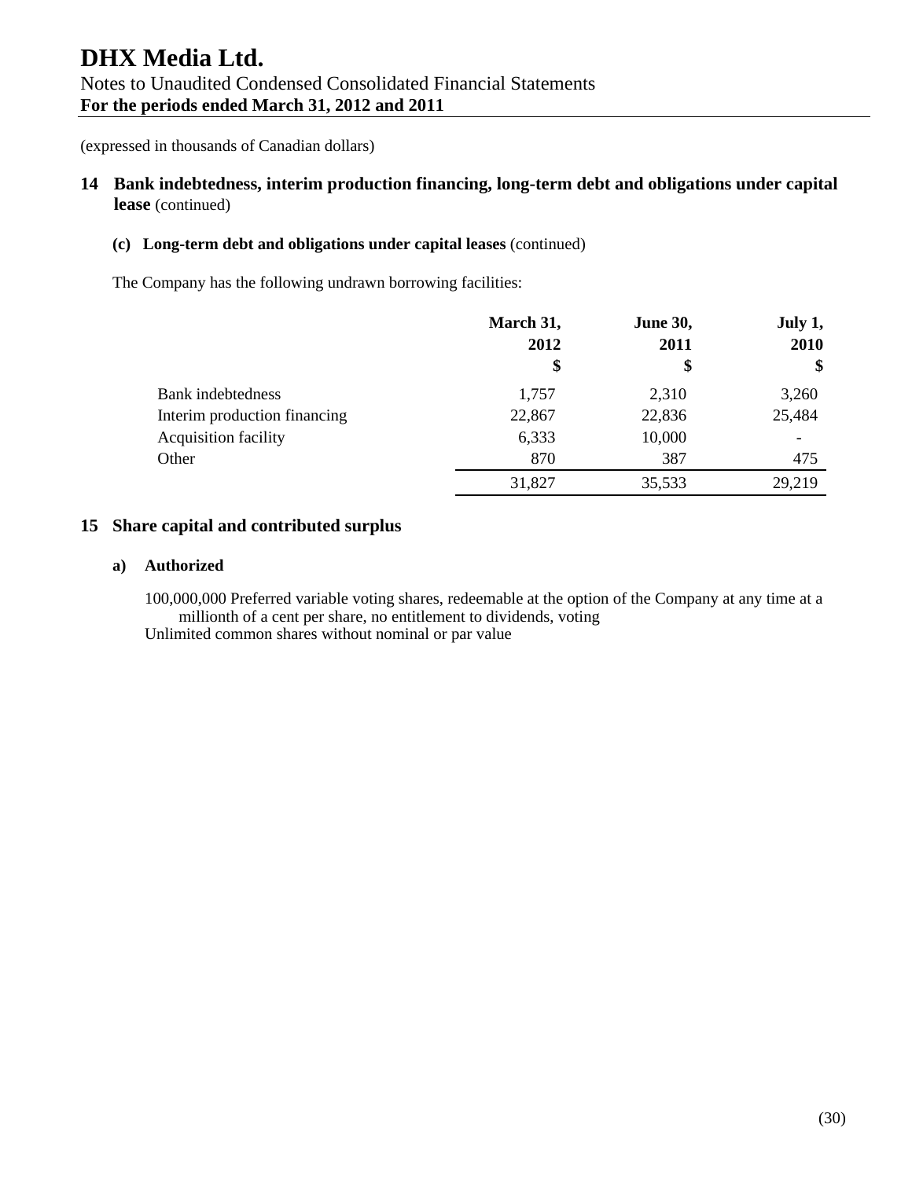(expressed in thousands of Canadian dollars)

## 14 Bank indebtedness, interim production financing, long-term debt and obligations under capital lease (continued)

### (c) Long-term debt and obligations under capital leases (continued)

The Company has the following undrawn borrowing facilities:

| | March 31, 2012 $ | June 30, 2011 $ | July 1, 2010 $ |
|---|---|---|---|
| Bank indebtedness | 1,757 | 2,310 | 3,260 |
| Interim production financing | 22,867 | 22,836 | 25,484 |
| Acquisition facility | 6,333 | 10,000 | - |
| Other | 870 | 387 | 475 |
| | 31,827 | 35,533 | 29,219 |

## 15 Share capital and contributed surplus

### a) Authorized

100,000,000 Preferred variable voting shares, redeemable at the option of the Company at any time at a millionth of a cent per share, no entitlement to dividends, voting

Unlimited common shares without nominal or par value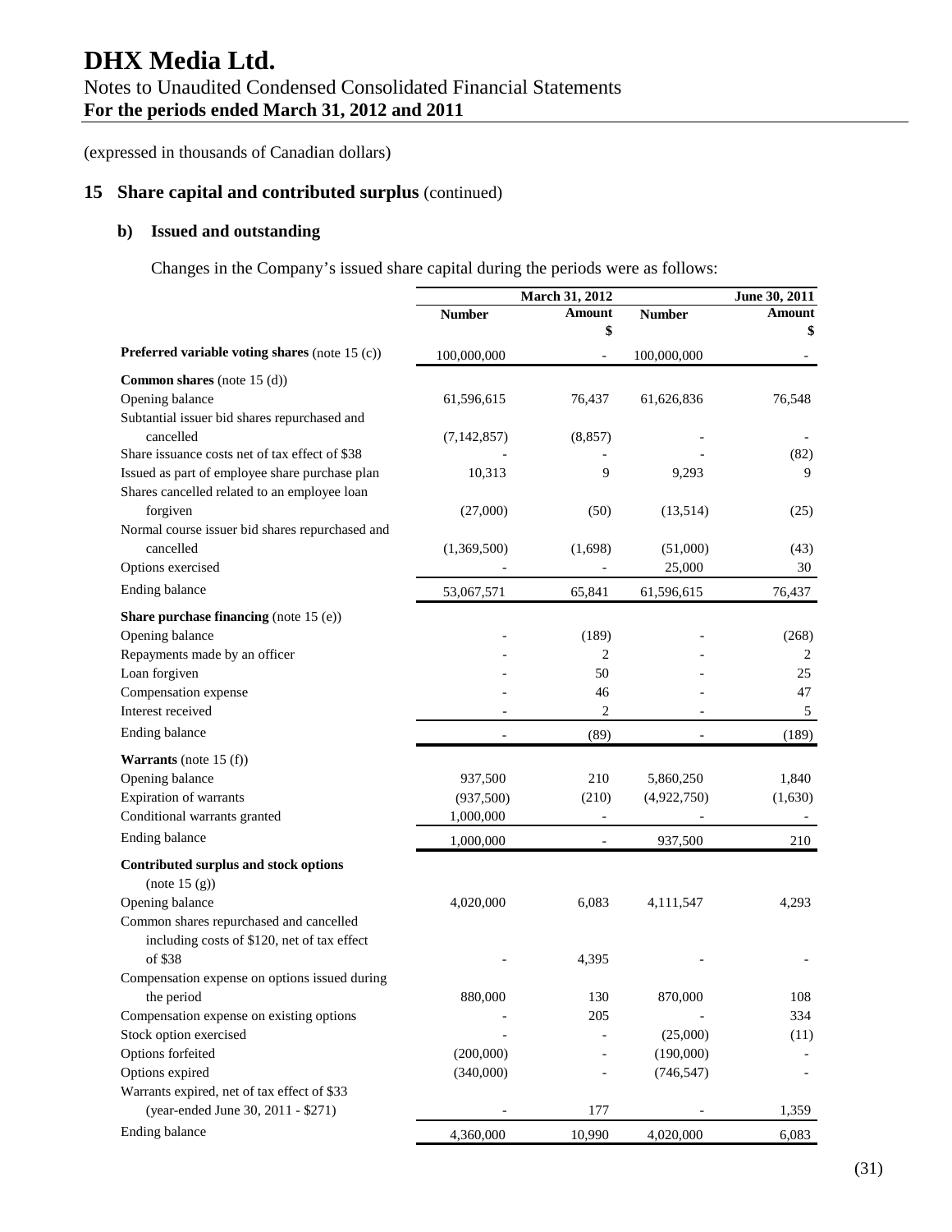# DHX Media Ltd.

Notes to Unaudited Condensed Consolidated Financial Statements
**For the periods ended March 31, 2012 and 2011**

(expressed in thousands of Canadian dollars)

## 15 Share capital and contributed surplus (continued)

### b) Issued and outstanding

Changes in the Company's issued share capital during the periods were as follows:

| | March 31, 2012 | | June 30, 2011 | |
|---|---|---|---|---|
| | Number | Amount $ | Number | Amount $ |
| **Preferred variable voting shares** (note 15 (c)) | 100,000,000 | - | 100,000,000 | - |
| **Common shares** (note 15 (d)) | | | | |
| Opening balance | 61,596,615 | 76,437 | 61,626,836 | 76,548 |
| Subtantial issuer bid shares repurchased and cancelled | (7,142,857) | (8,857) | - | - |
| Share issuance costs net of tax effect of $38 | - | - | - | (82) |
| Issued as part of employee share purchase plan | 10,313 | 9 | 9,293 | 9 |
| Shares cancelled related to an employee loan forgiven | (27,000) | (50) | (13,514) | (25) |
| Normal course issuer bid shares repurchased and cancelled | (1,369,500) | (1,698) | (51,000) | (43) |
| Options exercised | - | - | 25,000 | 30 |
| Ending balance | 53,067,571 | 65,841 | 61,596,615 | 76,437 |
| **Share purchase financing** (note 15 (e)) | | | | |
| Opening balance | - | (189) | - | (268) |
| Repayments made by an officer | - | 2 | - | 2 |
| Loan forgiven | - | 50 | - | 25 |
| Compensation expense | - | 46 | - | 47 |
| Interest received | - | 2 | - | 5 |
| Ending balance | - | (89) | - | (189) |
| **Warrants** (note 15 (f)) | | | | |
| Opening balance | 937,500 | 210 | 5,860,250 | 1,840 |
| Expiration of warrants | (937,500) | (210) | (4,922,750) | (1,630) |
| Conditional warrants granted | 1,000,000 | - | - | - |
| Ending balance | 1,000,000 | - | 937,500 | 210 |
| **Contributed surplus and stock options** (note 15 (g)) | | | | |
| Opening balance | 4,020,000 | 6,083 | 4,111,547 | 4,293 |
| Common shares repurchased and cancelled including costs of $120, net of tax effect of $38 | - | 4,395 | - | - |
| Compensation expense on options issued during the period | 880,000 | 130 | 870,000 | 108 |
| Compensation expense on existing options | - | 205 | - | 334 |
| Stock option exercised | - | - | (25,000) | (11) |
| Options forfeited | (200,000) | - | (190,000) | - |
| Options expired | (340,000) | - | (746,547) | - |
| Warrants expired, net of tax effect of $33 (year-ended June 30, 2011 - $271) | - | 177 | - | 1,359 |
| Ending balance | 4,360,000 | 10,990 | 4,020,000 | 6,083 |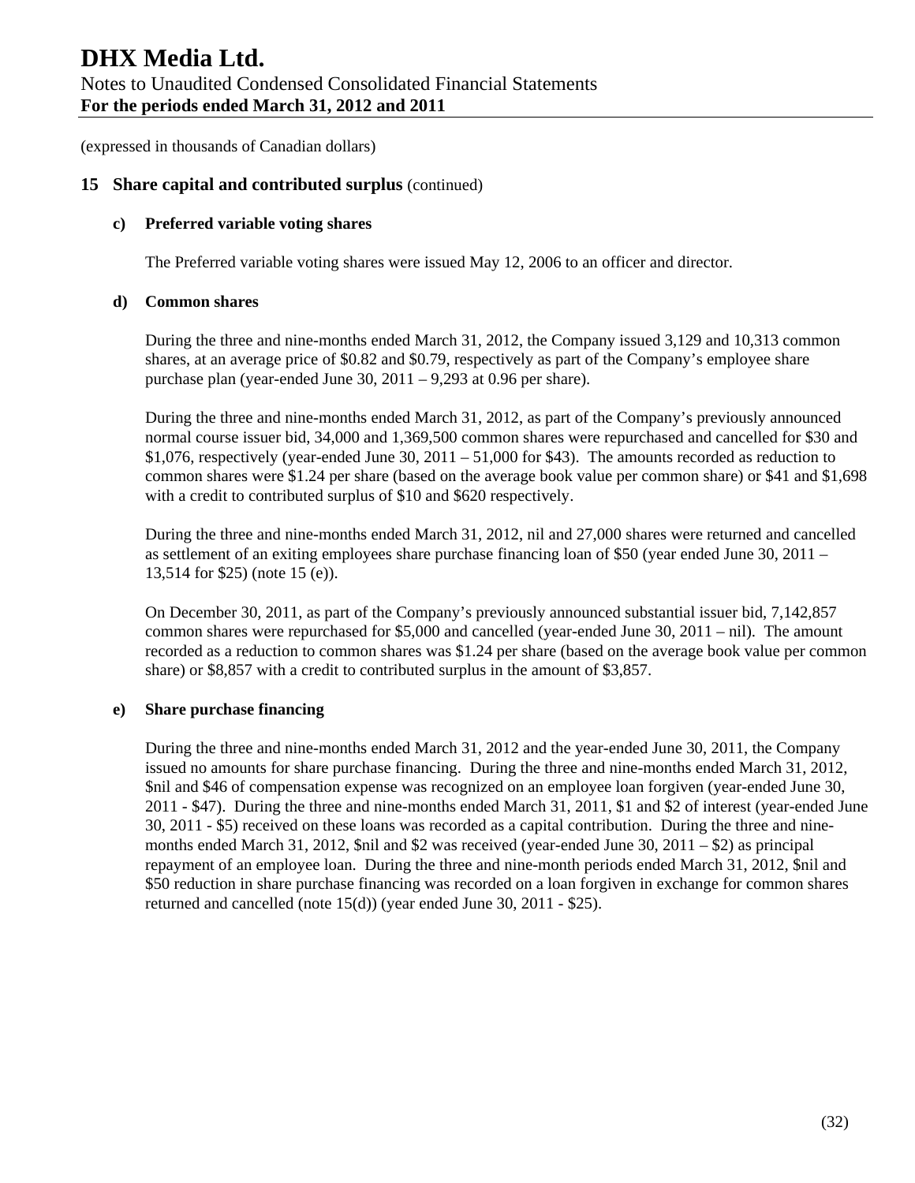(expressed in thousands of Canadian dollars)

## 15 Share capital and contributed surplus (continued)

### c) Preferred variable voting shares

The Preferred variable voting shares were issued May 12, 2006 to an officer and director.

### d) Common shares

During the three and nine-months ended March 31, 2012, the Company issued 3,129 and 10,313 common shares, at an average price of $0.82 and $0.79, respectively as part of the Company's employee share purchase plan (year-ended June 30, 2011 – 9,293 at 0.96 per share).

During the three and nine-months ended March 31, 2012, as part of the Company's previously announced normal course issuer bid, 34,000 and 1,369,500 common shares were repurchased and cancelled for $30 and $1,076, respectively (year-ended June 30, 2011 – 51,000 for $43). The amounts recorded as reduction to common shares were $1.24 per share (based on the average book value per common share) or $41 and $1,698 with a credit to contributed surplus of $10 and $620 respectively.

During the three and nine-months ended March 31, 2012, nil and 27,000 shares were returned and cancelled as settlement of an exiting employees share purchase financing loan of $50 (year ended June 30, 2011 – 13,514 for $25) (note 15 (e)).

On December 30, 2011, as part of the Company's previously announced substantial issuer bid, 7,142,857 common shares were repurchased for $5,000 and cancelled (year-ended June 30, 2011 – nil). The amount recorded as a reduction to common shares was $1.24 per share (based on the average book value per common share) or $8,857 with a credit to contributed surplus in the amount of $3,857.

### e) Share purchase financing

During the three and nine-months ended March 31, 2012 and the year-ended June 30, 2011, the Company issued no amounts for share purchase financing. During the three and nine-months ended March 31, 2012, $nil and $46 of compensation expense was recognized on an employee loan forgiven (year-ended June 30, 2011 - $47). During the three and nine-months ended March 31, 2011, $1 and $2 of interest (year-ended June 30, 2011 - $5) received on these loans was recorded as a capital contribution. During the three and nine-months ended March 31, 2012, $nil and $2 was received (year-ended June 30, 2011 – $2) as principal repayment of an employee loan. During the three and nine-month periods ended March 31, 2012, $nil and $50 reduction in share purchase financing was recorded on a loan forgiven in exchange for common shares returned and cancelled (note 15(d)) (year ended June 30, 2011 - $25).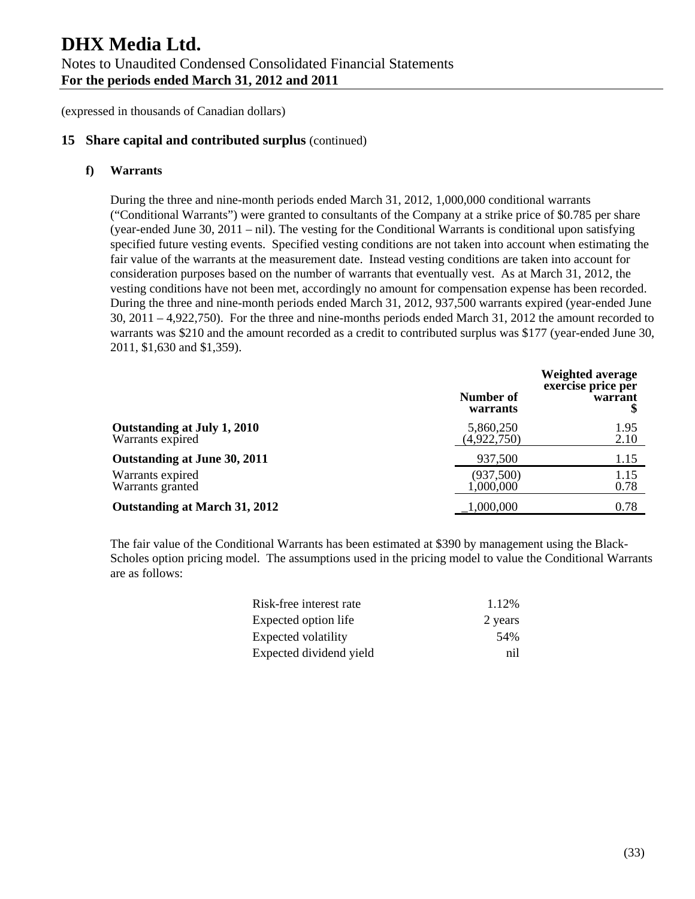(expressed in thousands of Canadian dollars)

## 15 Share capital and contributed surplus (continued)

### f) Warrants

During the three and nine-month periods ended March 31, 2012, 1,000,000 conditional warrants ("Conditional Warrants") were granted to consultants of the Company at a strike price of $0.785 per share (year-ended June 30, 2011 – nil). The vesting for the Conditional Warrants is conditional upon satisfying specified future vesting events. Specified vesting conditions are not taken into account when estimating the fair value of the warrants at the measurement date. Instead vesting conditions are taken into account for consideration purposes based on the number of warrants that eventually vest. As at March 31, 2012, the vesting conditions have not been met, accordingly no amount for compensation expense has been recorded. During the three and nine-month periods ended March 31, 2012, 937,500 warrants expired (year-ended June 30, 2011 – 4,922,750). For the three and nine-months periods ended March 31, 2012 the amount recorded to warrants was $210 and the amount recorded as a credit to contributed surplus was $177 (year-ended June 30, 2011, $1,630 and $1,359).

| | Number of warrants | Weighted average exercise price per warrant $ |
|---|---|---|
| **Outstanding at July 1, 2010** | 5,860,250 | 1.95 |
| Warrants expired | (4,922,750) | 2.10 |
| **Outstanding at June 30, 2011** | 937,500 | 1.15 |
| Warrants expired | (937,500) | 1.15 |
| Warrants granted | 1,000,000 | 0.78 |
| **Outstanding at March 31, 2012** | 1,000,000 | 0.78 |

The fair value of the Conditional Warrants has been estimated at $390 by management using the Black-Scholes option pricing model. The assumptions used in the pricing model to value the Conditional Warrants are as follows:

| | |
|---|---|
| Risk-free interest rate | 1.12% |
| Expected option life | 2 years |
| Expected volatility | 54% |
| Expected dividend yield | nil |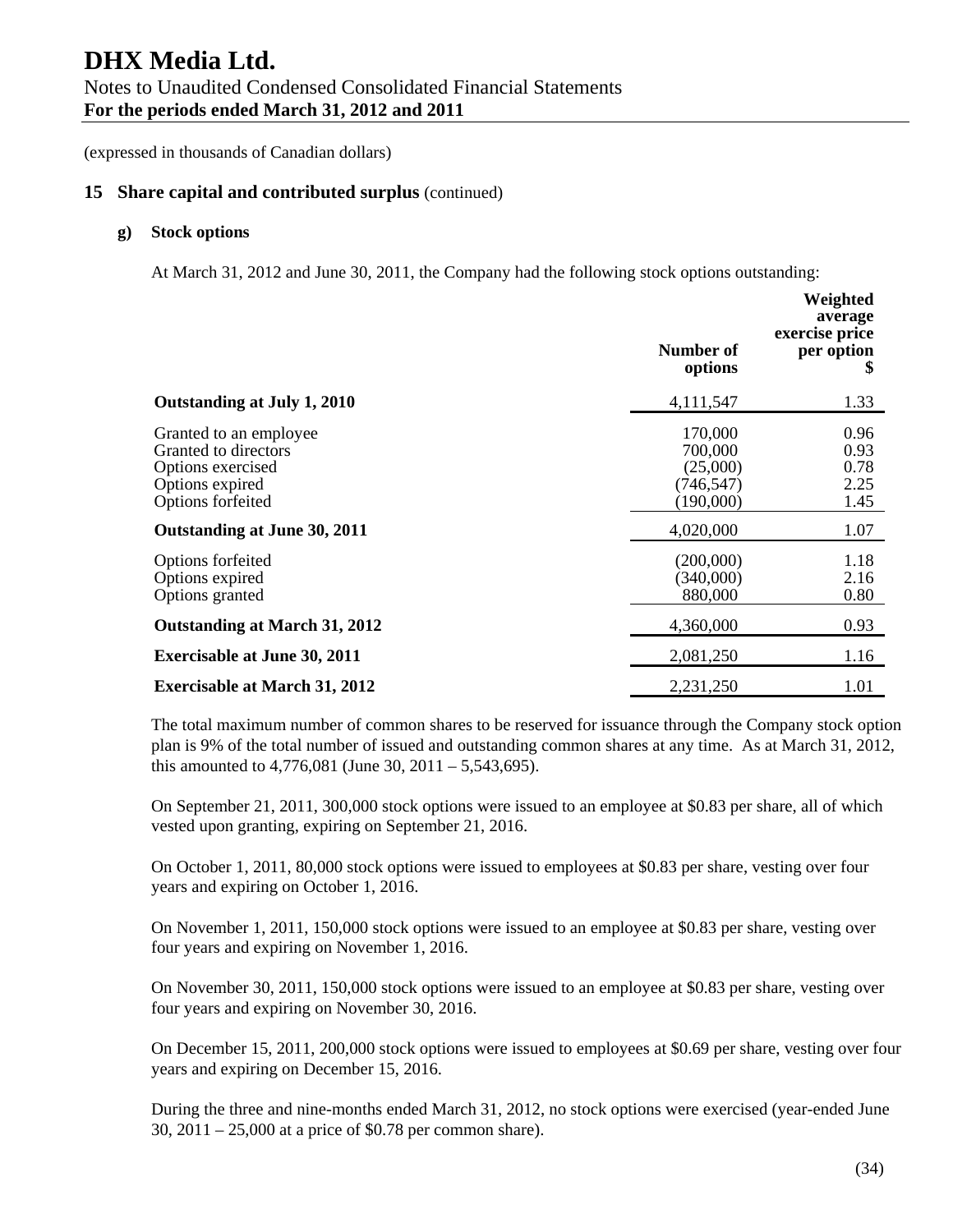# DHX Media Ltd.

Notes to Unaudited Condensed Consolidated Financial Statements
**For the periods ended March 31, 2012 and 2011**

(expressed in thousands of Canadian dollars)

## 15 Share capital and contributed surplus (continued)

### g) Stock options

At March 31, 2012 and June 30, 2011, the Company had the following stock options outstanding:

| | Number of options | Weighted average exercise price per option $ |
|---|---|---|
| **Outstanding at July 1, 2010** | 4,111,547 | 1.33 |
| Granted to an employee | 170,000 | 0.96 |
| Granted to directors | 700,000 | 0.93 |
| Options exercised | (25,000) | 0.78 |
| Options expired | (746,547) | 2.25 |
| Options forfeited | (190,000) | 1.45 |
| **Outstanding at June 30, 2011** | 4,020,000 | 1.07 |
| Options forfeited | (200,000) | 1.18 |
| Options expired | (340,000) | 2.16 |
| Options granted | 880,000 | 0.80 |
| **Outstanding at March 31, 2012** | 4,360,000 | 0.93 |
| **Exercisable at June 30, 2011** | 2,081,250 | 1.16 |
| **Exercisable at March 31, 2012** | 2,231,250 | 1.01 |

The total maximum number of common shares to be reserved for issuance through the Company stock option plan is 9% of the total number of issued and outstanding common shares at any time. As at March 31, 2012, this amounted to 4,776,081 (June 30, 2011 – 5,543,695).

On September 21, 2011, 300,000 stock options were issued to an employee at $0.83 per share, all of which vested upon granting, expiring on September 21, 2016.

On October 1, 2011, 80,000 stock options were issued to employees at $0.83 per share, vesting over four years and expiring on October 1, 2016.

On November 1, 2011, 150,000 stock options were issued to an employee at $0.83 per share, vesting over four years and expiring on November 1, 2016.

On November 30, 2011, 150,000 stock options were issued to an employee at $0.83 per share, vesting over four years and expiring on November 30, 2016.

On December 15, 2011, 200,000 stock options were issued to employees at $0.69 per share, vesting over four years and expiring on December 15, 2016.

During the three and nine-months ended March 31, 2012, no stock options were exercised (year-ended June 30, 2011 – 25,000 at a price of $0.78 per common share).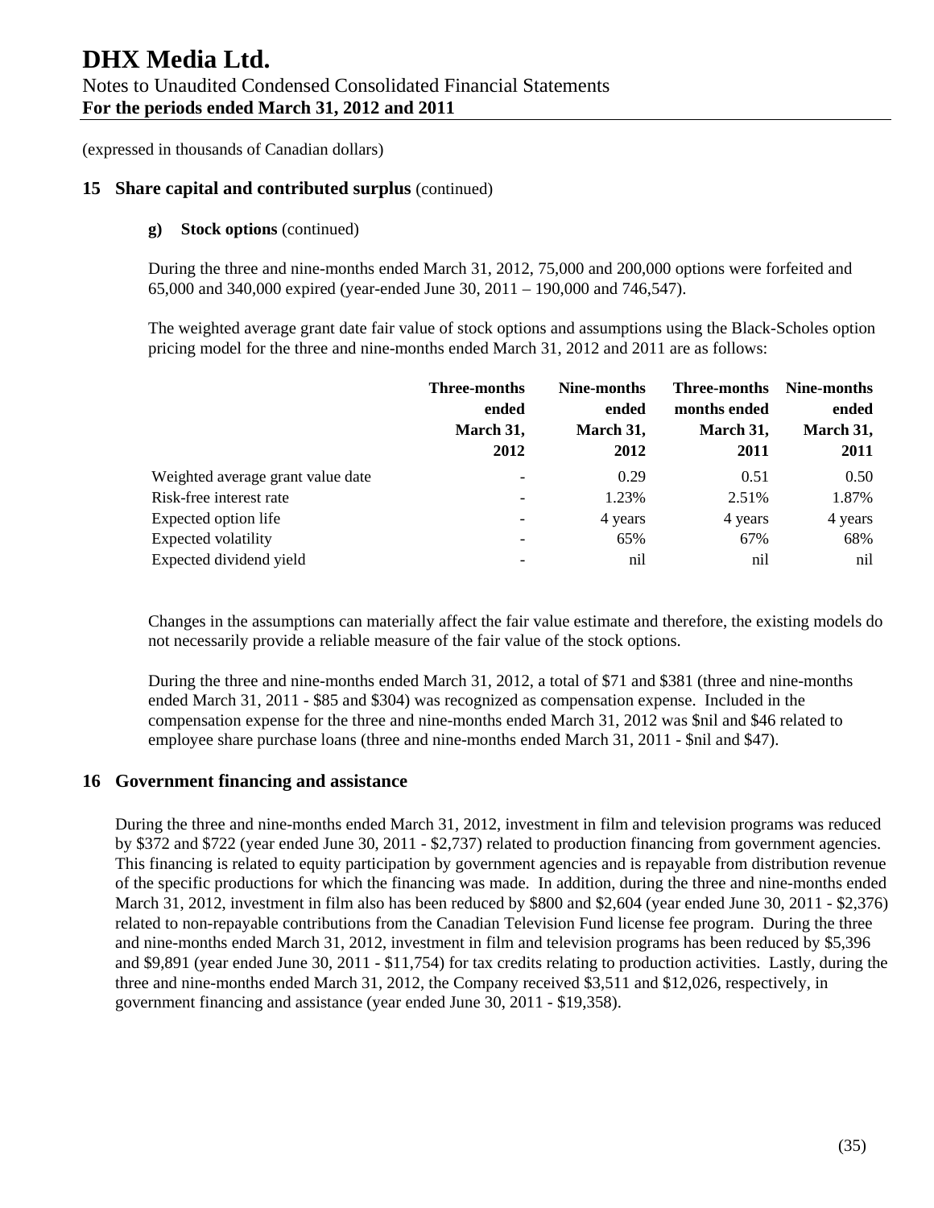# DHX Media Ltd.

Notes to Unaudited Condensed Consolidated Financial Statements
**For the periods ended March 31, 2012 and 2011**

(expressed in thousands of Canadian dollars)

## 15 Share capital and contributed surplus (continued)

### g) Stock options (continued)

During the three and nine-months ended March 31, 2012, 75,000 and 200,000 options were forfeited and 65,000 and 340,000 expired (year-ended June 30, 2011 – 190,000 and 746,547).

The weighted average grant date fair value of stock options and assumptions using the Black-Scholes option pricing model for the three and nine-months ended March 31, 2012 and 2011 are as follows:

| | Three-months ended March 31, 2012 | Nine-months ended March 31, 2012 | Three-months months ended March 31, 2011 | Nine-months ended March 31, 2011 |
|---|---|---|---|---|
| Weighted average grant value date | - | 0.29 | 0.51 | 0.50 |
| Risk-free interest rate | - | 1.23% | 2.51% | 1.87% |
| Expected option life | - | 4 years | 4 years | 4 years |
| Expected volatility | - | 65% | 67% | 68% |
| Expected dividend yield | - | nil | nil | nil |

Changes in the assumptions can materially affect the fair value estimate and therefore, the existing models do not necessarily provide a reliable measure of the fair value of the stock options.

During the three and nine-months ended March 31, 2012, a total of $71 and $381 (three and nine-months ended March 31, 2011 - $85 and $304) was recognized as compensation expense. Included in the compensation expense for the three and nine-months ended March 31, 2012 was $nil and $46 related to employee share purchase loans (three and nine-months ended March 31, 2011 - $nil and $47).

## 16 Government financing and assistance

During the three and nine-months ended March 31, 2012, investment in film and television programs was reduced by $372 and $722 (year ended June 30, 2011 - $2,737) related to production financing from government agencies. This financing is related to equity participation by government agencies and is repayable from distribution revenue of the specific productions for which the financing was made. In addition, during the three and nine-months ended March 31, 2012, investment in film also has been reduced by $800 and $2,604 (year ended June 30, 2011 - $2,376) related to non-repayable contributions from the Canadian Television Fund license fee program. During the three and nine-months ended March 31, 2012, investment in film and television programs has been reduced by $5,396 and $9,891 (year ended June 30, 2011 - $11,754) for tax credits relating to production activities. Lastly, during the three and nine-months ended March 31, 2012, the Company received $3,511 and $12,026, respectively, in government financing and assistance (year ended June 30, 2011 - $19,358).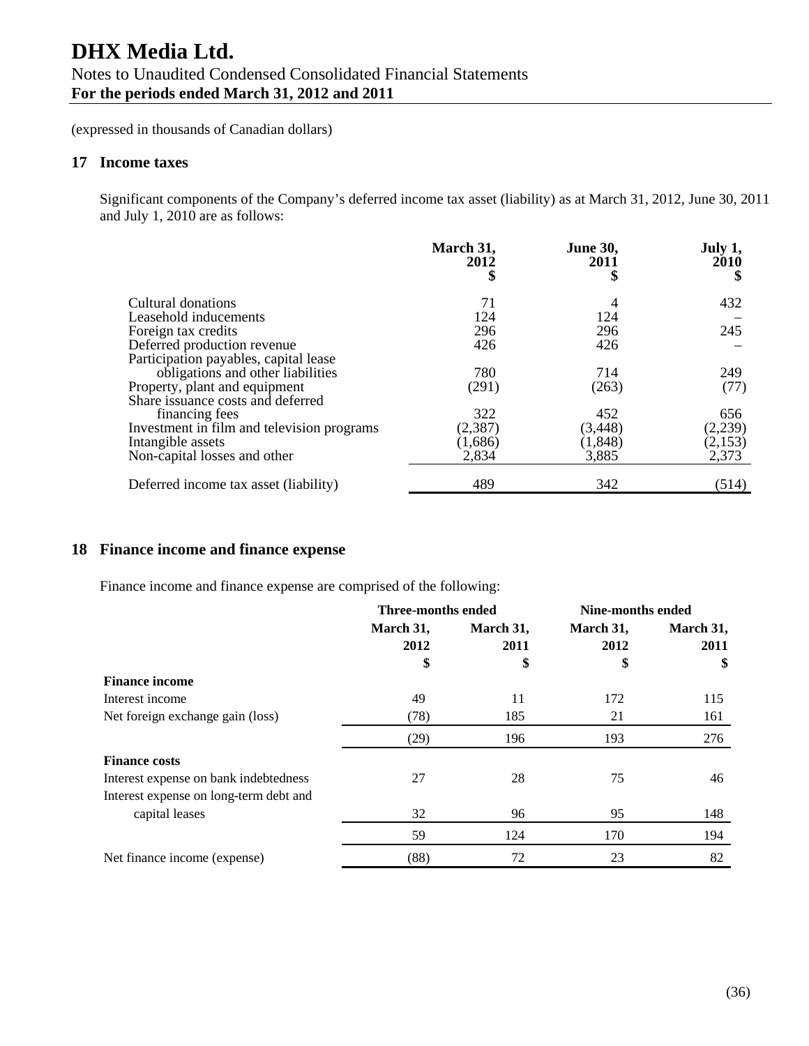# DHX Media Ltd.

Notes to Unaudited Condensed Consolidated Financial Statements
**For the periods ended March 31, 2012 and 2011**

(expressed in thousands of Canadian dollars)

## 17 Income taxes

Significant components of the Company's deferred income tax asset (liability) as at March 31, 2012, June 30, 2011 and July 1, 2010 are as follows:

| | March 31, 2012 $ | June 30, 2011 $ | July 1, 2010 $ |
|---|---|---|---|
| Cultural donations | 71 | 4 | 432 |
| Leasehold inducements | 124 | 124 | – |
| Foreign tax credits | 296 | 296 | 245 |
| Deferred production revenue | 426 | 426 | – |
| Participation payables, capital lease obligations and other liabilities | 780 | 714 | 249 |
| Property, plant and equipment | (291) | (263) | (77) |
| Share issuance costs and deferred financing fees | 322 | 452 | 656 |
| Investment in film and television programs | (2,387) | (3,448) | (2,239) |
| Intangible assets | (1,686) | (1,848) | (2,153) |
| Non-capital losses and other | 2,834 | 3,885 | 2,373 |
| Deferred income tax asset (liability) | 489 | 342 | (514) |

## 18 Finance income and finance expense

Finance income and finance expense are comprised of the following:

| | Three-months ended | | Nine-months ended | |
|---|---|---|---|---|
| | March 31, 2012 $ | March 31, 2011 $ | March 31, 2012 $ | March 31, 2011 $ |
| **Finance income** | | | | |
| Interest income | 49 | 11 | 172 | 115 |
| Net foreign exchange gain (loss) | (78) | 185 | 21 | 161 |
| | (29) | 196 | 193 | 276 |
| **Finance costs** | | | | |
| Interest expense on bank indebtedness | 27 | 28 | 75 | 46 |
| Interest expense on long-term debt and capital leases | 32 | 96 | 95 | 148 |
| | 59 | 124 | 170 | 194 |
| Net finance income (expense) | (88) | 72 | 23 | 82 |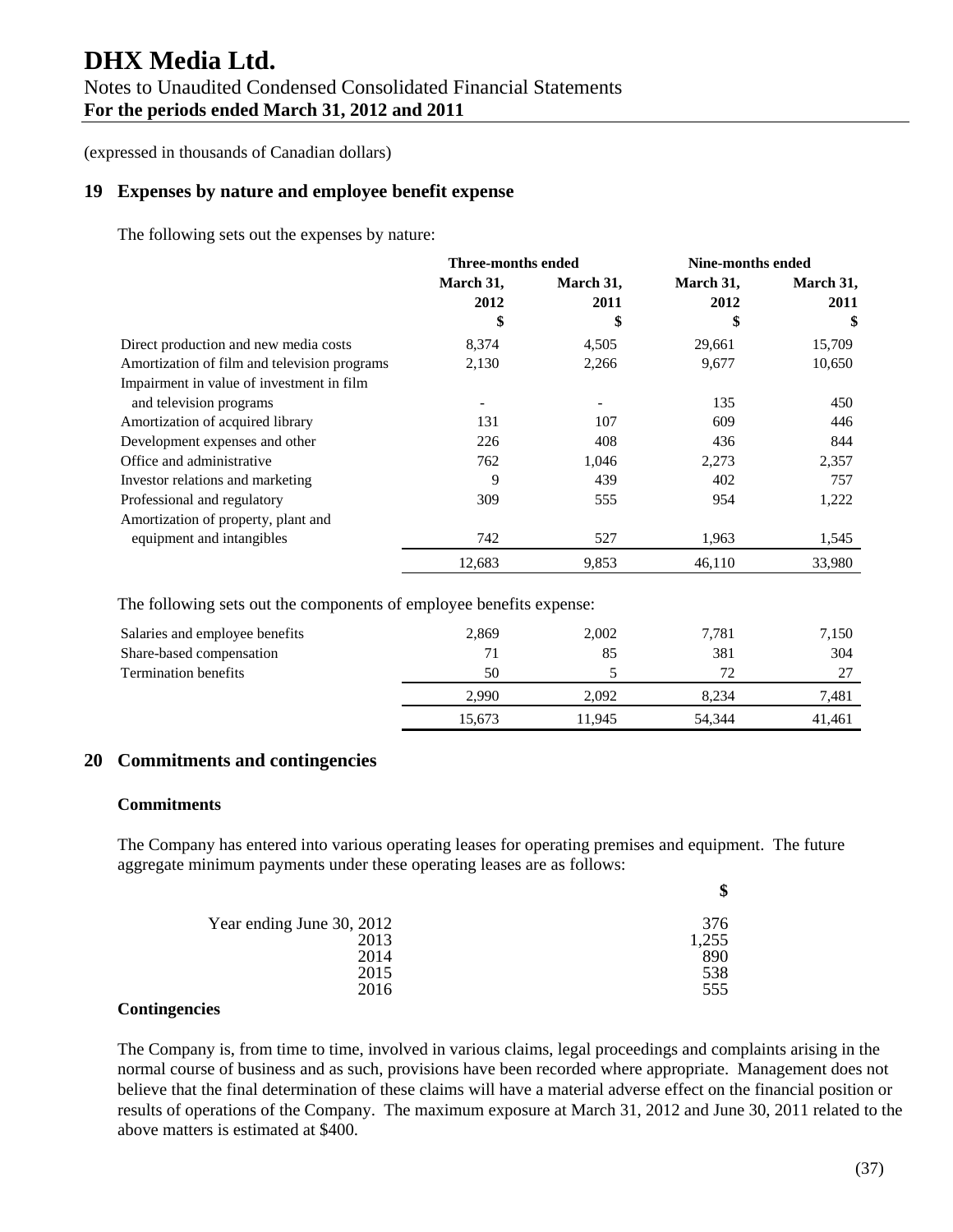(expressed in thousands of Canadian dollars)

## 19 Expenses by nature and employee benefit expense

The following sets out the expenses by nature:

| | Three-months ended | | Nine-months ended | |
|---|---|---|---|---|
| | March 31, 2012 | March 31, 2011 | March 31, 2012 | March 31, 2011 |
| | $ | $ | $ | $ |
| Direct production and new media costs | 8,374 | 4,505 | 29,661 | 15,709 |
| Amortization of film and television programs | 2,130 | 2,266 | 9,677 | 10,650 |
| Impairment in value of investment in film and television programs | - | - | 135 | 450 |
| Amortization of acquired library | 131 | 107 | 609 | 446 |
| Development expenses and other | 226 | 408 | 436 | 844 |
| Office and administrative | 762 | 1,046 | 2,273 | 2,357 |
| Investor relations and marketing | 9 | 439 | 402 | 757 |
| Professional and regulatory | 309 | 555 | 954 | 1,222 |
| Amortization of property, plant and equipment and intangibles | 742 | 527 | 1,963 | 1,545 |
| | 12,683 | 9,853 | 46,110 | 33,980 |

The following sets out the components of employee benefits expense:

| | | | | |
|---|---|---|---|---|
| Salaries and employee benefits | 2,869 | 2,002 | 7,781 | 7,150 |
| Share-based compensation | 71 | 85 | 381 | 304 |
| Termination benefits | 50 | 5 | 72 | 27 |
| | 2,990 | 2,092 | 8,234 | 7,481 |
| | 15,673 | 11,945 | 54,344 | 41,461 |

## 20 Commitments and contingencies

### Commitments

The Company has entered into various operating leases for operating premises and equipment. The future aggregate minimum payments under these operating leases are as follows:

| | $ |
|---|---|
| Year ending June 30, 2012 | 376 |
| 2013 | 1,255 |
| 2014 | 890 |
| 2015 | 538 |
| 2016 | 555 |

### Contingencies

The Company is, from time to time, involved in various claims, legal proceedings and complaints arising in the normal course of business and as such, provisions have been recorded where appropriate. Management does not believe that the final determination of these claims will have a material adverse effect on the financial position or results of operations of the Company. The maximum exposure at March 31, 2012 and June 30, 2011 related to the above matters is estimated at $400.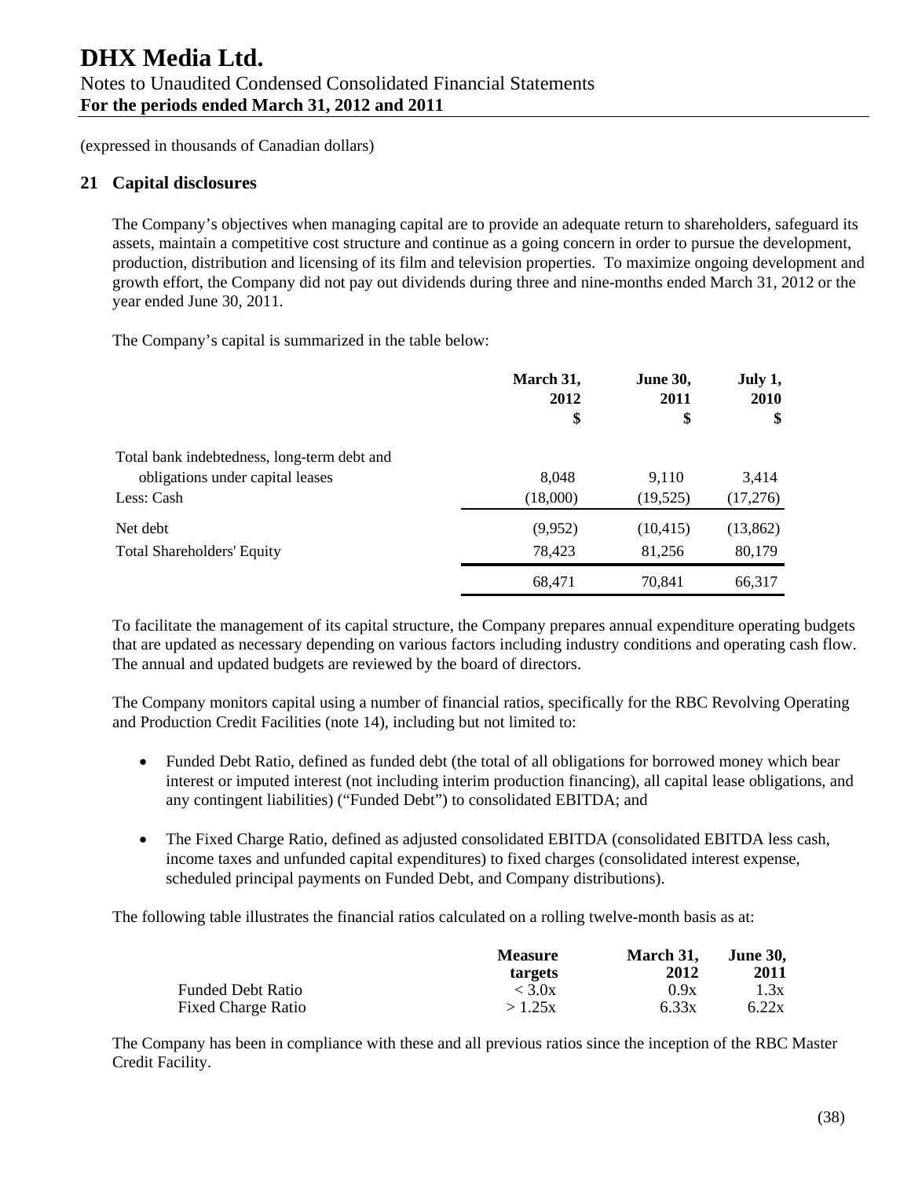(expressed in thousands of Canadian dollars)

## 21 Capital disclosures

The Company's objectives when managing capital are to provide an adequate return to shareholders, safeguard its assets, maintain a competitive cost structure and continue as a going concern in order to pursue the development, production, distribution and licensing of its film and television properties. To maximize ongoing development and growth effort, the Company did not pay out dividends during three and nine-months ended March 31, 2012 or the year ended June 30, 2011.

The Company's capital is summarized in the table below:

| | March 31, 2012 $ | June 30, 2011 $ | July 1, 2010 $ |
|---|---|---|---|
| Total bank indebtedness, long-term debt and obligations under capital leases | 8,048 | 9,110 | 3,414 |
| Less: Cash | (18,000) | (19,525) | (17,276) |
| Net debt | (9,952) | (10,415) | (13,862) |
| Total Shareholders' Equity | 78,423 | 81,256 | 80,179 |
| | 68,471 | 70,841 | 66,317 |

To facilitate the management of its capital structure, the Company prepares annual expenditure operating budgets that are updated as necessary depending on various factors including industry conditions and operating cash flow. The annual and updated budgets are reviewed by the board of directors.

The Company monitors capital using a number of financial ratios, specifically for the RBC Revolving Operating and Production Credit Facilities (note 14), including but not limited to:

- Funded Debt Ratio, defined as funded debt (the total of all obligations for borrowed money which bear interest or imputed interest (not including interim production financing), all capital lease obligations, and any contingent liabilities) ("Funded Debt") to consolidated EBITDA; and
- The Fixed Charge Ratio, defined as adjusted consolidated EBITDA (consolidated EBITDA less cash, income taxes and unfunded capital expenditures) to fixed charges (consolidated interest expense, scheduled principal payments on Funded Debt, and Company distributions).

The following table illustrates the financial ratios calculated on a rolling twelve-month basis as at:

| | Measure targets | March 31, 2012 | June 30, 2011 |
|---|---|---|---|
| Funded Debt Ratio | < 3.0x | 0.9x | 1.3x |
| Fixed Charge Ratio | > 1.25x | 6.33x | 6.22x |

The Company has been in compliance with these and all previous ratios since the inception of the RBC Master Credit Facility.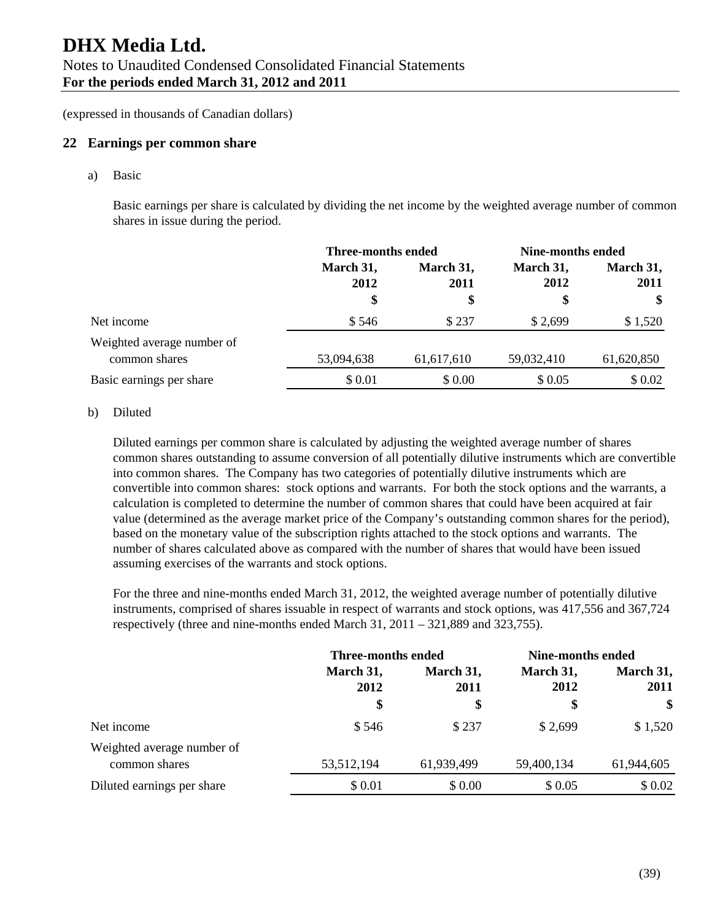# DHX Media Ltd.

Notes to Unaudited Condensed Consolidated Financial Statements
**For the periods ended March 31, 2012 and 2011**

(expressed in thousands of Canadian dollars)

## 22 Earnings per common share

a) Basic

Basic earnings per share is calculated by dividing the net income by the weighted average number of common shares in issue during the period.

| | Three-months ended | | Nine-months ended | |
|---|---|---|---|---|
| | March 31, 2012 | March 31, 2011 | March 31, 2012 | March 31, 2011 |
| | $ | $ | $ | $ |
| Net income | $ 546 | $ 237 | $ 2,699 | $ 1,520 |
| Weighted average number of common shares | 53,094,638 | 61,617,610 | 59,032,410 | 61,620,850 |
| Basic earnings per share | $ 0.01 | $ 0.00 | $ 0.05 | $ 0.02 |

b) Diluted

Diluted earnings per common share is calculated by adjusting the weighted average number of shares common shares outstanding to assume conversion of all potentially dilutive instruments which are convertible into common shares. The Company has two categories of potentially dilutive instruments which are convertible into common shares: stock options and warrants. For both the stock options and the warrants, a calculation is completed to determine the number of common shares that could have been acquired at fair value (determined as the average market price of the Company's outstanding common shares for the period), based on the monetary value of the subscription rights attached to the stock options and warrants. The number of shares calculated above as compared with the number of shares that would have been issued assuming exercises of the warrants and stock options.

For the three and nine-months ended March 31, 2012, the weighted average number of potentially dilutive instruments, comprised of shares issuable in respect of warrants and stock options, was 417,556 and 367,724 respectively (three and nine-months ended March 31, 2011 – 321,889 and 323,755).

| | Three-months ended | | Nine-months ended | |
|---|---|---|---|---|
| | March 31, 2012 | March 31, 2011 | March 31, 2012 | March 31, 2011 |
| | $ | $ | $ | $ |
| Net income | $ 546 | $ 237 | $ 2,699 | $ 1,520 |
| Weighted average number of common shares | 53,512,194 | 61,939,499 | 59,400,134 | 61,944,605 |
| Diluted earnings per share | $ 0.01 | $ 0.00 | $ 0.05 | $ 0.02 |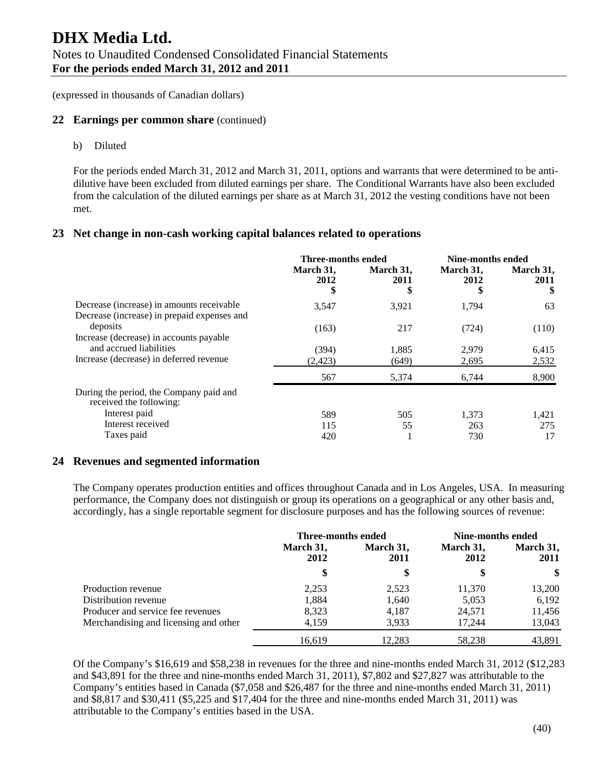# DHX Media Ltd.

Notes to Unaudited Condensed Consolidated Financial Statements
**For the periods ended March 31, 2012 and 2011**

(expressed in thousands of Canadian dollars)

## 22 Earnings per common share (continued)

b) Diluted

For the periods ended March 31, 2012 and March 31, 2011, options and warrants that were determined to be anti-dilutive have been excluded from diluted earnings per share. The Conditional Warrants have also been excluded from the calculation of the diluted earnings per share as at March 31, 2012 the vesting conditions have not been met.

## 23 Net change in non-cash working capital balances related to operations

| | Three-months ended | | Nine-months ended | |
|---|---|---|---|---|
| | March 31, 2012 $ | March 31, 2011 $ | March 31, 2012 $ | March 31, 2011 $ |
| Decrease (increase) in amounts receivable | 3,547 | 3,921 | 1,794 | 63 |
| Decrease (increase) in prepaid expenses and deposits | (163) | 217 | (724) | (110) |
| Increase (decrease) in accounts payable and accrued liabilities | (394) | 1,885 | 2,979 | 6,415 |
| Increase (decrease) in deferred revenue | (2,423) | (649) | 2,695 | 2,532 |
| | 567 | 5,374 | 6,744 | 8,900 |
| During the period, the Company paid and received the following: | | | | |
| Interest paid | 589 | 505 | 1,373 | 1,421 |
| Interest received | 115 | 55 | 263 | 275 |
| Taxes paid | 420 | 1 | 730 | 17 |

## 24 Revenues and segmented information

The Company operates production entities and offices throughout Canada and in Los Angeles, USA. In measuring performance, the Company does not distinguish or group its operations on a geographical or any other basis and, accordingly, has a single reportable segment for disclosure purposes and has the following sources of revenue:

| | Three-months ended | | Nine-months ended | |
|---|---|---|---|---|
| | March 31, 2012 | March 31, 2011 | March 31, 2012 | March 31, 2011 |
| | $ | $ | $ | $ |
| Production revenue | 2,253 | 2,523 | 11,370 | 13,200 |
| Distribution revenue | 1,884 | 1,640 | 5,053 | 6,192 |
| Producer and service fee revenues | 8,323 | 4,187 | 24,571 | 11,456 |
| Merchandising and licensing and other | 4,159 | 3,933 | 17,244 | 13,043 |
| | 16,619 | 12,283 | 58,238 | 43,891 |

Of the Company's $16,619 and $58,238 in revenues for the three and nine-months ended March 31, 2012 ($12,283 and $43,891 for the three and nine-months ended March 31, 2011), $7,802 and $27,827 was attributable to the Company's entities based in Canada ($7,058 and $26,487 for the three and nine-months ended March 31, 2011) and $8,817 and $30,411 ($5,225 and $17,404 for the three and nine-months ended March 31, 2011) was attributable to the Company's entities based in the USA.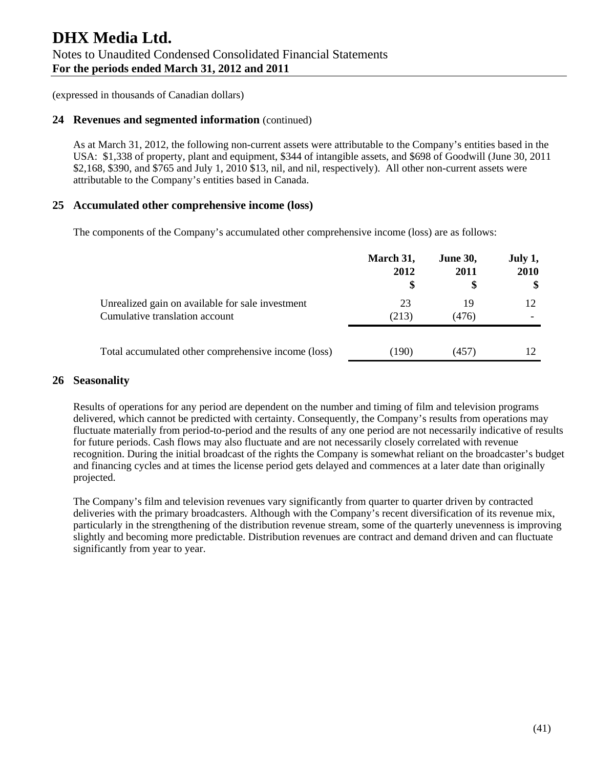# DHX Media Ltd.

Notes to Unaudited Condensed Consolidated Financial Statements

**For the periods ended March 31, 2012 and 2011**

(expressed in thousands of Canadian dollars)

## 24 Revenues and segmented information (continued)

As at March 31, 2012, the following non-current assets were attributable to the Company's entities based in the USA: $1,338 of property, plant and equipment, $344 of intangible assets, and $698 of Goodwill (June 30, 2011 $2,168, $390, and $765 and July 1, 2010 $13, nil, and nil, respectively). All other non-current assets were attributable to the Company's entities based in Canada.

## 25 Accumulated other comprehensive income (loss)

The components of the Company's accumulated other comprehensive income (loss) are as follows:

| | **March 31, 2012 $** | **June 30, 2011 $** | **July 1, 2010 $** |
|---|---|---|---|
| Unrealized gain on available for sale investment | 23 | 19 | 12 |
| Cumulative translation account | (213) | (476) | - |
| Total accumulated other comprehensive income (loss) | (190) | (457) | 12 |

## 26 Seasonality

Results of operations for any period are dependent on the number and timing of film and television programs delivered, which cannot be predicted with certainty. Consequently, the Company's results from operations may fluctuate materially from period-to-period and the results of any one period are not necessarily indicative of results for future periods. Cash flows may also fluctuate and are not necessarily closely correlated with revenue recognition. During the initial broadcast of the rights the Company is somewhat reliant on the broadcaster's budget and financing cycles and at times the license period gets delayed and commences at a later date than originally projected.

The Company's film and television revenues vary significantly from quarter to quarter driven by contracted deliveries with the primary broadcasters. Although with the Company's recent diversification of its revenue mix, particularly in the strengthening of the distribution revenue stream, some of the quarterly unevenness is improving slightly and becoming more predictable. Distribution revenues are contract and demand driven and can fluctuate significantly from year to year.